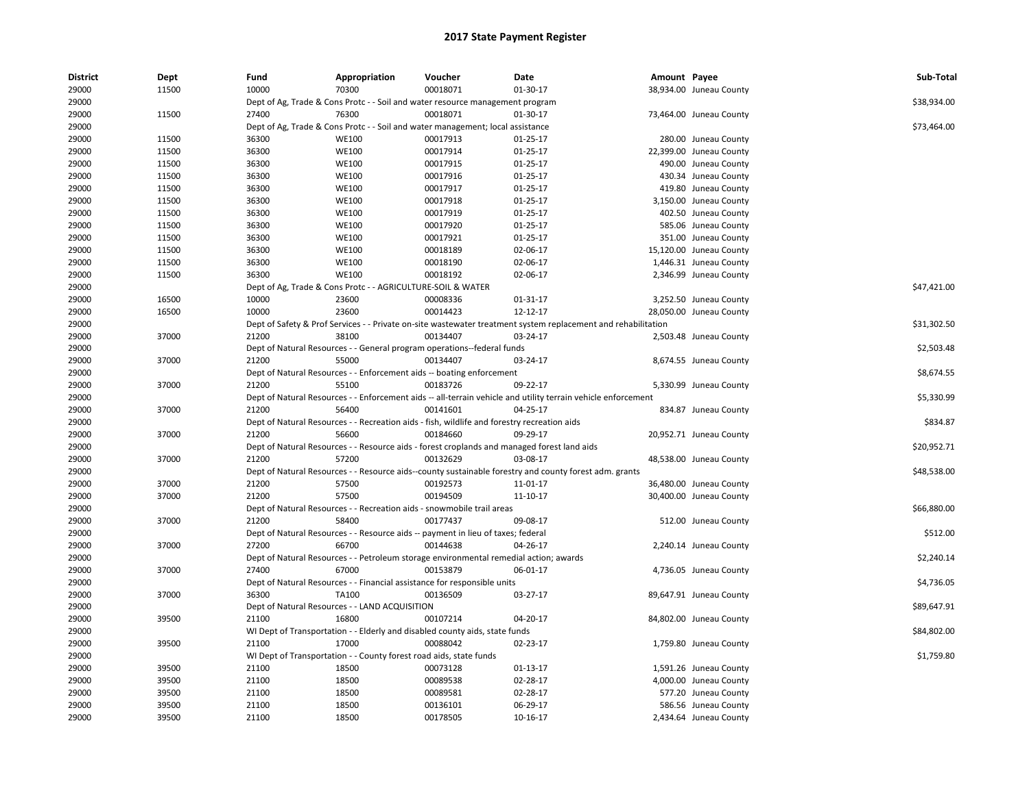# 2017 State Payment Register

| District | Dept | Fund | Appropriation | Voucher | Date | Amount | Payee | Sub-Total |
|---|---|---|---|---|---|---|---|---|
| 29000 | 11500 | 10000 | 70300 | 00018071 | 01-30-17 | 38,934.00 | Juneau County | |
| 29000 | | Dept of Ag, Trade & Cons Protc - - Soil and water resource management program | | | | | | $38,934.00 |
| 29000 | 11500 | 27400 | 76300 | 00018071 | 01-30-17 | 73,464.00 | Juneau County | |
| 29000 | | Dept of Ag, Trade & Cons Protc - - Soil and water management; local assistance | | | | | | $73,464.00 |
| 29000 | 11500 | 36300 | WE100 | 00017913 | 01-25-17 | 280.00 | Juneau County | |
| 29000 | 11500 | 36300 | WE100 | 00017914 | 01-25-17 | 22,399.00 | Juneau County | |
| 29000 | 11500 | 36300 | WE100 | 00017915 | 01-25-17 | 490.00 | Juneau County | |
| 29000 | 11500 | 36300 | WE100 | 00017916 | 01-25-17 | 430.34 | Juneau County | |
| 29000 | 11500 | 36300 | WE100 | 00017917 | 01-25-17 | 419.80 | Juneau County | |
| 29000 | 11500 | 36300 | WE100 | 00017918 | 01-25-17 | 3,150.00 | Juneau County | |
| 29000 | 11500 | 36300 | WE100 | 00017919 | 01-25-17 | 402.50 | Juneau County | |
| 29000 | 11500 | 36300 | WE100 | 00017920 | 01-25-17 | 585.06 | Juneau County | |
| 29000 | 11500 | 36300 | WE100 | 00017921 | 01-25-17 | 351.00 | Juneau County | |
| 29000 | 11500 | 36300 | WE100 | 00018189 | 02-06-17 | 15,120.00 | Juneau County | |
| 29000 | 11500 | 36300 | WE100 | 00018190 | 02-06-17 | 1,446.31 | Juneau County | |
| 29000 | 11500 | 36300 | WE100 | 00018192 | 02-06-17 | 2,346.99 | Juneau County | |
| 29000 | | Dept of Ag, Trade & Cons Protc - - AGRICULTURE-SOIL & WATER | | | | | | $47,421.00 |
| 29000 | 16500 | 10000 | 23600 | 00008336 | 01-31-17 | 3,252.50 | Juneau County | |
| 29000 | 16500 | 10000 | 23600 | 00014423 | 12-12-17 | 28,050.00 | Juneau County | |
| 29000 | | Dept of Safety & Prof Services - - Private on-site wastewater treatment system replacement and rehabilitation | | | | | | $31,302.50 |
| 29000 | 37000 | 21200 | 38100 | 00134407 | 03-24-17 | 2,503.48 | Juneau County | |
| 29000 | | Dept of Natural Resources - - General program operations--federal funds | | | | | | $2,503.48 |
| 29000 | 37000 | 21200 | 55000 | 00134407 | 03-24-17 | 8,674.55 | Juneau County | |
| 29000 | | Dept of Natural Resources - - Enforcement aids -- boating enforcement | | | | | | $8,674.55 |
| 29000 | 37000 | 21200 | 55100 | 00183726 | 09-22-17 | 5,330.99 | Juneau County | |
| 29000 | | Dept of Natural Resources - - Enforcement aids -- all-terrain vehicle and utility terrain vehicle enforcement | | | | | | $5,330.99 |
| 29000 | 37000 | 21200 | 56400 | 00141601 | 04-25-17 | 834.87 | Juneau County | |
| 29000 | | Dept of Natural Resources - - Recreation aids - fish, wildlife and forestry recreation aids | | | | | | $834.87 |
| 29000 | 37000 | 21200 | 56600 | 00184660 | 09-29-17 | 20,952.71 | Juneau County | |
| 29000 | | Dept of Natural Resources - - Resource aids - forest croplands and managed forest land aids | | | | | | $20,952.71 |
| 29000 | 37000 | 21200 | 57200 | 00132629 | 03-08-17 | 48,538.00 | Juneau County | |
| 29000 | | Dept of Natural Resources - - Resource aids--county sustainable forestry and county forest adm. grants | | | | | | $48,538.00 |
| 29000 | 37000 | 21200 | 57500 | 00192573 | 11-01-17 | 36,480.00 | Juneau County | |
| 29000 | 37000 | 21200 | 57500 | 00194509 | 11-10-17 | 30,400.00 | Juneau County | |
| 29000 | | Dept of Natural Resources - - Recreation aids - snowmobile trail areas | | | | | | $66,880.00 |
| 29000 | 37000 | 21200 | 58400 | 00177437 | 09-08-17 | 512.00 | Juneau County | |
| 29000 | | Dept of Natural Resources - - Resource aids -- payment in lieu of taxes; federal | | | | | | $512.00 |
| 29000 | 37000 | 27200 | 66700 | 00144638 | 04-26-17 | 2,240.14 | Juneau County | |
| 29000 | | Dept of Natural Resources - - Petroleum storage environmental remedial action; awards | | | | | | $2,240.14 |
| 29000 | 37000 | 27400 | 67000 | 00153879 | 06-01-17 | 4,736.05 | Juneau County | |
| 29000 | | Dept of Natural Resources - - Financial assistance for responsible units | | | | | | $4,736.05 |
| 29000 | 37000 | 36300 | TA100 | 00136509 | 03-27-17 | 89,647.91 | Juneau County | |
| 29000 | | Dept of Natural Resources - - LAND ACQUISITION | | | | | | $89,647.91 |
| 29000 | 39500 | 21100 | 16800 | 00107214 | 04-20-17 | 84,802.00 | Juneau County | |
| 29000 | | WI Dept of Transportation - - Elderly and disabled county aids, state funds | | | | | | $84,802.00 |
| 29000 | 39500 | 21100 | 17000 | 00088042 | 02-23-17 | 1,759.80 | Juneau County | |
| 29000 | | WI Dept of Transportation - - County forest road aids, state funds | | | | | | $1,759.80 |
| 29000 | 39500 | 21100 | 18500 | 00073128 | 01-13-17 | 1,591.26 | Juneau County | |
| 29000 | 39500 | 21100 | 18500 | 00089538 | 02-28-17 | 4,000.00 | Juneau County | |
| 29000 | 39500 | 21100 | 18500 | 00089581 | 02-28-17 | 577.20 | Juneau County | |
| 29000 | 39500 | 21100 | 18500 | 00136101 | 06-29-17 | 586.56 | Juneau County | |
| 29000 | 39500 | 21100 | 18500 | 00178505 | 10-16-17 | 2,434.64 | Juneau County | |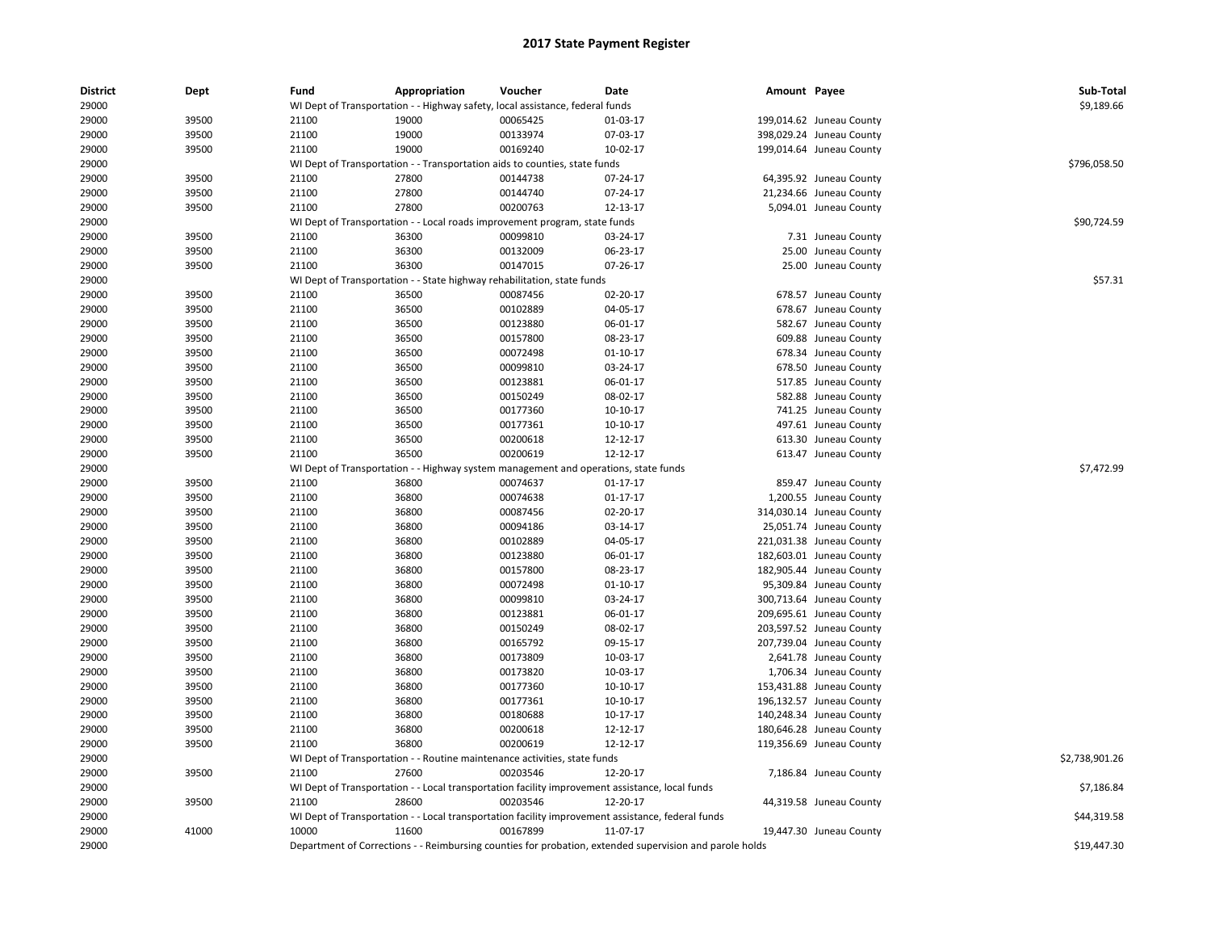# 2017 State Payment Register

| District | Dept | Fund | Appropriation | Voucher | Date | Amount | Payee | Sub-Total |
|---|---|---|---|---|---|---|---|---|
| 29000 | | WI Dept of Transportation - - Highway safety, local assistance, federal funds | | | | | | $9,189.66 |
| 29000 | 39500 | 21100 | 19000 | 00065425 | 01-03-17 | 199,014.62 | Juneau County | |
| 29000 | 39500 | 21100 | 19000 | 00133974 | 07-03-17 | 398,029.24 | Juneau County | |
| 29000 | 39500 | 21100 | 19000 | 00169240 | 10-02-17 | 199,014.64 | Juneau County | |
| 29000 | | WI Dept of Transportation - - Transportation aids to counties, state funds | | | | | | $796,058.50 |
| 29000 | 39500 | 21100 | 27800 | 00144738 | 07-24-17 | 64,395.92 | Juneau County | |
| 29000 | 39500 | 21100 | 27800 | 00144740 | 07-24-17 | 21,234.66 | Juneau County | |
| 29000 | 39500 | 21100 | 27800 | 00200763 | 12-13-17 | 5,094.01 | Juneau County | |
| 29000 | | WI Dept of Transportation - - Local roads improvement program, state funds | | | | | | $90,724.59 |
| 29000 | 39500 | 21100 | 36300 | 00099810 | 03-24-17 | 7.31 | Juneau County | |
| 29000 | 39500 | 21100 | 36300 | 00132009 | 06-23-17 | 25.00 | Juneau County | |
| 29000 | 39500 | 21100 | 36300 | 00147015 | 07-26-17 | 25.00 | Juneau County | |
| 29000 | | WI Dept of Transportation - - State highway rehabilitation, state funds | | | | | | $57.31 |
| 29000 | 39500 | 21100 | 36500 | 00087456 | 02-20-17 | 678.57 | Juneau County | |
| 29000 | 39500 | 21100 | 36500 | 00102889 | 04-05-17 | 678.67 | Juneau County | |
| 29000 | 39500 | 21100 | 36500 | 00123880 | 06-01-17 | 582.67 | Juneau County | |
| 29000 | 39500 | 21100 | 36500 | 00157800 | 08-23-17 | 609.88 | Juneau County | |
| 29000 | 39500 | 21100 | 36500 | 00072498 | 01-10-17 | 678.34 | Juneau County | |
| 29000 | 39500 | 21100 | 36500 | 00099810 | 03-24-17 | 678.50 | Juneau County | |
| 29000 | 39500 | 21100 | 36500 | 00123881 | 06-01-17 | 517.85 | Juneau County | |
| 29000 | 39500 | 21100 | 36500 | 00150249 | 08-02-17 | 582.88 | Juneau County | |
| 29000 | 39500 | 21100 | 36500 | 00177360 | 10-10-17 | 741.25 | Juneau County | |
| 29000 | 39500 | 21100 | 36500 | 00177361 | 10-10-17 | 497.61 | Juneau County | |
| 29000 | 39500 | 21100 | 36500 | 00200618 | 12-12-17 | 613.30 | Juneau County | |
| 29000 | 39500 | 21100 | 36500 | 00200619 | 12-12-17 | 613.47 | Juneau County | |
| 29000 | | WI Dept of Transportation - - Highway system management and operations, state funds | | | | | | $7,472.99 |
| 29000 | 39500 | 21100 | 36800 | 00074637 | 01-17-17 | 859.47 | Juneau County | |
| 29000 | 39500 | 21100 | 36800 | 00074638 | 01-17-17 | 1,200.55 | Juneau County | |
| 29000 | 39500 | 21100 | 36800 | 00087456 | 02-20-17 | 314,030.14 | Juneau County | |
| 29000 | 39500 | 21100 | 36800 | 00094186 | 03-14-17 | 25,051.74 | Juneau County | |
| 29000 | 39500 | 21100 | 36800 | 00102889 | 04-05-17 | 221,031.38 | Juneau County | |
| 29000 | 39500 | 21100 | 36800 | 00123880 | 06-01-17 | 182,603.01 | Juneau County | |
| 29000 | 39500 | 21100 | 36800 | 00157800 | 08-23-17 | 182,905.44 | Juneau County | |
| 29000 | 39500 | 21100 | 36800 | 00072498 | 01-10-17 | 95,309.84 | Juneau County | |
| 29000 | 39500 | 21100 | 36800 | 00099810 | 03-24-17 | 300,713.64 | Juneau County | |
| 29000 | 39500 | 21100 | 36800 | 00123881 | 06-01-17 | 209,695.61 | Juneau County | |
| 29000 | 39500 | 21100 | 36800 | 00150249 | 08-02-17 | 203,597.52 | Juneau County | |
| 29000 | 39500 | 21100 | 36800 | 00165792 | 09-15-17 | 207,739.04 | Juneau County | |
| 29000 | 39500 | 21100 | 36800 | 00173809 | 10-03-17 | 2,641.78 | Juneau County | |
| 29000 | 39500 | 21100 | 36800 | 00173820 | 10-03-17 | 1,706.34 | Juneau County | |
| 29000 | 39500 | 21100 | 36800 | 00177360 | 10-10-17 | 153,431.88 | Juneau County | |
| 29000 | 39500 | 21100 | 36800 | 00177361 | 10-10-17 | 196,132.57 | Juneau County | |
| 29000 | 39500 | 21100 | 36800 | 00180688 | 10-17-17 | 140,248.34 | Juneau County | |
| 29000 | 39500 | 21100 | 36800 | 00200618 | 12-12-17 | 180,646.28 | Juneau County | |
| 29000 | 39500 | 21100 | 36800 | 00200619 | 12-12-17 | 119,356.69 | Juneau County | |
| 29000 | | WI Dept of Transportation - - Routine maintenance activities, state funds | | | | | | $2,738,901.26 |
| 29000 | 39500 | 21100 | 27600 | 00203546 | 12-20-17 | 7,186.84 | Juneau County | |
| 29000 | | WI Dept of Transportation - - Local transportation facility improvement assistance, local funds | | | | | | $7,186.84 |
| 29000 | 39500 | 21100 | 28600 | 00203546 | 12-20-17 | 44,319.58 | Juneau County | |
| 29000 | | WI Dept of Transportation - - Local transportation facility improvement assistance, federal funds | | | | | | $44,319.58 |
| 29000 | 41000 | 10000 | 11600 | 00167899 | 11-07-17 | 19,447.30 | Juneau County | |
| 29000 | | Department of Corrections - - Reimbursing counties for probation, extended supervision and parole holds | | | | | | $19,447.30 |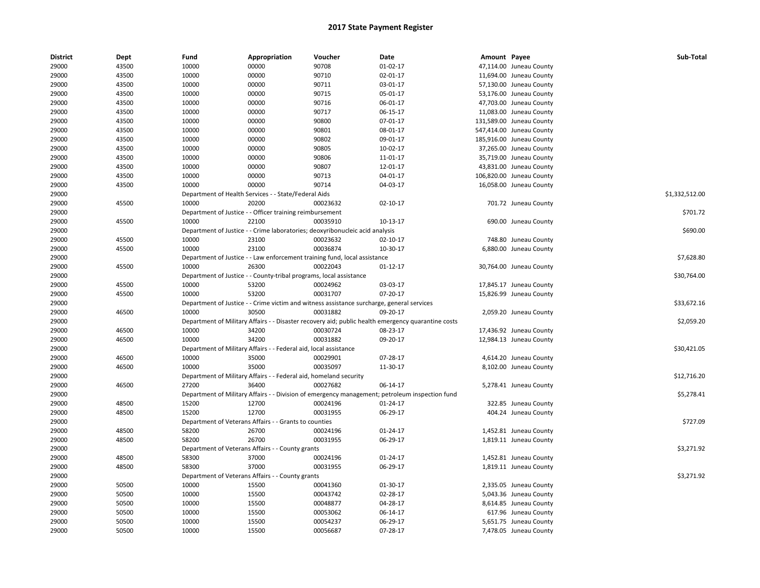## 2017 State Payment Register

| District | Dept | Fund | Appropriation | Voucher | Date | Amount | Payee | Sub-Total |
|---|---|---|---|---|---|---|---|---|
| 29000 | 43500 | 10000 | 00000 | 90708 | 01-02-17 | 47,114.00 | Juneau County | |
| 29000 | 43500 | 10000 | 00000 | 90710 | 02-01-17 | 11,694.00 | Juneau County | |
| 29000 | 43500 | 10000 | 00000 | 90711 | 03-01-17 | 57,130.00 | Juneau County | |
| 29000 | 43500 | 10000 | 00000 | 90715 | 05-01-17 | 53,176.00 | Juneau County | |
| 29000 | 43500 | 10000 | 00000 | 90716 | 06-01-17 | 47,703.00 | Juneau County | |
| 29000 | 43500 | 10000 | 00000 | 90717 | 06-15-17 | 11,083.00 | Juneau County | |
| 29000 | 43500 | 10000 | 00000 | 90800 | 07-01-17 | 131,589.00 | Juneau County | |
| 29000 | 43500 | 10000 | 00000 | 90801 | 08-01-17 | 547,414.00 | Juneau County | |
| 29000 | 43500 | 10000 | 00000 | 90802 | 09-01-17 | 185,916.00 | Juneau County | |
| 29000 | 43500 | 10000 | 00000 | 90805 | 10-02-17 | 37,265.00 | Juneau County | |
| 29000 | 43500 | 10000 | 00000 | 90806 | 11-01-17 | 35,719.00 | Juneau County | |
| 29000 | 43500 | 10000 | 00000 | 90807 | 12-01-17 | 43,831.00 | Juneau County | |
| 29000 | 43500 | 10000 | 00000 | 90713 | 04-01-17 | 106,820.00 | Juneau County | |
| 29000 | 43500 | 10000 | 00000 | 90714 | 04-03-17 | 16,058.00 | Juneau County | |
| 29000 | | Department of Health Services - - State/Federal Aids | | | | | | $1,332,512.00 |
| 29000 | 45500 | 10000 | 20200 | 00023632 | 02-10-17 | 701.72 | Juneau County | |
| 29000 | | Department of Justice - - Officer training reimbursement | | | | | | $701.72 |
| 29000 | 45500 | 10000 | 22100 | 00035910 | 10-13-17 | 690.00 | Juneau County | |
| 29000 | | Department of Justice - - Crime laboratories; deoxyribonucleic acid analysis | | | | | | $690.00 |
| 29000 | 45500 | 10000 | 23100 | 00023632 | 02-10-17 | 748.80 | Juneau County | |
| 29000 | 45500 | 10000 | 23100 | 00036874 | 10-30-17 | 6,880.00 | Juneau County | |
| 29000 | | Department of Justice - - Law enforcement training fund, local assistance | | | | | | $7,628.80 |
| 29000 | 45500 | 10000 | 26300 | 00022043 | 01-12-17 | 30,764.00 | Juneau County | |
| 29000 | | Department of Justice - - County-tribal programs, local assistance | | | | | | $30,764.00 |
| 29000 | 45500 | 10000 | 53200 | 00024962 | 03-03-17 | 17,845.17 | Juneau County | |
| 29000 | 45500 | 10000 | 53200 | 00031707 | 07-20-17 | 15,826.99 | Juneau County | |
| 29000 | | Department of Justice - - Crime victim and witness assistance surcharge, general services | | | | | | $33,672.16 |
| 29000 | 46500 | 10000 | 30500 | 00031882 | 09-20-17 | 2,059.20 | Juneau County | |
| 29000 | | Department of Military Affairs - - Disaster recovery aid; public health emergency quarantine costs | | | | | | $2,059.20 |
| 29000 | 46500 | 10000 | 34200 | 00030724 | 08-23-17 | 17,436.92 | Juneau County | |
| 29000 | 46500 | 10000 | 34200 | 00031882 | 09-20-17 | 12,984.13 | Juneau County | |
| 29000 | | Department of Military Affairs - - Federal aid, local assistance | | | | | | $30,421.05 |
| 29000 | 46500 | 10000 | 35000 | 00029901 | 07-28-17 | 4,614.20 | Juneau County | |
| 29000 | 46500 | 10000 | 35000 | 00035097 | 11-30-17 | 8,102.00 | Juneau County | |
| 29000 | | Department of Military Affairs - - Federal aid, homeland security | | | | | | $12,716.20 |
| 29000 | 46500 | 27200 | 36400 | 00027682 | 06-14-17 | 5,278.41 | Juneau County | |
| 29000 | | Department of Military Affairs - - Division of emergency management; petroleum inspection fund | | | | | | $5,278.41 |
| 29000 | 48500 | 15200 | 12700 | 00024196 | 01-24-17 | 322.85 | Juneau County | |
| 29000 | 48500 | 15200 | 12700 | 00031955 | 06-29-17 | 404.24 | Juneau County | |
| 29000 | | Department of Veterans Affairs - - Grants to counties | | | | | | $727.09 |
| 29000 | 48500 | 58200 | 26700 | 00024196 | 01-24-17 | 1,452.81 | Juneau County | |
| 29000 | 48500 | 58200 | 26700 | 00031955 | 06-29-17 | 1,819.11 | Juneau County | |
| 29000 | | Department of Veterans Affairs - - County grants | | | | | | $3,271.92 |
| 29000 | 48500 | 58300 | 37000 | 00024196 | 01-24-17 | 1,452.81 | Juneau County | |
| 29000 | 48500 | 58300 | 37000 | 00031955 | 06-29-17 | 1,819.11 | Juneau County | |
| 29000 | | Department of Veterans Affairs - - County grants | | | | | | $3,271.92 |
| 29000 | 50500 | 10000 | 15500 | 00041360 | 01-30-17 | 2,335.05 | Juneau County | |
| 29000 | 50500 | 10000 | 15500 | 00043742 | 02-28-17 | 5,043.36 | Juneau County | |
| 29000 | 50500 | 10000 | 15500 | 00048877 | 04-28-17 | 8,614.85 | Juneau County | |
| 29000 | 50500 | 10000 | 15500 | 00053062 | 06-14-17 | 617.96 | Juneau County | |
| 29000 | 50500 | 10000 | 15500 | 00054237 | 06-29-17 | 5,651.75 | Juneau County | |
| 29000 | 50500 | 10000 | 15500 | 00056687 | 07-28-17 | 7,478.05 | Juneau County | |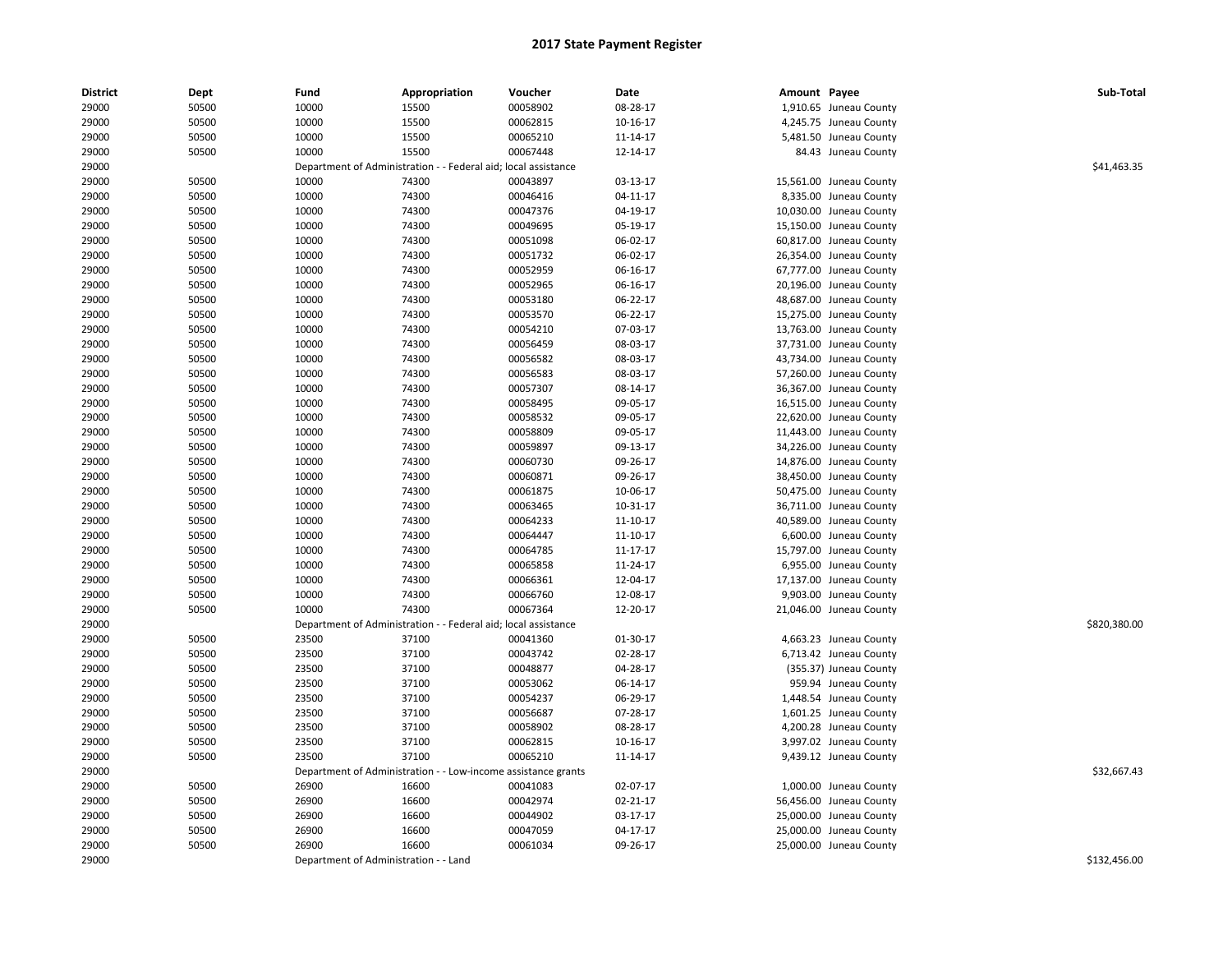# 2017 State Payment Register

| District | Dept | Fund | Appropriation | Voucher | Date | Amount | Payee | Sub-Total |
|---|---|---|---|---|---|---|---|---|
| 29000 | 50500 | 10000 | 15500 | 00058902 | 08-28-17 | 1,910.65 | Juneau County | |
| 29000 | 50500 | 10000 | 15500 | 00062815 | 10-16-17 | 4,245.75 | Juneau County | |
| 29000 | 50500 | 10000 | 15500 | 00065210 | 11-14-17 | 5,481.50 | Juneau County | |
| 29000 | 50500 | 10000 | 15500 | 00067448 | 12-14-17 | 84.43 | Juneau County | |
| 29000 | | Department of Administration - - Federal aid; local assistance | | | | | | $41,463.35 |
| 29000 | 50500 | 10000 | 74300 | 00043897 | 03-13-17 | 15,561.00 | Juneau County | |
| 29000 | 50500 | 10000 | 74300 | 00046416 | 04-11-17 | 8,335.00 | Juneau County | |
| 29000 | 50500 | 10000 | 74300 | 00047376 | 04-19-17 | 10,030.00 | Juneau County | |
| 29000 | 50500 | 10000 | 74300 | 00049695 | 05-19-17 | 15,150.00 | Juneau County | |
| 29000 | 50500 | 10000 | 74300 | 00051098 | 06-02-17 | 60,817.00 | Juneau County | |
| 29000 | 50500 | 10000 | 74300 | 00051732 | 06-02-17 | 26,354.00 | Juneau County | |
| 29000 | 50500 | 10000 | 74300 | 00052959 | 06-16-17 | 67,777.00 | Juneau County | |
| 29000 | 50500 | 10000 | 74300 | 00052965 | 06-16-17 | 20,196.00 | Juneau County | |
| 29000 | 50500 | 10000 | 74300 | 00053180 | 06-22-17 | 48,687.00 | Juneau County | |
| 29000 | 50500 | 10000 | 74300 | 00053570 | 06-22-17 | 15,275.00 | Juneau County | |
| 29000 | 50500 | 10000 | 74300 | 00054210 | 07-03-17 | 13,763.00 | Juneau County | |
| 29000 | 50500 | 10000 | 74300 | 00056459 | 08-03-17 | 37,731.00 | Juneau County | |
| 29000 | 50500 | 10000 | 74300 | 00056582 | 08-03-17 | 43,734.00 | Juneau County | |
| 29000 | 50500 | 10000 | 74300 | 00056583 | 08-03-17 | 57,260.00 | Juneau County | |
| 29000 | 50500 | 10000 | 74300 | 00057307 | 08-14-17 | 36,367.00 | Juneau County | |
| 29000 | 50500 | 10000 | 74300 | 00058495 | 09-05-17 | 16,515.00 | Juneau County | |
| 29000 | 50500 | 10000 | 74300 | 00058532 | 09-05-17 | 22,620.00 | Juneau County | |
| 29000 | 50500 | 10000 | 74300 | 00058809 | 09-05-17 | 11,443.00 | Juneau County | |
| 29000 | 50500 | 10000 | 74300 | 00059897 | 09-13-17 | 34,226.00 | Juneau County | |
| 29000 | 50500 | 10000 | 74300 | 00060730 | 09-26-17 | 14,876.00 | Juneau County | |
| 29000 | 50500 | 10000 | 74300 | 00060871 | 09-26-17 | 38,450.00 | Juneau County | |
| 29000 | 50500 | 10000 | 74300 | 00061875 | 10-06-17 | 50,475.00 | Juneau County | |
| 29000 | 50500 | 10000 | 74300 | 00063465 | 10-31-17 | 36,711.00 | Juneau County | |
| 29000 | 50500 | 10000 | 74300 | 00064233 | 11-10-17 | 40,589.00 | Juneau County | |
| 29000 | 50500 | 10000 | 74300 | 00064447 | 11-10-17 | 6,600.00 | Juneau County | |
| 29000 | 50500 | 10000 | 74300 | 00064785 | 11-17-17 | 15,797.00 | Juneau County | |
| 29000 | 50500 | 10000 | 74300 | 00065858 | 11-24-17 | 6,955.00 | Juneau County | |
| 29000 | 50500 | 10000 | 74300 | 00066361 | 12-04-17 | 17,137.00 | Juneau County | |
| 29000 | 50500 | 10000 | 74300 | 00066760 | 12-08-17 | 9,903.00 | Juneau County | |
| 29000 | 50500 | 10000 | 74300 | 00067364 | 12-20-17 | 21,046.00 | Juneau County | |
| 29000 | | Department of Administration - - Federal aid; local assistance | | | | | | $820,380.00 |
| 29000 | 50500 | 23500 | 37100 | 00041360 | 01-30-17 | 4,663.23 | Juneau County | |
| 29000 | 50500 | 23500 | 37100 | 00043742 | 02-28-17 | 6,713.42 | Juneau County | |
| 29000 | 50500 | 23500 | 37100 | 00048877 | 04-28-17 | (355.37) | Juneau County | |
| 29000 | 50500 | 23500 | 37100 | 00053062 | 06-14-17 | 959.94 | Juneau County | |
| 29000 | 50500 | 23500 | 37100 | 00054237 | 06-29-17 | 1,448.54 | Juneau County | |
| 29000 | 50500 | 23500 | 37100 | 00056687 | 07-28-17 | 1,601.25 | Juneau County | |
| 29000 | 50500 | 23500 | 37100 | 00058902 | 08-28-17 | 4,200.28 | Juneau County | |
| 29000 | 50500 | 23500 | 37100 | 00062815 | 10-16-17 | 3,997.02 | Juneau County | |
| 29000 | 50500 | 23500 | 37100 | 00065210 | 11-14-17 | 9,439.12 | Juneau County | |
| 29000 | | Department of Administration - - Low-income assistance grants | | | | | | $32,667.43 |
| 29000 | 50500 | 26900 | 16600 | 00041083 | 02-07-17 | 1,000.00 | Juneau County | |
| 29000 | 50500 | 26900 | 16600 | 00042974 | 02-21-17 | 56,456.00 | Juneau County | |
| 29000 | 50500 | 26900 | 16600 | 00044902 | 03-17-17 | 25,000.00 | Juneau County | |
| 29000 | 50500 | 26900 | 16600 | 00047059 | 04-17-17 | 25,000.00 | Juneau County | |
| 29000 | 50500 | 26900 | 16600 | 00061034 | 09-26-17 | 25,000.00 | Juneau County | |
| 29000 | | Department of Administration - - Land | | | | | | $132,456.00 |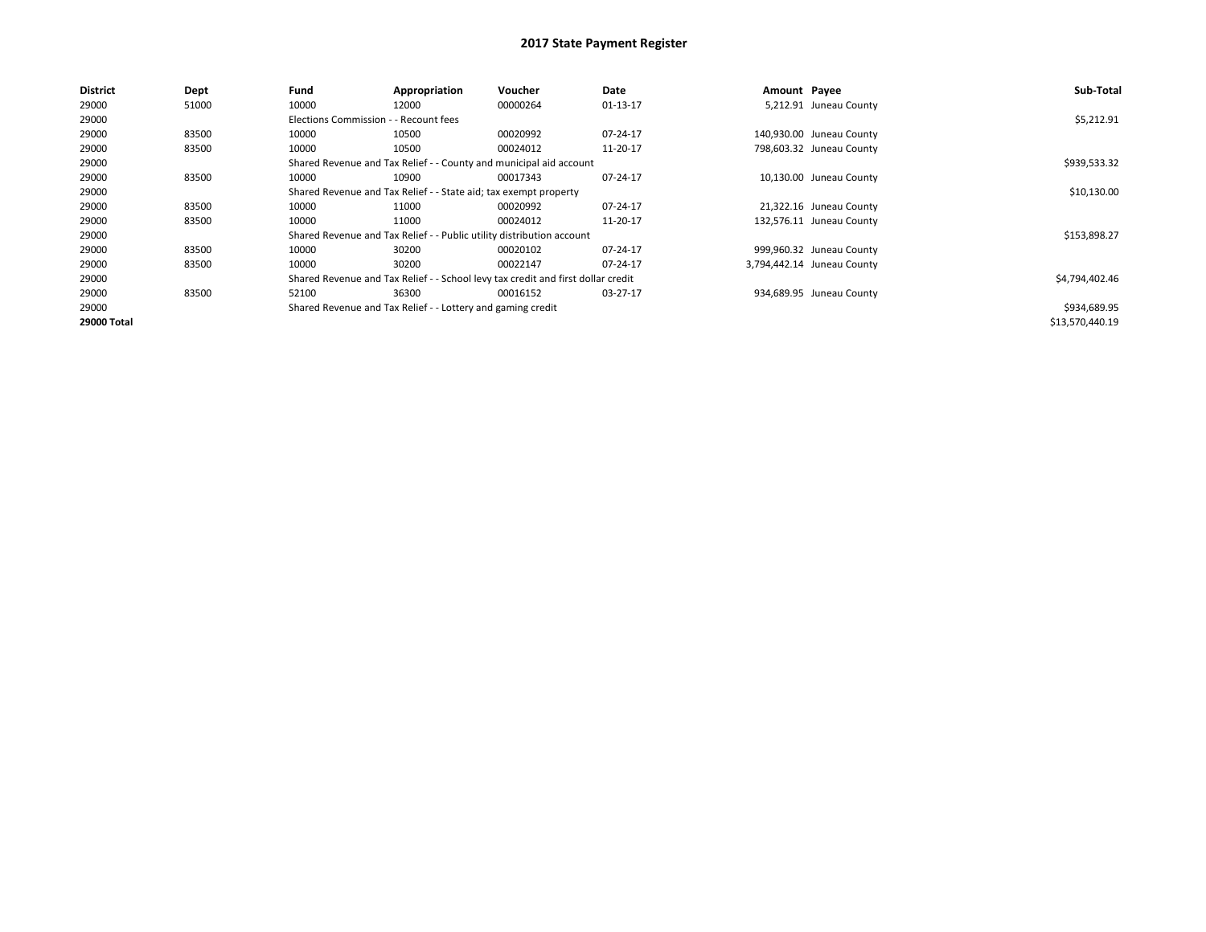# 2017 State Payment Register

| District | Dept | Fund | Appropriation | Voucher | Date | Amount | Payee | Sub-Total |
|---|---|---|---|---|---|---|---|---|
| 29000 | 51000 | 10000 | 12000 | 00000264 | 01-13-17 | 5,212.91 | Juneau County | |
| 29000 | | Elections Commission - - Recount fees | | | | | | $5,212.91 |
| 29000 | 83500 | 10000 | 10500 | 00020992 | 07-24-17 | 140,930.00 | Juneau County | |
| 29000 | 83500 | 10000 | 10500 | 00024012 | 11-20-17 | 798,603.32 | Juneau County | |
| 29000 | | Shared Revenue and Tax Relief - - County and municipal aid account | | | | | | $939,533.32 |
| 29000 | 83500 | 10000 | 10900 | 00017343 | 07-24-17 | 10,130.00 | Juneau County | |
| 29000 | | Shared Revenue and Tax Relief - - State aid; tax exempt property | | | | | | $10,130.00 |
| 29000 | 83500 | 10000 | 11000 | 00020992 | 07-24-17 | 21,322.16 | Juneau County | |
| 29000 | 83500 | 10000 | 11000 | 00024012 | 11-20-17 | 132,576.11 | Juneau County | |
| 29000 | | Shared Revenue and Tax Relief - - Public utility distribution account | | | | | | $153,898.27 |
| 29000 | 83500 | 10000 | 30200 | 00020102 | 07-24-17 | 999,960.32 | Juneau County | |
| 29000 | 83500 | 10000 | 30200 | 00022147 | 07-24-17 | 3,794,442.14 | Juneau County | |
| 29000 | | Shared Revenue and Tax Relief - - School levy tax credit and first dollar credit | | | | | | $4,794,402.46 |
| 29000 | 83500 | 52100 | 36300 | 00016152 | 03-27-17 | 934,689.95 | Juneau County | |
| 29000 | | Shared Revenue and Tax Relief - - Lottery and gaming credit | | | | | | $934,689.95 |
| **29000 Total** | | | | | | | | $13,570,440.19 |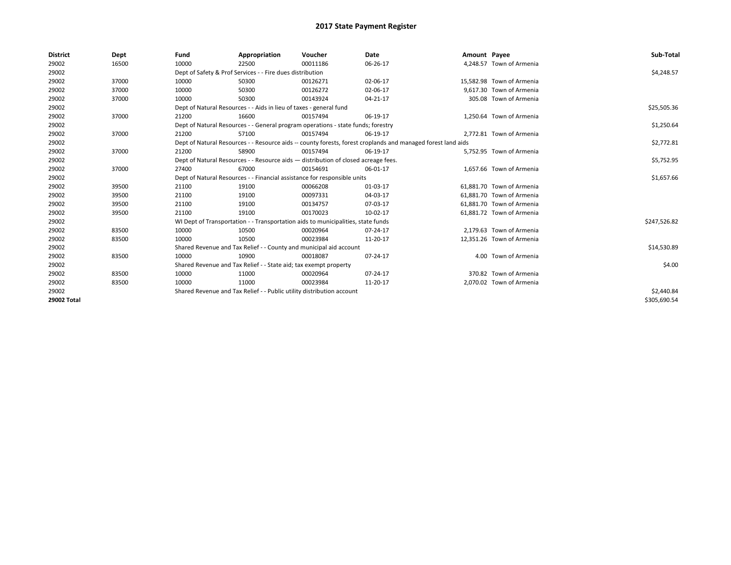# 2017 State Payment Register

| District | Dept | Fund | Appropriation | Voucher | Date | Amount | Payee | Sub-Total |
|---|---|---|---|---|---|---|---|---|
| 29002 | 16500 | 10000 | 22500 | 00011186 | 06-26-17 | 4,248.57 | Town of Armenia | |
| 29002 | | Dept of Safety & Prof Services - - Fire dues distribution | | | | | | $4,248.57 |
| 29002 | 37000 | 10000 | 50300 | 00126271 | 02-06-17 | 15,582.98 | Town of Armenia | |
| 29002 | 37000 | 10000 | 50300 | 00126272 | 02-06-17 | 9,617.30 | Town of Armenia | |
| 29002 | 37000 | 10000 | 50300 | 00143924 | 04-21-17 | 305.08 | Town of Armenia | |
| 29002 | | Dept of Natural Resources - - Aids in lieu of taxes - general fund | | | | | | $25,505.36 |
| 29002 | 37000 | 21200 | 16600 | 00157494 | 06-19-17 | 1,250.64 | Town of Armenia | |
| 29002 | | Dept of Natural Resources - - General program operations - state funds; forestry | | | | | | $1,250.64 |
| 29002 | 37000 | 21200 | 57100 | 00157494 | 06-19-17 | 2,772.81 | Town of Armenia | |
| 29002 | | Dept of Natural Resources - - Resource aids -- county forests, forest croplands and managed forest land aids | | | | | | $2,772.81 |
| 29002 | 37000 | 21200 | 58900 | 00157494 | 06-19-17 | 5,752.95 | Town of Armenia | |
| 29002 | | Dept of Natural Resources - - Resource aids — distribution of closed acreage fees. | | | | | | $5,752.95 |
| 29002 | 37000 | 27400 | 67000 | 00154691 | 06-01-17 | 1,657.66 | Town of Armenia | |
| 29002 | | Dept of Natural Resources - - Financial assistance for responsible units | | | | | | $1,657.66 |
| 29002 | 39500 | 21100 | 19100 | 00066208 | 01-03-17 | 61,881.70 | Town of Armenia | |
| 29002 | 39500 | 21100 | 19100 | 00097331 | 04-03-17 | 61,881.70 | Town of Armenia | |
| 29002 | 39500 | 21100 | 19100 | 00134757 | 07-03-17 | 61,881.70 | Town of Armenia | |
| 29002 | 39500 | 21100 | 19100 | 00170023 | 10-02-17 | 61,881.72 | Town of Armenia | |
| 29002 | | WI Dept of Transportation - - Transportation aids to municipalities, state funds | | | | | | $247,526.82 |
| 29002 | 83500 | 10000 | 10500 | 00020964 | 07-24-17 | 2,179.63 | Town of Armenia | |
| 29002 | 83500 | 10000 | 10500 | 00023984 | 11-20-17 | 12,351.26 | Town of Armenia | |
| 29002 | | Shared Revenue and Tax Relief - - County and municipal aid account | | | | | | $14,530.89 |
| 29002 | 83500 | 10000 | 10900 | 00018087 | 07-24-17 | 4.00 | Town of Armenia | |
| 29002 | | Shared Revenue and Tax Relief - - State aid; tax exempt property | | | | | | $4.00 |
| 29002 | 83500 | 10000 | 11000 | 00020964 | 07-24-17 | 370.82 | Town of Armenia | |
| 29002 | 83500 | 10000 | 11000 | 00023984 | 11-20-17 | 2,070.02 | Town of Armenia | |
| 29002 | | Shared Revenue and Tax Relief - - Public utility distribution account | | | | | | $2,440.84 |
| **29002 Total** | | | | | | | | $305,690.54 |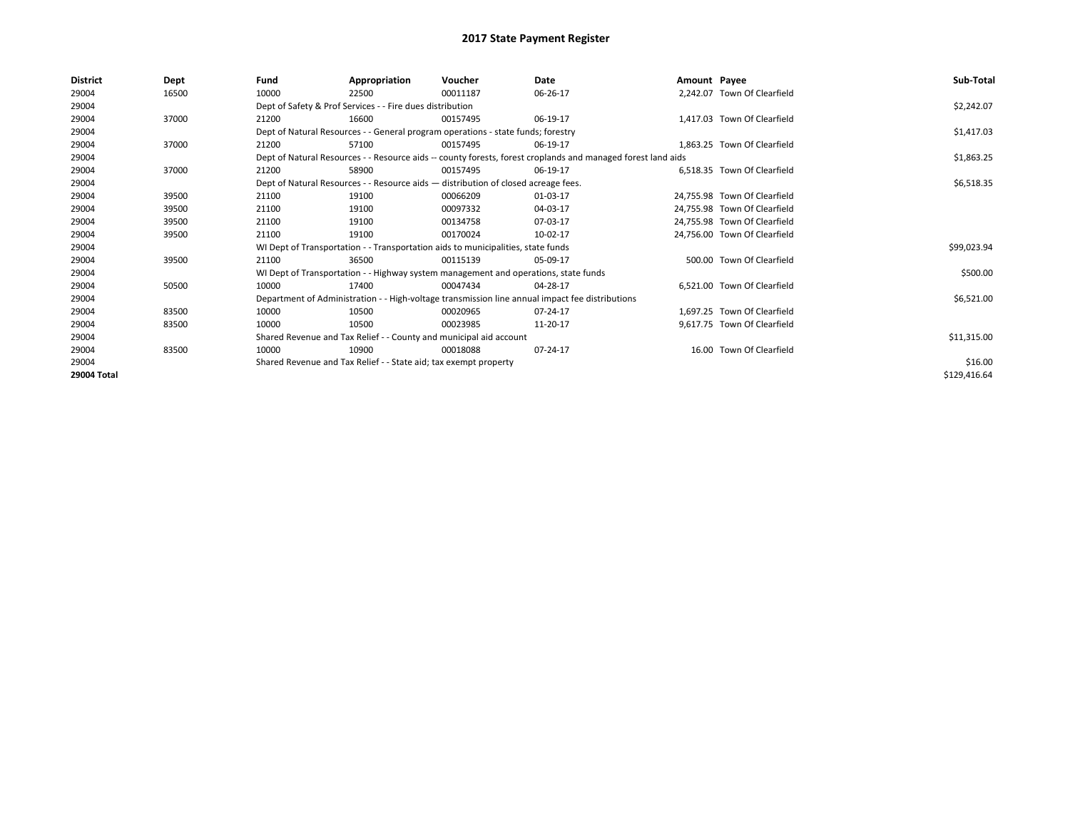# 2017 State Payment Register

| District | Dept | Fund | Appropriation | Voucher | Date | Amount | Payee | Sub-Total |
|---|---|---|---|---|---|---|---|---|
| 29004 | 16500 | 10000 | 22500 | 00011187 | 06-26-17 | 2,242.07 | Town Of Clearfield | |
| 29004 | | Dept of Safety & Prof Services - - Fire dues distribution | | | | | | $2,242.07 |
| 29004 | 37000 | 21200 | 16600 | 00157495 | 06-19-17 | 1,417.03 | Town Of Clearfield | |
| 29004 | | Dept of Natural Resources - - General program operations - state funds; forestry | | | | | | $1,417.03 |
| 29004 | 37000 | 21200 | 57100 | 00157495 | 06-19-17 | 1,863.25 | Town Of Clearfield | |
| 29004 | | Dept of Natural Resources - - Resource aids -- county forests, forest croplands and managed forest land aids | | | | | | $1,863.25 |
| 29004 | 37000 | 21200 | 58900 | 00157495 | 06-19-17 | 6,518.35 | Town Of Clearfield | |
| 29004 | | Dept of Natural Resources - - Resource aids — distribution of closed acreage fees. | | | | | | $6,518.35 |
| 29004 | 39500 | 21100 | 19100 | 00066209 | 01-03-17 | 24,755.98 | Town Of Clearfield | |
| 29004 | 39500 | 21100 | 19100 | 00097332 | 04-03-17 | 24,755.98 | Town Of Clearfield | |
| 29004 | 39500 | 21100 | 19100 | 00134758 | 07-03-17 | 24,755.98 | Town Of Clearfield | |
| 29004 | 39500 | 21100 | 19100 | 00170024 | 10-02-17 | 24,756.00 | Town Of Clearfield | |
| 29004 | | WI Dept of Transportation - - Transportation aids to municipalities, state funds | | | | | | $99,023.94 |
| 29004 | 39500 | 21100 | 36500 | 00115139 | 05-09-17 | 500.00 | Town Of Clearfield | |
| 29004 | | WI Dept of Transportation - - Highway system management and operations, state funds | | | | | | $500.00 |
| 29004 | 50500 | 10000 | 17400 | 00047434 | 04-28-17 | 6,521.00 | Town Of Clearfield | |
| 29004 | | Department of Administration - - High-voltage transmission line annual impact fee distributions | | | | | | $6,521.00 |
| 29004 | 83500 | 10000 | 10500 | 00020965 | 07-24-17 | 1,697.25 | Town Of Clearfield | |
| 29004 | 83500 | 10000 | 10500 | 00023985 | 11-20-17 | 9,617.75 | Town Of Clearfield | |
| 29004 | | Shared Revenue and Tax Relief - - County and municipal aid account | | | | | | $11,315.00 |
| 29004 | 83500 | 10000 | 10900 | 00018088 | 07-24-17 | 16.00 | Town Of Clearfield | |
| 29004 | | Shared Revenue and Tax Relief - - State aid; tax exempt property | | | | | | $16.00 |
| **29004 Total** | | | | | | | | $129,416.64 |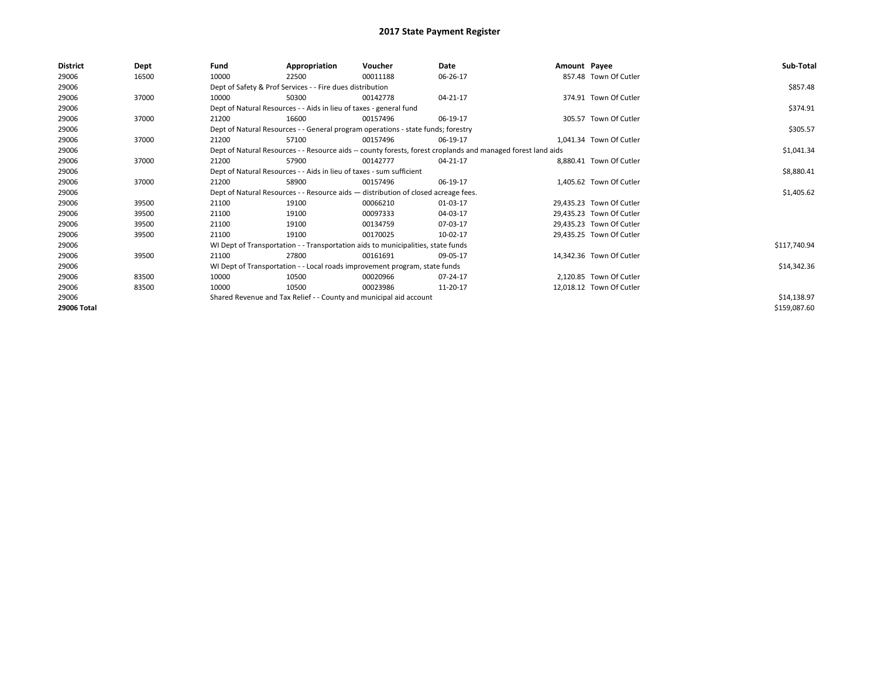# 2017 State Payment Register

| District | Dept | Fund | Appropriation | Voucher | Date | Amount | Payee | Sub-Total |
|---|---|---|---|---|---|---|---|---|
| 29006 | 16500 | 10000 | 22500 | 00011188 | 06-26-17 | 857.48 | Town Of Cutler | |
| 29006 | | Dept of Safety & Prof Services - - Fire dues distribution | | | | | | $857.48 |
| 29006 | 37000 | 10000 | 50300 | 00142778 | 04-21-17 | 374.91 | Town Of Cutler | |
| 29006 | | Dept of Natural Resources - - Aids in lieu of taxes - general fund | | | | | | $374.91 |
| 29006 | 37000 | 21200 | 16600 | 00157496 | 06-19-17 | 305.57 | Town Of Cutler | |
| 29006 | | Dept of Natural Resources - - General program operations - state funds; forestry | | | | | | $305.57 |
| 29006 | 37000 | 21200 | 57100 | 00157496 | 06-19-17 | 1,041.34 | Town Of Cutler | |
| 29006 | | Dept of Natural Resources - - Resource aids -- county forests, forest croplands and managed forest land aids | | | | | | $1,041.34 |
| 29006 | 37000 | 21200 | 57900 | 00142777 | 04-21-17 | 8,880.41 | Town Of Cutler | |
| 29006 | | Dept of Natural Resources - - Aids in lieu of taxes - sum sufficient | | | | | | $8,880.41 |
| 29006 | 37000 | 21200 | 58900 | 00157496 | 06-19-17 | 1,405.62 | Town Of Cutler | |
| 29006 | | Dept of Natural Resources - - Resource aids — distribution of closed acreage fees. | | | | | | $1,405.62 |
| 29006 | 39500 | 21100 | 19100 | 00066210 | 01-03-17 | 29,435.23 | Town Of Cutler | |
| 29006 | 39500 | 21100 | 19100 | 00097333 | 04-03-17 | 29,435.23 | Town Of Cutler | |
| 29006 | 39500 | 21100 | 19100 | 00134759 | 07-03-17 | 29,435.23 | Town Of Cutler | |
| 29006 | 39500 | 21100 | 19100 | 00170025 | 10-02-17 | 29,435.25 | Town Of Cutler | |
| 29006 | | WI Dept of Transportation - - Transportation aids to municipalities, state funds | | | | | | $117,740.94 |
| 29006 | 39500 | 21100 | 27800 | 00161691 | 09-05-17 | 14,342.36 | Town Of Cutler | |
| 29006 | | WI Dept of Transportation - - Local roads improvement program, state funds | | | | | | $14,342.36 |
| 29006 | 83500 | 10000 | 10500 | 00020966 | 07-24-17 | 2,120.85 | Town Of Cutler | |
| 29006 | 83500 | 10000 | 10500 | 00023986 | 11-20-17 | 12,018.12 | Town Of Cutler | |
| 29006 | | Shared Revenue and Tax Relief - - County and municipal aid account | | | | | | $14,138.97 |
| **29006 Total** | | | | | | | | $159,087.60 |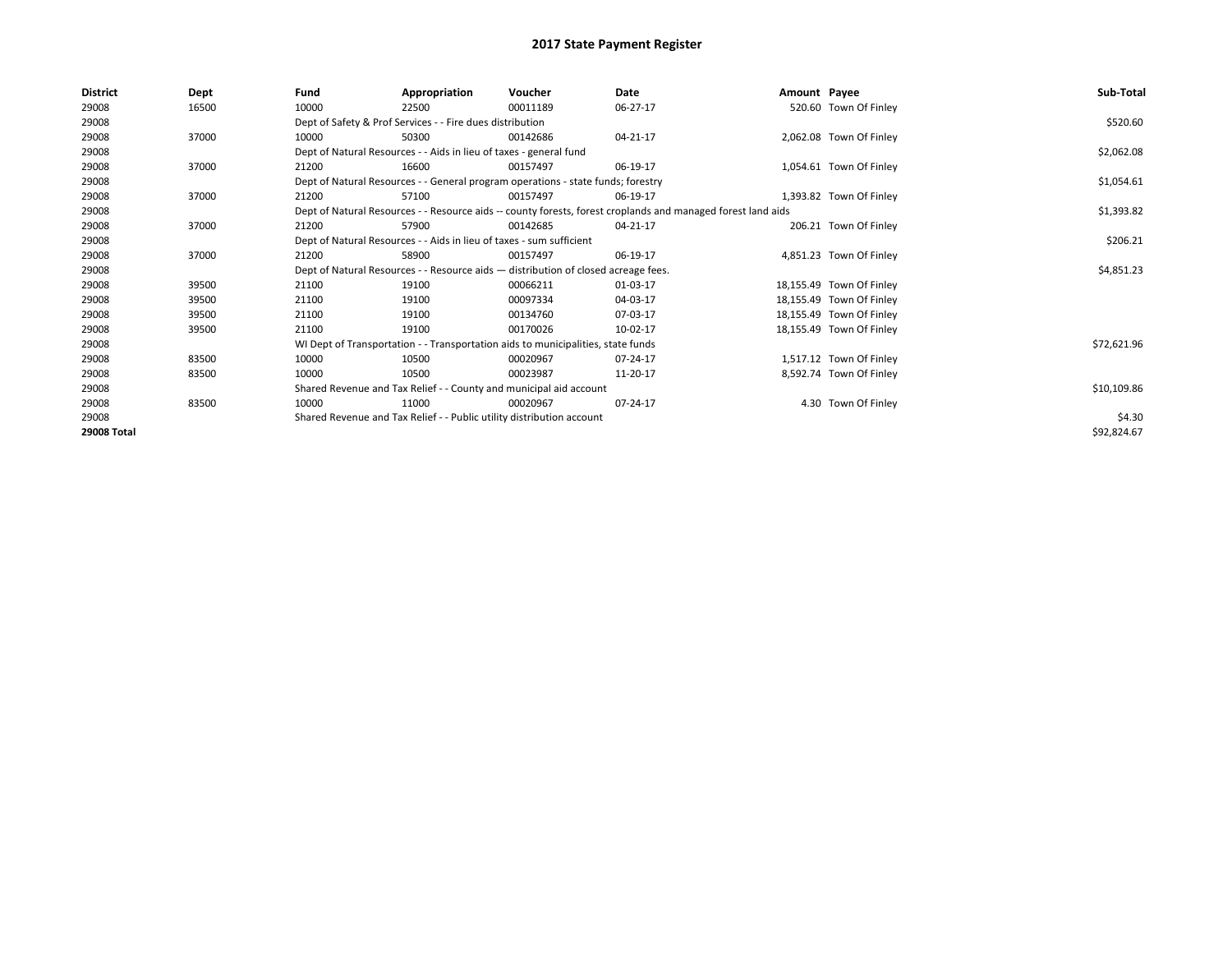# 2017 State Payment Register

| District | Dept | Fund | Appropriation | Voucher | Date | Amount | Payee | Sub-Total |
|---|---|---|---|---|---|---|---|---|
| 29008 | 16500 | 10000 | 22500 | 00011189 | 06-27-17 | 520.60 | Town Of Finley | |
| 29008 | | Dept of Safety & Prof Services - - Fire dues distribution | | | | | | $520.60 |
| 29008 | 37000 | 10000 | 50300 | 00142686 | 04-21-17 | 2,062.08 | Town Of Finley | |
| 29008 | | Dept of Natural Resources - - Aids in lieu of taxes - general fund | | | | | | $2,062.08 |
| 29008 | 37000 | 21200 | 16600 | 00157497 | 06-19-17 | 1,054.61 | Town Of Finley | |
| 29008 | | Dept of Natural Resources - - General program operations - state funds; forestry | | | | | | $1,054.61 |
| 29008 | 37000 | 21200 | 57100 | 00157497 | 06-19-17 | 1,393.82 | Town Of Finley | |
| 29008 | | Dept of Natural Resources - - Resource aids -- county forests, forest croplands and managed forest land aids | | | | | | $1,393.82 |
| 29008 | 37000 | 21200 | 57900 | 00142685 | 04-21-17 | 206.21 | Town Of Finley | |
| 29008 | | Dept of Natural Resources - - Aids in lieu of taxes - sum sufficient | | | | | | $206.21 |
| 29008 | 37000 | 21200 | 58900 | 00157497 | 06-19-17 | 4,851.23 | Town Of Finley | |
| 29008 | | Dept of Natural Resources - - Resource aids — distribution of closed acreage fees. | | | | | | $4,851.23 |
| 29008 | 39500 | 21100 | 19100 | 00066211 | 01-03-17 | 18,155.49 | Town Of Finley | |
| 29008 | 39500 | 21100 | 19100 | 00097334 | 04-03-17 | 18,155.49 | Town Of Finley | |
| 29008 | 39500 | 21100 | 19100 | 00134760 | 07-03-17 | 18,155.49 | Town Of Finley | |
| 29008 | 39500 | 21100 | 19100 | 00170026 | 10-02-17 | 18,155.49 | Town Of Finley | |
| 29008 | | WI Dept of Transportation - - Transportation aids to municipalities, state funds | | | | | | $72,621.96 |
| 29008 | 83500 | 10000 | 10500 | 00020967 | 07-24-17 | 1,517.12 | Town Of Finley | |
| 29008 | 83500 | 10000 | 10500 | 00023987 | 11-20-17 | 8,592.74 | Town Of Finley | |
| 29008 | | Shared Revenue and Tax Relief - - County and municipal aid account | | | | | | $10,109.86 |
| 29008 | 83500 | 10000 | 11000 | 00020967 | 07-24-17 | 4.30 | Town Of Finley | |
| 29008 | | Shared Revenue and Tax Relief - - Public utility distribution account | | | | | | $4.30 |
| 29008 Total | | | | | | | | $92,824.67 |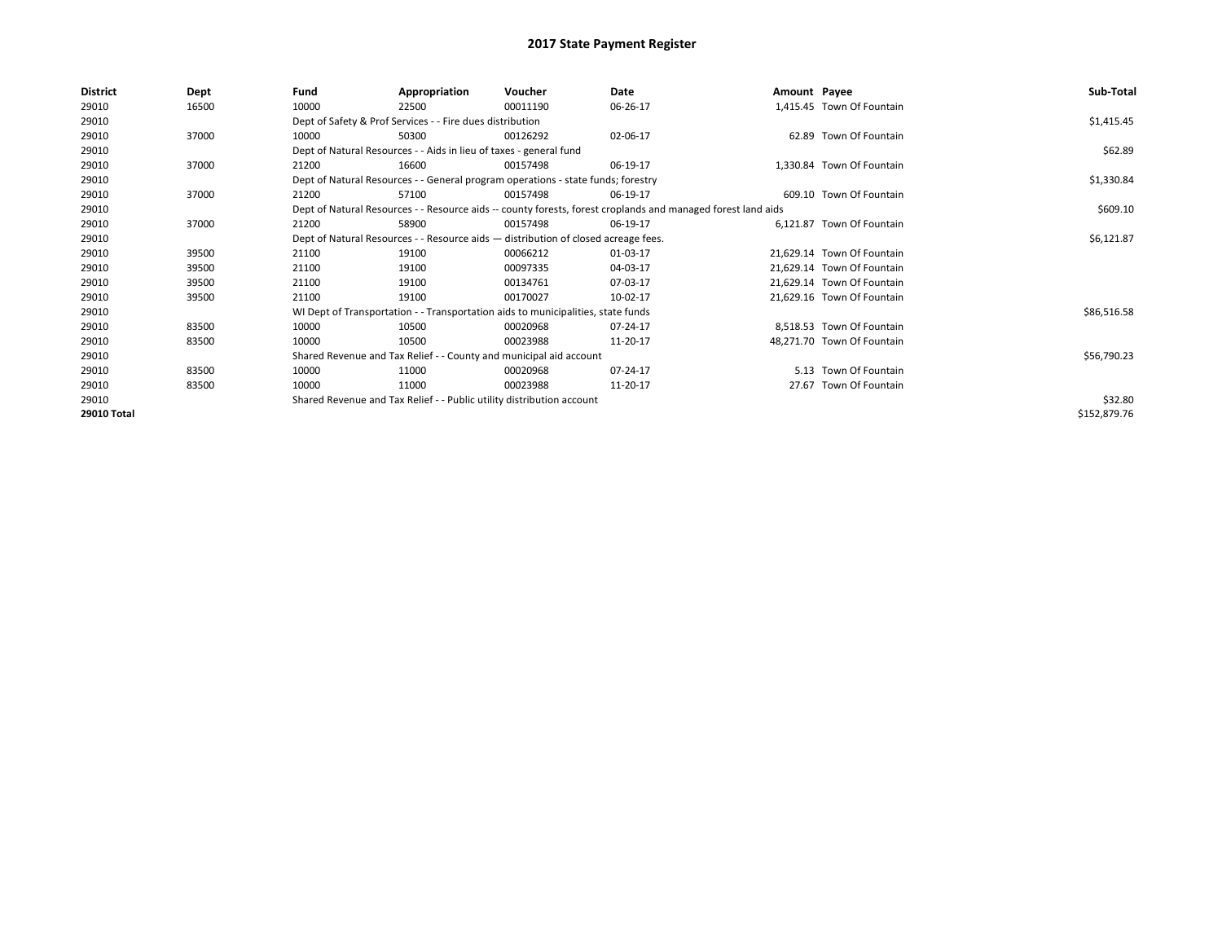# 2017 State Payment Register

| District | Dept | Fund | Appropriation | Voucher | Date | Amount | Payee | Sub-Total |
|---|---|---|---|---|---|---|---|---|
| 29010 | 16500 | 10000 | 22500 | 00011190 | 06-26-17 | 1,415.45 | Town Of Fountain | |
| 29010 | | Dept of Safety & Prof Services - - Fire dues distribution | | | | | | $1,415.45 |
| 29010 | 37000 | 10000 | 50300 | 00126292 | 02-06-17 | 62.89 | Town Of Fountain | |
| 29010 | | Dept of Natural Resources - - Aids in lieu of taxes - general fund | | | | | | $62.89 |
| 29010 | 37000 | 21200 | 16600 | 00157498 | 06-19-17 | 1,330.84 | Town Of Fountain | |
| 29010 | | Dept of Natural Resources - - General program operations - state funds; forestry | | | | | | $1,330.84 |
| 29010 | 37000 | 21200 | 57100 | 00157498 | 06-19-17 | 609.10 | Town Of Fountain | |
| 29010 | | Dept of Natural Resources - - Resource aids -- county forests, forest croplands and managed forest land aids | | | | | | $609.10 |
| 29010 | 37000 | 21200 | 58900 | 00157498 | 06-19-17 | 6,121.87 | Town Of Fountain | |
| 29010 | | Dept of Natural Resources - - Resource aids — distribution of closed acreage fees. | | | | | | $6,121.87 |
| 29010 | 39500 | 21100 | 19100 | 00066212 | 01-03-17 | 21,629.14 | Town Of Fountain | |
| 29010 | 39500 | 21100 | 19100 | 00097335 | 04-03-17 | 21,629.14 | Town Of Fountain | |
| 29010 | 39500 | 21100 | 19100 | 00134761 | 07-03-17 | 21,629.14 | Town Of Fountain | |
| 29010 | 39500 | 21100 | 19100 | 00170027 | 10-02-17 | 21,629.16 | Town Of Fountain | |
| 29010 | | WI Dept of Transportation - - Transportation aids to municipalities, state funds | | | | | | $86,516.58 |
| 29010 | 83500 | 10000 | 10500 | 00020968 | 07-24-17 | 8,518.53 | Town Of Fountain | |
| 29010 | 83500 | 10000 | 10500 | 00023988 | 11-20-17 | 48,271.70 | Town Of Fountain | |
| 29010 | | Shared Revenue and Tax Relief - - County and municipal aid account | | | | | | $56,790.23 |
| 29010 | 83500 | 10000 | 11000 | 00020968 | 07-24-17 | 5.13 | Town Of Fountain | |
| 29010 | 83500 | 10000 | 11000 | 00023988 | 11-20-17 | 27.67 | Town Of Fountain | |
| 29010 | | Shared Revenue and Tax Relief - - Public utility distribution account | | | | | | $32.80 |
| **29010 Total** | | | | | | | | $152,879.76 |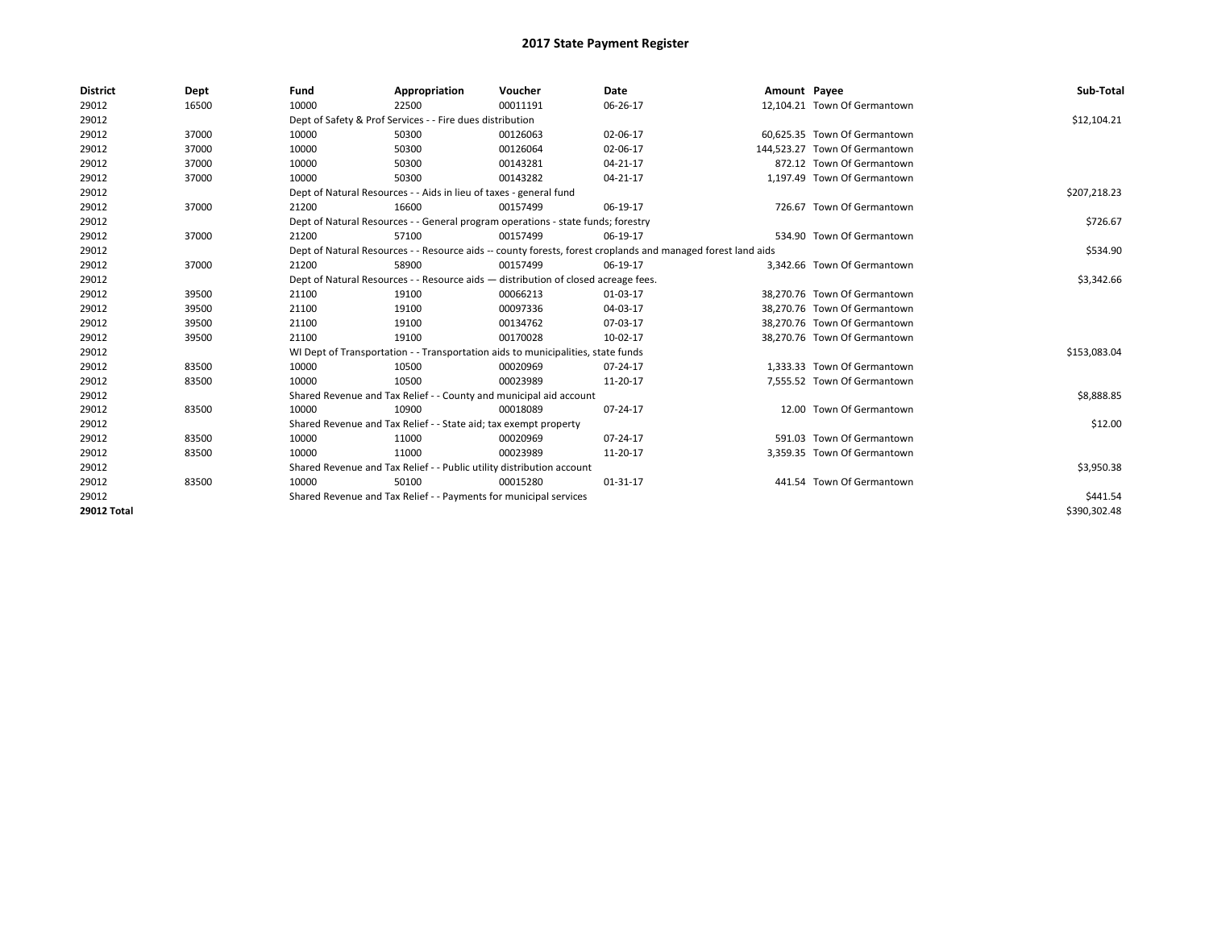# 2017 State Payment Register

| District | Dept | Fund | Appropriation | Voucher | Date | Amount | Payee | Sub-Total |
|---|---|---|---|---|---|---|---|---|
| 29012 | 16500 | 10000 | 22500 | 00011191 | 06-26-17 | 12,104.21 | Town Of Germantown | |
| 29012 | | Dept of Safety & Prof Services - - Fire dues distribution | | | | | | $12,104.21 |
| 29012 | 37000 | 10000 | 50300 | 00126063 | 02-06-17 | 60,625.35 | Town Of Germantown | |
| 29012 | 37000 | 10000 | 50300 | 00126064 | 02-06-17 | 144,523.27 | Town Of Germantown | |
| 29012 | 37000 | 10000 | 50300 | 00143281 | 04-21-17 | 872.12 | Town Of Germantown | |
| 29012 | 37000 | 10000 | 50300 | 00143282 | 04-21-17 | 1,197.49 | Town Of Germantown | |
| 29012 | | Dept of Natural Resources - - Aids in lieu of taxes - general fund | | | | | | $207,218.23 |
| 29012 | 37000 | 21200 | 16600 | 00157499 | 06-19-17 | 726.67 | Town Of Germantown | |
| 29012 | | Dept of Natural Resources - - General program operations - state funds; forestry | | | | | | $726.67 |
| 29012 | 37000 | 21200 | 57100 | 00157499 | 06-19-17 | 534.90 | Town Of Germantown | |
| 29012 | | Dept of Natural Resources - - Resource aids -- county forests, forest croplands and managed forest land aids | | | | | | $534.90 |
| 29012 | 37000 | 21200 | 58900 | 00157499 | 06-19-17 | 3,342.66 | Town Of Germantown | |
| 29012 | | Dept of Natural Resources - - Resource aids — distribution of closed acreage fees. | | | | | | $3,342.66 |
| 29012 | 39500 | 21100 | 19100 | 00066213 | 01-03-17 | 38,270.76 | Town Of Germantown | |
| 29012 | 39500 | 21100 | 19100 | 00097336 | 04-03-17 | 38,270.76 | Town Of Germantown | |
| 29012 | 39500 | 21100 | 19100 | 00134762 | 07-03-17 | 38,270.76 | Town Of Germantown | |
| 29012 | 39500 | 21100 | 19100 | 00170028 | 10-02-17 | 38,270.76 | Town Of Germantown | |
| 29012 | | WI Dept of Transportation - - Transportation aids to municipalities, state funds | | | | | | $153,083.04 |
| 29012 | 83500 | 10000 | 10500 | 00020969 | 07-24-17 | 1,333.33 | Town Of Germantown | |
| 29012 | 83500 | 10000 | 10500 | 00023989 | 11-20-17 | 7,555.52 | Town Of Germantown | |
| 29012 | | Shared Revenue and Tax Relief - - County and municipal aid account | | | | | | $8,888.85 |
| 29012 | 83500 | 10000 | 10900 | 00018089 | 07-24-17 | 12.00 | Town Of Germantown | |
| 29012 | | Shared Revenue and Tax Relief - - State aid; tax exempt property | | | | | | $12.00 |
| 29012 | 83500 | 10000 | 11000 | 00020969 | 07-24-17 | 591.03 | Town Of Germantown | |
| 29012 | 83500 | 10000 | 11000 | 00023989 | 11-20-17 | 3,359.35 | Town Of Germantown | |
| 29012 | | Shared Revenue and Tax Relief - - Public utility distribution account | | | | | | $3,950.38 |
| 29012 | 83500 | 10000 | 50100 | 00015280 | 01-31-17 | 441.54 | Town Of Germantown | |
| 29012 | | Shared Revenue and Tax Relief - - Payments for municipal services | | | | | | $441.54 |
| **29012 Total** | | | | | | | | $390,302.48 |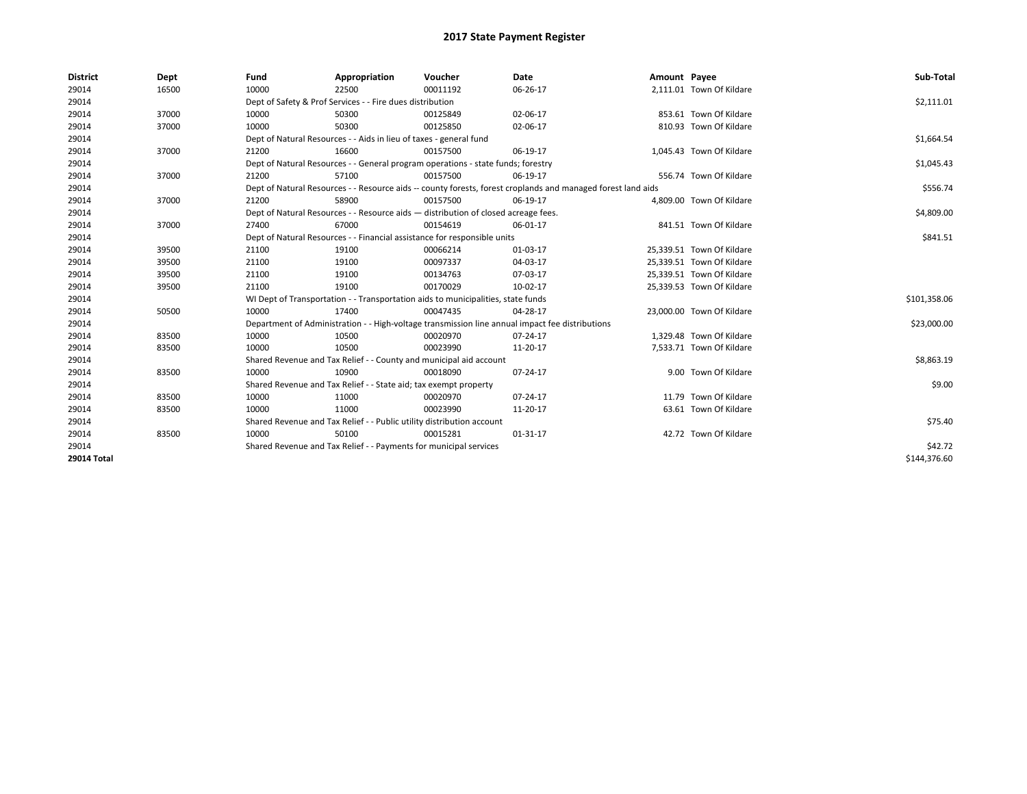# 2017 State Payment Register

| District | Dept | Fund | Appropriation | Voucher | Date | Amount | Payee | Sub-Total |
|---|---|---|---|---|---|---|---|---|
| 29014 | 16500 | 10000 | 22500 | 00011192 | 06-26-17 | 2,111.01 | Town Of Kildare | |
| 29014 | | Dept of Safety & Prof Services - - Fire dues distribution | | | | | | $2,111.01 |
| 29014 | 37000 | 10000 | 50300 | 00125849 | 02-06-17 | 853.61 | Town Of Kildare | |
| 29014 | 37000 | 10000 | 50300 | 00125850 | 02-06-17 | 810.93 | Town Of Kildare | |
| 29014 | | Dept of Natural Resources - - Aids in lieu of taxes - general fund | | | | | | $1,664.54 |
| 29014 | 37000 | 21200 | 16600 | 00157500 | 06-19-17 | 1,045.43 | Town Of Kildare | |
| 29014 | | Dept of Natural Resources - - General program operations - state funds; forestry | | | | | | $1,045.43 |
| 29014 | 37000 | 21200 | 57100 | 00157500 | 06-19-17 | 556.74 | Town Of Kildare | |
| 29014 | | Dept of Natural Resources - - Resource aids -- county forests, forest croplands and managed forest land aids | | | | | | $556.74 |
| 29014 | 37000 | 21200 | 58900 | 00157500 | 06-19-17 | 4,809.00 | Town Of Kildare | |
| 29014 | | Dept of Natural Resources - - Resource aids — distribution of closed acreage fees. | | | | | | $4,809.00 |
| 29014 | 37000 | 27400 | 67000 | 00154619 | 06-01-17 | 841.51 | Town Of Kildare | |
| 29014 | | Dept of Natural Resources - - Financial assistance for responsible units | | | | | | $841.51 |
| 29014 | 39500 | 21100 | 19100 | 00066214 | 01-03-17 | 25,339.51 | Town Of Kildare | |
| 29014 | 39500 | 21100 | 19100 | 00097337 | 04-03-17 | 25,339.51 | Town Of Kildare | |
| 29014 | 39500 | 21100 | 19100 | 00134763 | 07-03-17 | 25,339.51 | Town Of Kildare | |
| 29014 | 39500 | 21100 | 19100 | 00170029 | 10-02-17 | 25,339.53 | Town Of Kildare | |
| 29014 | | WI Dept of Transportation - - Transportation aids to municipalities, state funds | | | | | | $101,358.06 |
| 29014 | 50500 | 10000 | 17400 | 00047435 | 04-28-17 | 23,000.00 | Town Of Kildare | |
| 29014 | | Department of Administration - - High-voltage transmission line annual impact fee distributions | | | | | | $23,000.00 |
| 29014 | 83500 | 10000 | 10500 | 00020970 | 07-24-17 | 1,329.48 | Town Of Kildare | |
| 29014 | 83500 | 10000 | 10500 | 00023990 | 11-20-17 | 7,533.71 | Town Of Kildare | |
| 29014 | | Shared Revenue and Tax Relief - - County and municipal aid account | | | | | | $8,863.19 |
| 29014 | 83500 | 10000 | 10900 | 00018090 | 07-24-17 | 9.00 | Town Of Kildare | |
| 29014 | | Shared Revenue and Tax Relief - - State aid; tax exempt property | | | | | | $9.00 |
| 29014 | 83500 | 10000 | 11000 | 00020970 | 07-24-17 | 11.79 | Town Of Kildare | |
| 29014 | 83500 | 10000 | 11000 | 00023990 | 11-20-17 | 63.61 | Town Of Kildare | |
| 29014 | | Shared Revenue and Tax Relief - - Public utility distribution account | | | | | | $75.40 |
| 29014 | 83500 | 10000 | 50100 | 00015281 | 01-31-17 | 42.72 | Town Of Kildare | |
| 29014 | | Shared Revenue and Tax Relief - - Payments for municipal services | | | | | | $42.72 |
| **29014 Total** | | | | | | | | $144,376.60 |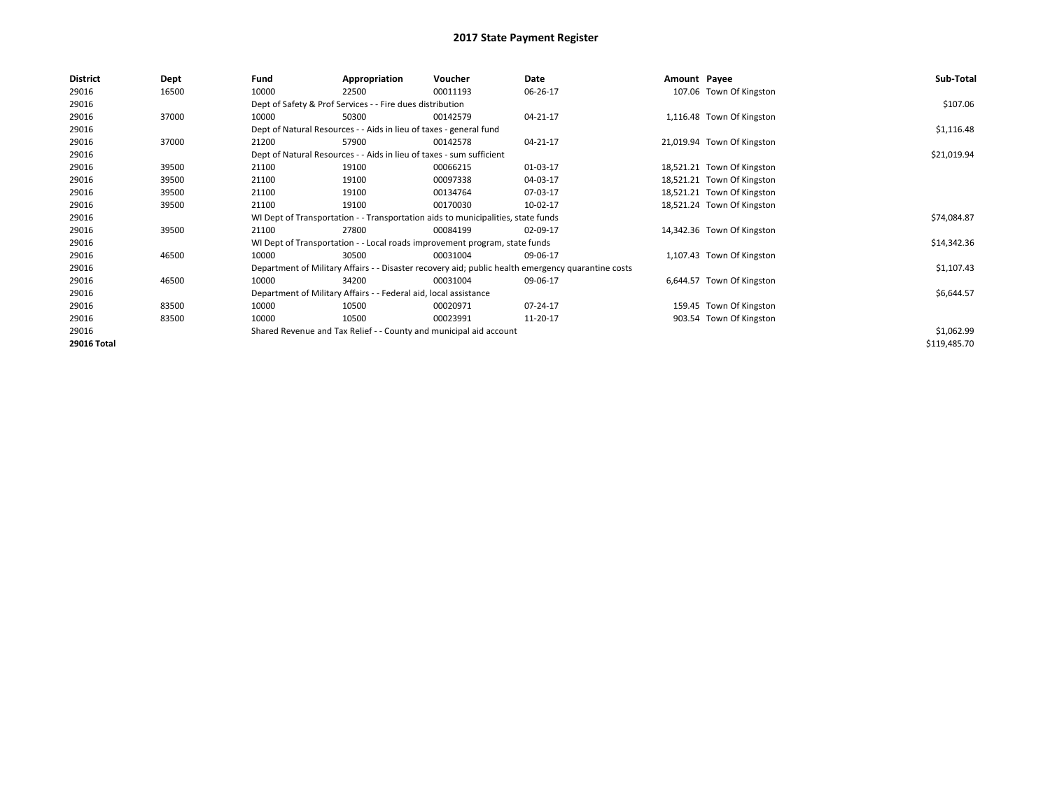# 2017 State Payment Register

| District | Dept | Fund | Appropriation | Voucher | Date | Amount | Payee | Sub-Total |
|---|---|---|---|---|---|---|---|---|
| 29016 | 16500 | 10000 | 22500 | 00011193 | 06-26-17 | 107.06 | Town Of Kingston | |
| 29016 | | Dept of Safety & Prof Services - - Fire dues distribution | | | | | | $107.06 |
| 29016 | 37000 | 10000 | 50300 | 00142579 | 04-21-17 | 1,116.48 | Town Of Kingston | |
| 29016 | | Dept of Natural Resources - - Aids in lieu of taxes - general fund | | | | | | $1,116.48 |
| 29016 | 37000 | 21200 | 57900 | 00142578 | 04-21-17 | 21,019.94 | Town Of Kingston | |
| 29016 | | Dept of Natural Resources - - Aids in lieu of taxes - sum sufficient | | | | | | $21,019.94 |
| 29016 | 39500 | 21100 | 19100 | 00066215 | 01-03-17 | 18,521.21 | Town Of Kingston | |
| 29016 | 39500 | 21100 | 19100 | 00097338 | 04-03-17 | 18,521.21 | Town Of Kingston | |
| 29016 | 39500 | 21100 | 19100 | 00134764 | 07-03-17 | 18,521.21 | Town Of Kingston | |
| 29016 | 39500 | 21100 | 19100 | 00170030 | 10-02-17 | 18,521.24 | Town Of Kingston | |
| 29016 | | WI Dept of Transportation - - Transportation aids to municipalities, state funds | | | | | | $74,084.87 |
| 29016 | 39500 | 21100 | 27800 | 00084199 | 02-09-17 | 14,342.36 | Town Of Kingston | |
| 29016 | | WI Dept of Transportation - - Local roads improvement program, state funds | | | | | | $14,342.36 |
| 29016 | 46500 | 10000 | 30500 | 00031004 | 09-06-17 | 1,107.43 | Town Of Kingston | |
| 29016 | | Department of Military Affairs - - Disaster recovery aid; public health emergency quarantine costs | | | | | | $1,107.43 |
| 29016 | 46500 | 10000 | 34200 | 00031004 | 09-06-17 | 6,644.57 | Town Of Kingston | |
| 29016 | | Department of Military Affairs - - Federal aid, local assistance | | | | | | $6,644.57 |
| 29016 | 83500 | 10000 | 10500 | 00020971 | 07-24-17 | 159.45 | Town Of Kingston | |
| 29016 | 83500 | 10000 | 10500 | 00023991 | 11-20-17 | 903.54 | Town Of Kingston | |
| 29016 | | Shared Revenue and Tax Relief - - County and municipal aid account | | | | | | $1,062.99 |
| **29016 Total** | | | | | | | | $119,485.70 |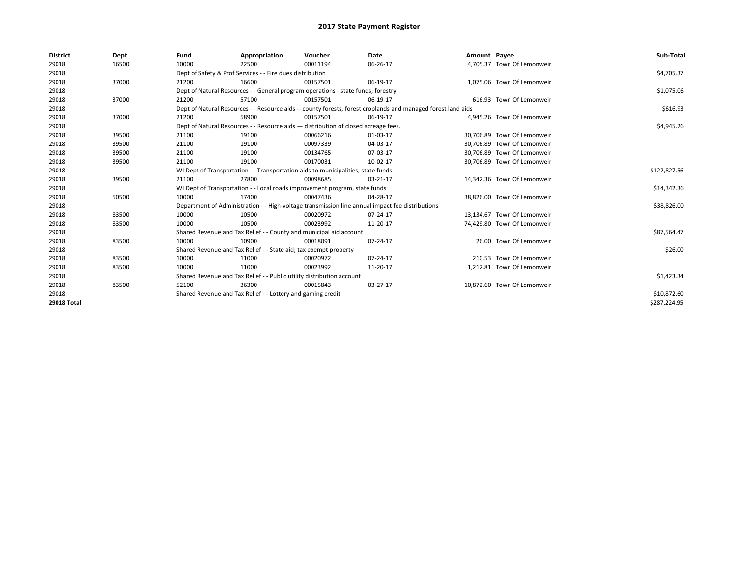# 2017 State Payment Register

| District | Dept | Fund | Appropriation | Voucher | Date | Amount | Payee | Sub-Total |
|---|---|---|---|---|---|---|---|---|
| 29018 | 16500 | 10000 | 22500 | 00011194 | 06-26-17 | 4,705.37 | Town Of Lemonweir | |
| 29018 | | Dept of Safety & Prof Services - - Fire dues distribution | | | | | | $4,705.37 |
| 29018 | 37000 | 21200 | 16600 | 00157501 | 06-19-17 | 1,075.06 | Town Of Lemonweir | |
| 29018 | | Dept of Natural Resources - - General program operations - state funds; forestry | | | | | | $1,075.06 |
| 29018 | 37000 | 21200 | 57100 | 00157501 | 06-19-17 | 616.93 | Town Of Lemonweir | |
| 29018 | | Dept of Natural Resources - - Resource aids -- county forests, forest croplands and managed forest land aids | | | | | | $616.93 |
| 29018 | 37000 | 21200 | 58900 | 00157501 | 06-19-17 | 4,945.26 | Town Of Lemonweir | |
| 29018 | | Dept of Natural Resources - - Resource aids — distribution of closed acreage fees. | | | | | | $4,945.26 |
| 29018 | 39500 | 21100 | 19100 | 00066216 | 01-03-17 | 30,706.89 | Town Of Lemonweir | |
| 29018 | 39500 | 21100 | 19100 | 00097339 | 04-03-17 | 30,706.89 | Town Of Lemonweir | |
| 29018 | 39500 | 21100 | 19100 | 00134765 | 07-03-17 | 30,706.89 | Town Of Lemonweir | |
| 29018 | 39500 | 21100 | 19100 | 00170031 | 10-02-17 | 30,706.89 | Town Of Lemonweir | |
| 29018 | | WI Dept of Transportation - - Transportation aids to municipalities, state funds | | | | | | $122,827.56 |
| 29018 | 39500 | 21100 | 27800 | 00098685 | 03-21-17 | 14,342.36 | Town Of Lemonweir | |
| 29018 | | WI Dept of Transportation - - Local roads improvement program, state funds | | | | | | $14,342.36 |
| 29018 | 50500 | 10000 | 17400 | 00047436 | 04-28-17 | 38,826.00 | Town Of Lemonweir | |
| 29018 | | Department of Administration - - High-voltage transmission line annual impact fee distributions | | | | | | $38,826.00 |
| 29018 | 83500 | 10000 | 10500 | 00020972 | 07-24-17 | 13,134.67 | Town Of Lemonweir | |
| 29018 | 83500 | 10000 | 10500 | 00023992 | 11-20-17 | 74,429.80 | Town Of Lemonweir | |
| 29018 | | Shared Revenue and Tax Relief - - County and municipal aid account | | | | | | $87,564.47 |
| 29018 | 83500 | 10000 | 10900 | 00018091 | 07-24-17 | 26.00 | Town Of Lemonweir | |
| 29018 | | Shared Revenue and Tax Relief - - State aid; tax exempt property | | | | | | $26.00 |
| 29018 | 83500 | 10000 | 11000 | 00020972 | 07-24-17 | 210.53 | Town Of Lemonweir | |
| 29018 | 83500 | 10000 | 11000 | 00023992 | 11-20-17 | 1,212.81 | Town Of Lemonweir | |
| 29018 | | Shared Revenue and Tax Relief - - Public utility distribution account | | | | | | $1,423.34 |
| 29018 | 83500 | 52100 | 36300 | 00015843 | 03-27-17 | 10,872.60 | Town Of Lemonweir | |
| 29018 | | Shared Revenue and Tax Relief - - Lottery and gaming credit | | | | | | $10,872.60 |
| **29018 Total** | | | | | | | | $287,224.95 |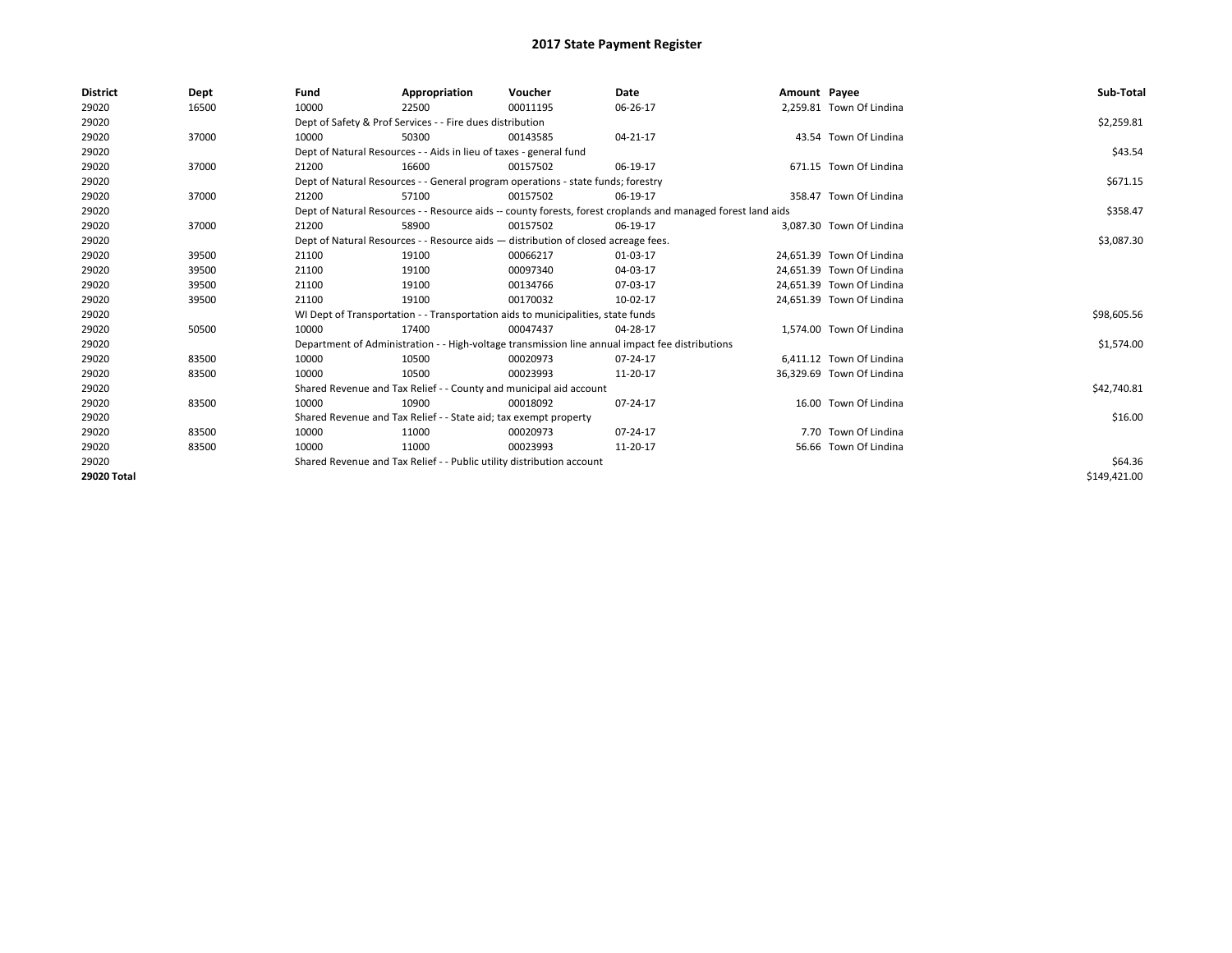# 2017 State Payment Register

| District | Dept | Fund | Appropriation | Voucher | Date | Amount | Payee | Sub-Total |
|---|---|---|---|---|---|---|---|---|
| 29020 | 16500 | 10000 | 22500 | 00011195 | 06-26-17 | 2,259.81 | Town Of Lindina | |
| 29020 | | Dept of Safety & Prof Services - - Fire dues distribution | | | | | | $2,259.81 |
| 29020 | 37000 | 10000 | 50300 | 00143585 | 04-21-17 | 43.54 | Town Of Lindina | |
| 29020 | | Dept of Natural Resources - - Aids in lieu of taxes - general fund | | | | | | $43.54 |
| 29020 | 37000 | 21200 | 16600 | 00157502 | 06-19-17 | 671.15 | Town Of Lindina | |
| 29020 | | Dept of Natural Resources - - General program operations - state funds; forestry | | | | | | $671.15 |
| 29020 | 37000 | 21200 | 57100 | 00157502 | 06-19-17 | 358.47 | Town Of Lindina | |
| 29020 | | Dept of Natural Resources - - Resource aids -- county forests, forest croplands and managed forest land aids | | | | | | $358.47 |
| 29020 | 37000 | 21200 | 58900 | 00157502 | 06-19-17 | 3,087.30 | Town Of Lindina | |
| 29020 | | Dept of Natural Resources - - Resource aids — distribution of closed acreage fees. | | | | | | $3,087.30 |
| 29020 | 39500 | 21100 | 19100 | 00066217 | 01-03-17 | 24,651.39 | Town Of Lindina | |
| 29020 | 39500 | 21100 | 19100 | 00097340 | 04-03-17 | 24,651.39 | Town Of Lindina | |
| 29020 | 39500 | 21100 | 19100 | 00134766 | 07-03-17 | 24,651.39 | Town Of Lindina | |
| 29020 | 39500 | 21100 | 19100 | 00170032 | 10-02-17 | 24,651.39 | Town Of Lindina | |
| 29020 | | WI Dept of Transportation - - Transportation aids to municipalities, state funds | | | | | | $98,605.56 |
| 29020 | 50500 | 10000 | 17400 | 00047437 | 04-28-17 | 1,574.00 | Town Of Lindina | |
| 29020 | | Department of Administration - - High-voltage transmission line annual impact fee distributions | | | | | | $1,574.00 |
| 29020 | 83500 | 10000 | 10500 | 00020973 | 07-24-17 | 6,411.12 | Town Of Lindina | |
| 29020 | 83500 | 10000 | 10500 | 00023993 | 11-20-17 | 36,329.69 | Town Of Lindina | |
| 29020 | | Shared Revenue and Tax Relief - - County and municipal aid account | | | | | | $42,740.81 |
| 29020 | 83500 | 10000 | 10900 | 00018092 | 07-24-17 | 16.00 | Town Of Lindina | |
| 29020 | | Shared Revenue and Tax Relief - - State aid; tax exempt property | | | | | | $16.00 |
| 29020 | 83500 | 10000 | 11000 | 00020973 | 07-24-17 | 7.70 | Town Of Lindina | |
| 29020 | 83500 | 10000 | 11000 | 00023993 | 11-20-17 | 56.66 | Town Of Lindina | |
| 29020 | | Shared Revenue and Tax Relief - - Public utility distribution account | | | | | | $64.36 |
| 29020 Total | | | | | | | | $149,421.00 |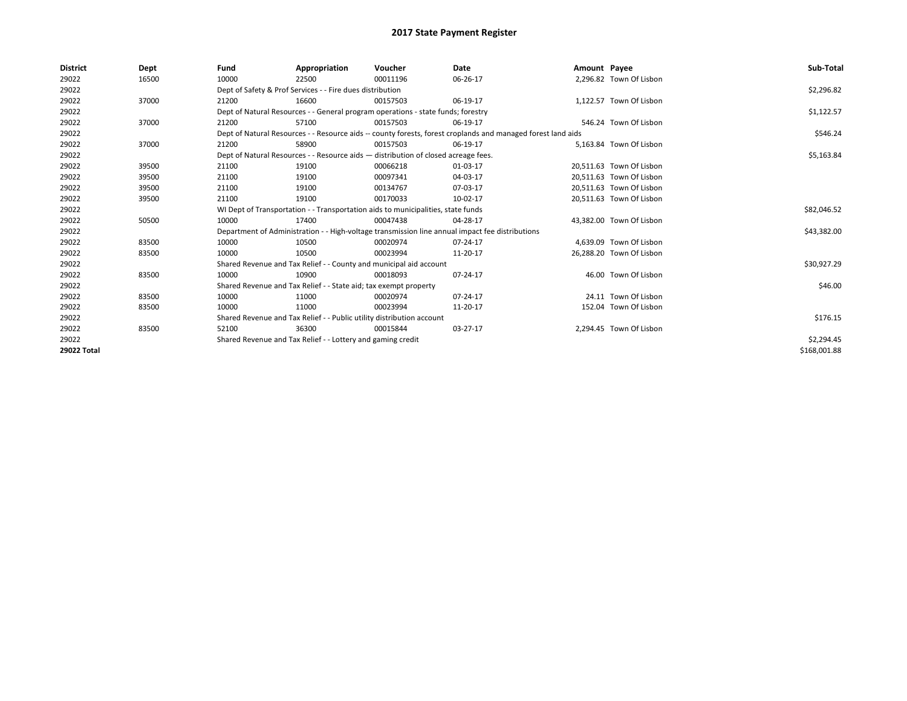# 2017 State Payment Register

| District | Dept | Fund | Appropriation | Voucher | Date | Amount | Payee | Sub-Total |
|---|---|---|---|---|---|---|---|---|
| 29022 | 16500 | 10000 | 22500 | 00011196 | 06-26-17 | 2,296.82 | Town Of Lisbon | |
| 29022 | | Dept of Safety & Prof Services - - Fire dues distribution | | | | | | $2,296.82 |
| 29022 | 37000 | 21200 | 16600 | 00157503 | 06-19-17 | 1,122.57 | Town Of Lisbon | |
| 29022 | | Dept of Natural Resources - - General program operations - state funds; forestry | | | | | | $1,122.57 |
| 29022 | 37000 | 21200 | 57100 | 00157503 | 06-19-17 | 546.24 | Town Of Lisbon | |
| 29022 | | Dept of Natural Resources - - Resource aids -- county forests, forest croplands and managed forest land aids | | | | | | $546.24 |
| 29022 | 37000 | 21200 | 58900 | 00157503 | 06-19-17 | 5,163.84 | Town Of Lisbon | |
| 29022 | | Dept of Natural Resources - - Resource aids — distribution of closed acreage fees. | | | | | | $5,163.84 |
| 29022 | 39500 | 21100 | 19100 | 00066218 | 01-03-17 | 20,511.63 | Town Of Lisbon | |
| 29022 | 39500 | 21100 | 19100 | 00097341 | 04-03-17 | 20,511.63 | Town Of Lisbon | |
| 29022 | 39500 | 21100 | 19100 | 00134767 | 07-03-17 | 20,511.63 | Town Of Lisbon | |
| 29022 | 39500 | 21100 | 19100 | 00170033 | 10-02-17 | 20,511.63 | Town Of Lisbon | |
| 29022 | | WI Dept of Transportation - - Transportation aids to municipalities, state funds | | | | | | $82,046.52 |
| 29022 | 50500 | 10000 | 17400 | 00047438 | 04-28-17 | 43,382.00 | Town Of Lisbon | |
| 29022 | | Department of Administration - - High-voltage transmission line annual impact fee distributions | | | | | | $43,382.00 |
| 29022 | 83500 | 10000 | 10500 | 00020974 | 07-24-17 | 4,639.09 | Town Of Lisbon | |
| 29022 | 83500 | 10000 | 10500 | 00023994 | 11-20-17 | 26,288.20 | Town Of Lisbon | |
| 29022 | | Shared Revenue and Tax Relief - - County and municipal aid account | | | | | | $30,927.29 |
| 29022 | 83500 | 10000 | 10900 | 00018093 | 07-24-17 | 46.00 | Town Of Lisbon | |
| 29022 | | Shared Revenue and Tax Relief - - State aid; tax exempt property | | | | | | $46.00 |
| 29022 | 83500 | 10000 | 11000 | 00020974 | 07-24-17 | 24.11 | Town Of Lisbon | |
| 29022 | 83500 | 10000 | 11000 | 00023994 | 11-20-17 | 152.04 | Town Of Lisbon | |
| 29022 | | Shared Revenue and Tax Relief - - Public utility distribution account | | | | | | $176.15 |
| 29022 | 83500 | 52100 | 36300 | 00015844 | 03-27-17 | 2,294.45 | Town Of Lisbon | |
| 29022 | | Shared Revenue and Tax Relief - - Lottery and gaming credit | | | | | | $2,294.45 |
| **29022 Total** | | | | | | | | $168,001.88 |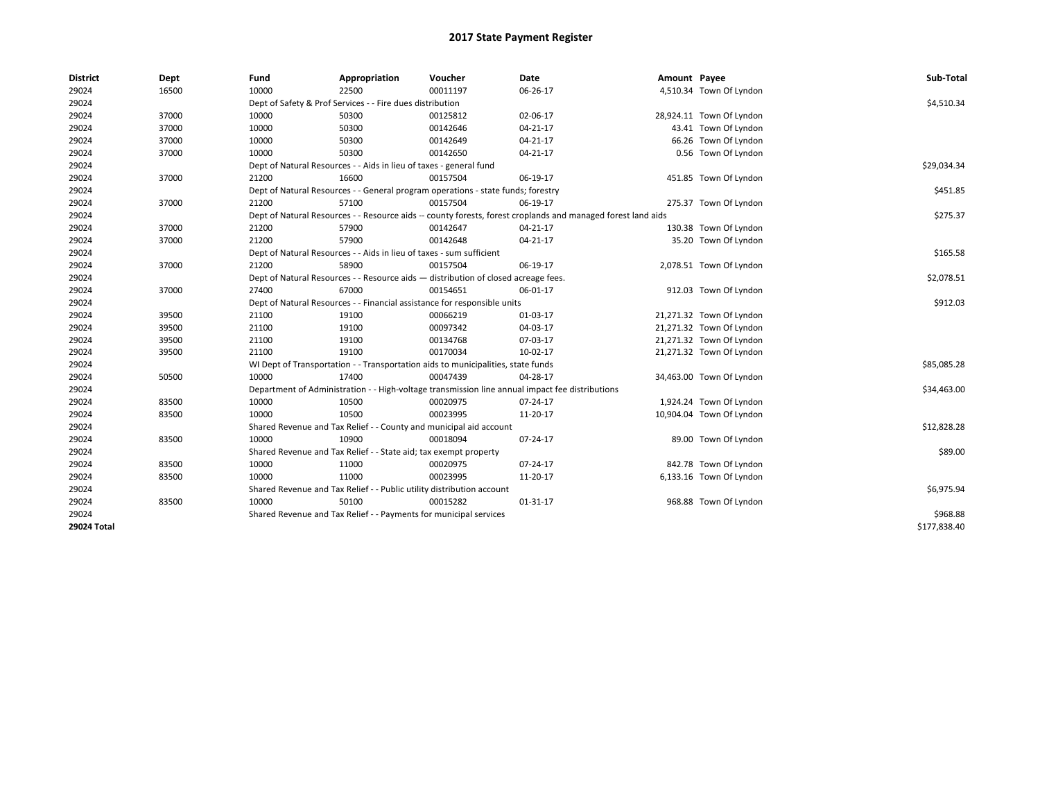# 2017 State Payment Register

| District | Dept | Fund | Appropriation | Voucher | Date | Amount | Payee | Sub-Total |
|---|---|---|---|---|---|---|---|---|
| 29024 | 16500 | 10000 | 22500 | 00011197 | 06-26-17 | 4,510.34 | Town Of Lyndon | |
| 29024 | | Dept of Safety & Prof Services - - Fire dues distribution | | | | | | $4,510.34 |
| 29024 | 37000 | 10000 | 50300 | 00125812 | 02-06-17 | 28,924.11 | Town Of Lyndon | |
| 29024 | 37000 | 10000 | 50300 | 00142646 | 04-21-17 | 43.41 | Town Of Lyndon | |
| 29024 | 37000 | 10000 | 50300 | 00142649 | 04-21-17 | 66.26 | Town Of Lyndon | |
| 29024 | 37000 | 10000 | 50300 | 00142650 | 04-21-17 | 0.56 | Town Of Lyndon | |
| 29024 | | Dept of Natural Resources - - Aids in lieu of taxes - general fund | | | | | | $29,034.34 |
| 29024 | 37000 | 21200 | 16600 | 00157504 | 06-19-17 | 451.85 | Town Of Lyndon | |
| 29024 | | Dept of Natural Resources - - General program operations - state funds; forestry | | | | | | $451.85 |
| 29024 | 37000 | 21200 | 57100 | 00157504 | 06-19-17 | 275.37 | Town Of Lyndon | |
| 29024 | | Dept of Natural Resources - - Resource aids -- county forests, forest croplands and managed forest land aids | | | | | | $275.37 |
| 29024 | 37000 | 21200 | 57900 | 00142647 | 04-21-17 | 130.38 | Town Of Lyndon | |
| 29024 | 37000 | 21200 | 57900 | 00142648 | 04-21-17 | 35.20 | Town Of Lyndon | |
| 29024 | | Dept of Natural Resources - - Aids in lieu of taxes - sum sufficient | | | | | | $165.58 |
| 29024 | 37000 | 21200 | 58900 | 00157504 | 06-19-17 | 2,078.51 | Town Of Lyndon | |
| 29024 | | Dept of Natural Resources - - Resource aids — distribution of closed acreage fees. | | | | | | $2,078.51 |
| 29024 | 37000 | 27400 | 67000 | 00154651 | 06-01-17 | 912.03 | Town Of Lyndon | |
| 29024 | | Dept of Natural Resources - - Financial assistance for responsible units | | | | | | $912.03 |
| 29024 | 39500 | 21100 | 19100 | 00066219 | 01-03-17 | 21,271.32 | Town Of Lyndon | |
| 29024 | 39500 | 21100 | 19100 | 00097342 | 04-03-17 | 21,271.32 | Town Of Lyndon | |
| 29024 | 39500 | 21100 | 19100 | 00134768 | 07-03-17 | 21,271.32 | Town Of Lyndon | |
| 29024 | 39500 | 21100 | 19100 | 00170034 | 10-02-17 | 21,271.32 | Town Of Lyndon | |
| 29024 | | WI Dept of Transportation - - Transportation aids to municipalities, state funds | | | | | | $85,085.28 |
| 29024 | 50500 | 10000 | 17400 | 00047439 | 04-28-17 | 34,463.00 | Town Of Lyndon | |
| 29024 | | Department of Administration - - High-voltage transmission line annual impact fee distributions | | | | | | $34,463.00 |
| 29024 | 83500 | 10000 | 10500 | 00020975 | 07-24-17 | 1,924.24 | Town Of Lyndon | |
| 29024 | 83500 | 10000 | 10500 | 00023995 | 11-20-17 | 10,904.04 | Town Of Lyndon | |
| 29024 | | Shared Revenue and Tax Relief - - County and municipal aid account | | | | | | $12,828.28 |
| 29024 | 83500 | 10000 | 10900 | 00018094 | 07-24-17 | 89.00 | Town Of Lyndon | |
| 29024 | | Shared Revenue and Tax Relief - - State aid; tax exempt property | | | | | | $89.00 |
| 29024 | 83500 | 10000 | 11000 | 00020975 | 07-24-17 | 842.78 | Town Of Lyndon | |
| 29024 | 83500 | 10000 | 11000 | 00023995 | 11-20-17 | 6,133.16 | Town Of Lyndon | |
| 29024 | | Shared Revenue and Tax Relief - - Public utility distribution account | | | | | | $6,975.94 |
| 29024 | 83500 | 10000 | 50100 | 00015282 | 01-31-17 | 968.88 | Town Of Lyndon | |
| 29024 | | Shared Revenue and Tax Relief - - Payments for municipal services | | | | | | $968.88 |
| **29024 Total** | | | | | | | | $177,838.40 |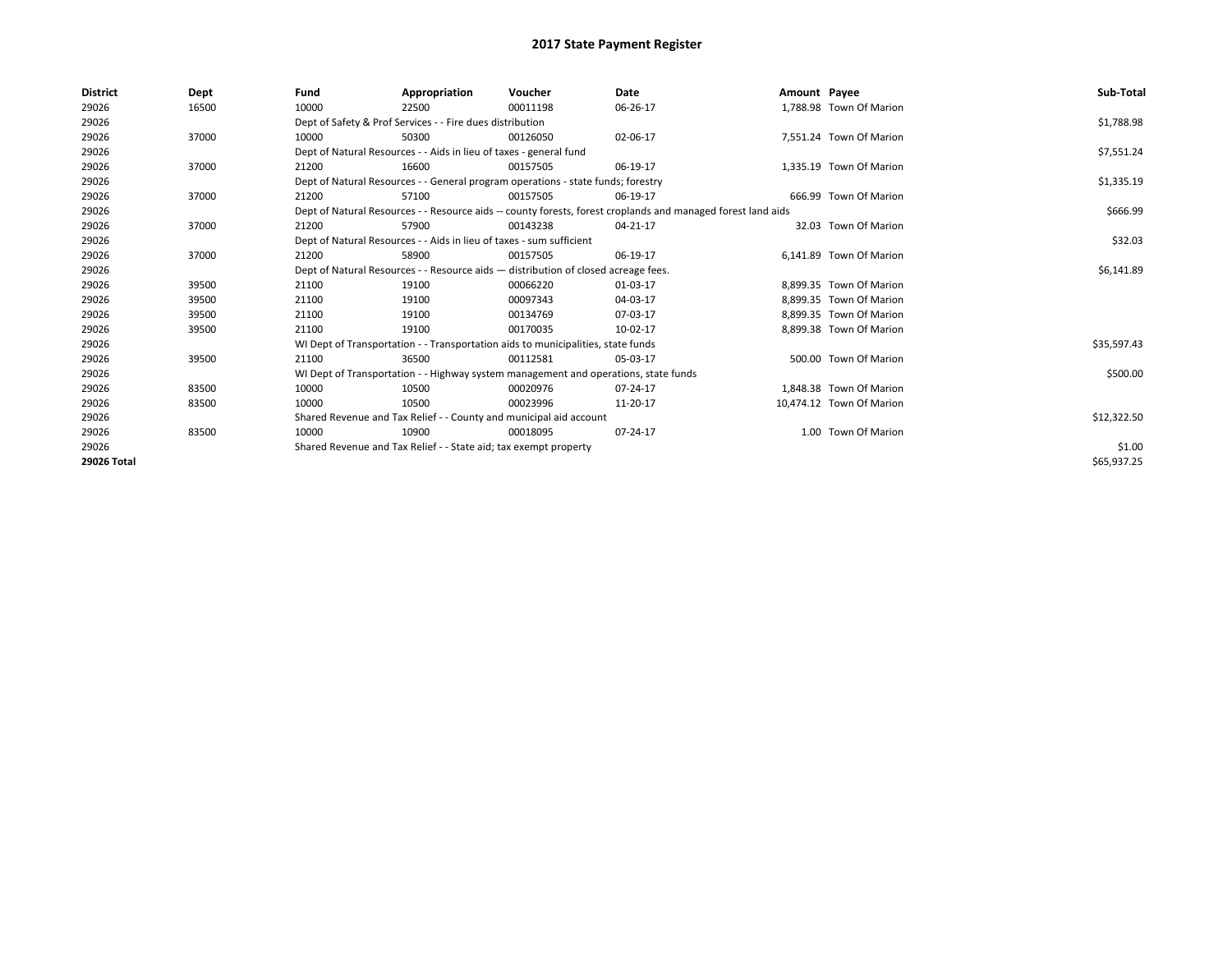# 2017 State Payment Register

| District | Dept | Fund | Appropriation | Voucher | Date | Amount | Payee | Sub-Total |
|---|---|---|---|---|---|---|---|---|
| 29026 | 16500 | 10000 | 22500 | 00011198 | 06-26-17 | 1,788.98 | Town Of Marion | |
| 29026 | | Dept of Safety & Prof Services - - Fire dues distribution | | | | | | $1,788.98 |
| 29026 | 37000 | 10000 | 50300 | 00126050 | 02-06-17 | 7,551.24 | Town Of Marion | |
| 29026 | | Dept of Natural Resources - - Aids in lieu of taxes - general fund | | | | | | $7,551.24 |
| 29026 | 37000 | 21200 | 16600 | 00157505 | 06-19-17 | 1,335.19 | Town Of Marion | |
| 29026 | | Dept of Natural Resources - - General program operations - state funds; forestry | | | | | | $1,335.19 |
| 29026 | 37000 | 21200 | 57100 | 00157505 | 06-19-17 | 666.99 | Town Of Marion | |
| 29026 | | Dept of Natural Resources - - Resource aids -- county forests, forest croplands and managed forest land aids | | | | | | $666.99 |
| 29026 | 37000 | 21200 | 57900 | 00143238 | 04-21-17 | 32.03 | Town Of Marion | |
| 29026 | | Dept of Natural Resources - - Aids in lieu of taxes - sum sufficient | | | | | | $32.03 |
| 29026 | 37000 | 21200 | 58900 | 00157505 | 06-19-17 | 6,141.89 | Town Of Marion | |
| 29026 | | Dept of Natural Resources - - Resource aids — distribution of closed acreage fees. | | | | | | $6,141.89 |
| 29026 | 39500 | 21100 | 19100 | 00066220 | 01-03-17 | 8,899.35 | Town Of Marion | |
| 29026 | 39500 | 21100 | 19100 | 00097343 | 04-03-17 | 8,899.35 | Town Of Marion | |
| 29026 | 39500 | 21100 | 19100 | 00134769 | 07-03-17 | 8,899.35 | Town Of Marion | |
| 29026 | 39500 | 21100 | 19100 | 00170035 | 10-02-17 | 8,899.38 | Town Of Marion | |
| 29026 | | WI Dept of Transportation - - Transportation aids to municipalities, state funds | | | | | | $35,597.43 |
| 29026 | 39500 | 21100 | 36500 | 00112581 | 05-03-17 | 500.00 | Town Of Marion | |
| 29026 | | WI Dept of Transportation - - Highway system management and operations, state funds | | | | | | $500.00 |
| 29026 | 83500 | 10000 | 10500 | 00020976 | 07-24-17 | 1,848.38 | Town Of Marion | |
| 29026 | 83500 | 10000 | 10500 | 00023996 | 11-20-17 | 10,474.12 | Town Of Marion | |
| 29026 | | Shared Revenue and Tax Relief - - County and municipal aid account | | | | | | $12,322.50 |
| 29026 | 83500 | 10000 | 10900 | 00018095 | 07-24-17 | 1.00 | Town Of Marion | |
| 29026 | | Shared Revenue and Tax Relief - - State aid; tax exempt property | | | | | | $1.00 |
| 29026 Total | | | | | | | | $65,937.25 |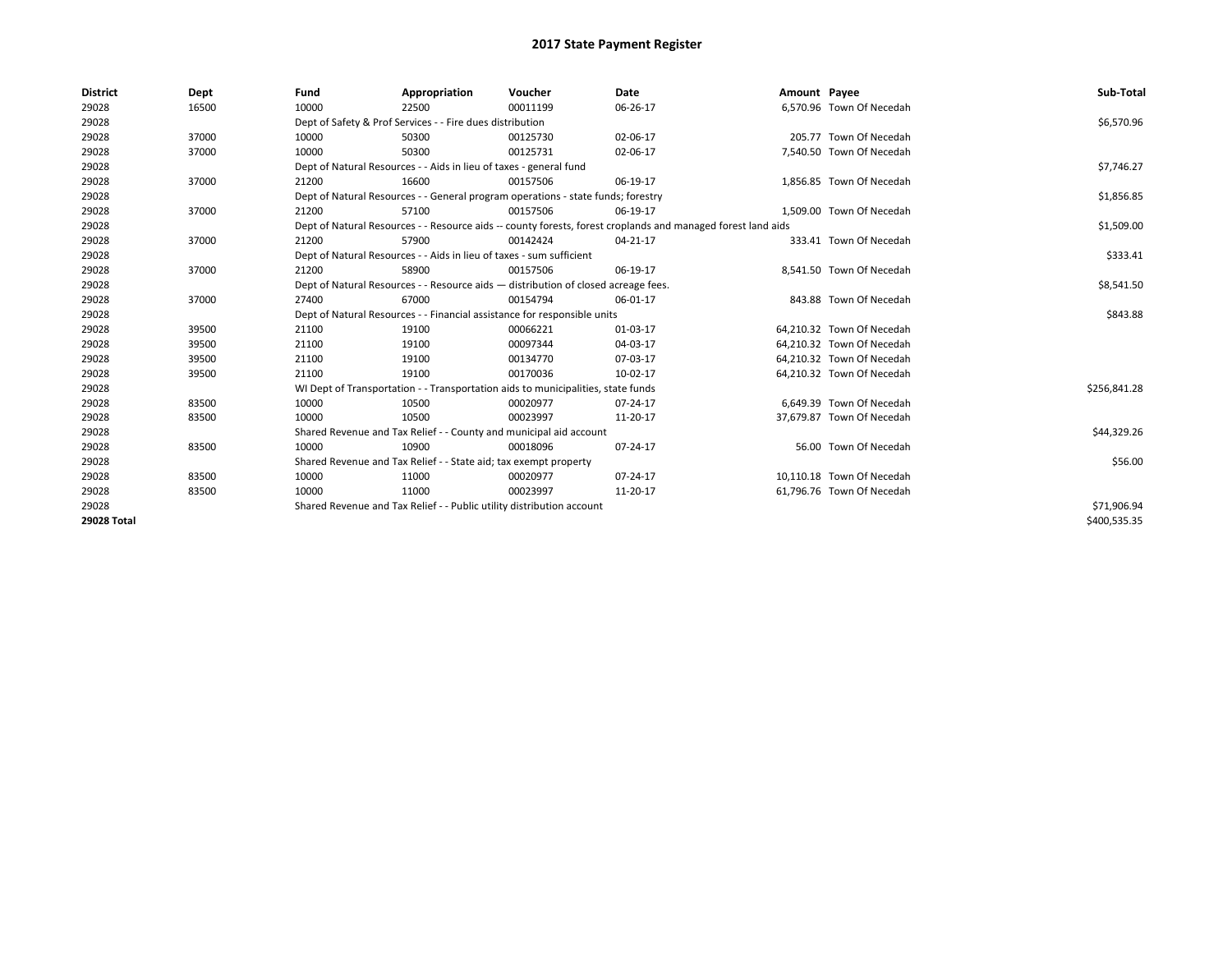# 2017 State Payment Register

| District | Dept | Fund | Appropriation | Voucher | Date | Amount | Payee | Sub-Total |
|---|---|---|---|---|---|---|---|---|
| 29028 | 16500 | 10000 | 22500 | 00011199 | 06-26-17 | 6,570.96 | Town Of Necedah | |
| 29028 | | Dept of Safety & Prof Services - - Fire dues distribution | | | | | | $6,570.96 |
| 29028 | 37000 | 10000 | 50300 | 00125730 | 02-06-17 | 205.77 | Town Of Necedah | |
| 29028 | 37000 | 10000 | 50300 | 00125731 | 02-06-17 | 7,540.50 | Town Of Necedah | |
| 29028 | | Dept of Natural Resources - - Aids in lieu of taxes - general fund | | | | | | $7,746.27 |
| 29028 | 37000 | 21200 | 16600 | 00157506 | 06-19-17 | 1,856.85 | Town Of Necedah | |
| 29028 | | Dept of Natural Resources - - General program operations - state funds; forestry | | | | | | $1,856.85 |
| 29028 | 37000 | 21200 | 57100 | 00157506 | 06-19-17 | 1,509.00 | Town Of Necedah | |
| 29028 | | Dept of Natural Resources - - Resource aids -- county forests, forest croplands and managed forest land aids | | | | | | $1,509.00 |
| 29028 | 37000 | 21200 | 57900 | 00142424 | 04-21-17 | 333.41 | Town Of Necedah | |
| 29028 | | Dept of Natural Resources - - Aids in lieu of taxes - sum sufficient | | | | | | $333.41 |
| 29028 | 37000 | 21200 | 58900 | 00157506 | 06-19-17 | 8,541.50 | Town Of Necedah | |
| 29028 | | Dept of Natural Resources - - Resource aids — distribution of closed acreage fees. | | | | | | $8,541.50 |
| 29028 | 37000 | 27400 | 67000 | 00154794 | 06-01-17 | 843.88 | Town Of Necedah | |
| 29028 | | Dept of Natural Resources - - Financial assistance for responsible units | | | | | | $843.88 |
| 29028 | 39500 | 21100 | 19100 | 00066221 | 01-03-17 | 64,210.32 | Town Of Necedah | |
| 29028 | 39500 | 21100 | 19100 | 00097344 | 04-03-17 | 64,210.32 | Town Of Necedah | |
| 29028 | 39500 | 21100 | 19100 | 00134770 | 07-03-17 | 64,210.32 | Town Of Necedah | |
| 29028 | 39500 | 21100 | 19100 | 00170036 | 10-02-17 | 64,210.32 | Town Of Necedah | |
| 29028 | | WI Dept of Transportation - - Transportation aids to municipalities, state funds | | | | | | $256,841.28 |
| 29028 | 83500 | 10000 | 10500 | 00020977 | 07-24-17 | 6,649.39 | Town Of Necedah | |
| 29028 | 83500 | 10000 | 10500 | 00023997 | 11-20-17 | 37,679.87 | Town Of Necedah | |
| 29028 | | Shared Revenue and Tax Relief - - County and municipal aid account | | | | | | $44,329.26 |
| 29028 | 83500 | 10000 | 10900 | 00018096 | 07-24-17 | 56.00 | Town Of Necedah | |
| 29028 | | Shared Revenue and Tax Relief - - State aid; tax exempt property | | | | | | $56.00 |
| 29028 | 83500 | 10000 | 11000 | 00020977 | 07-24-17 | 10,110.18 | Town Of Necedah | |
| 29028 | 83500 | 10000 | 11000 | 00023997 | 11-20-17 | 61,796.76 | Town Of Necedah | |
| 29028 | | Shared Revenue and Tax Relief - - Public utility distribution account | | | | | | $71,906.94 |
| **29028 Total** | | | | | | | | $400,535.35 |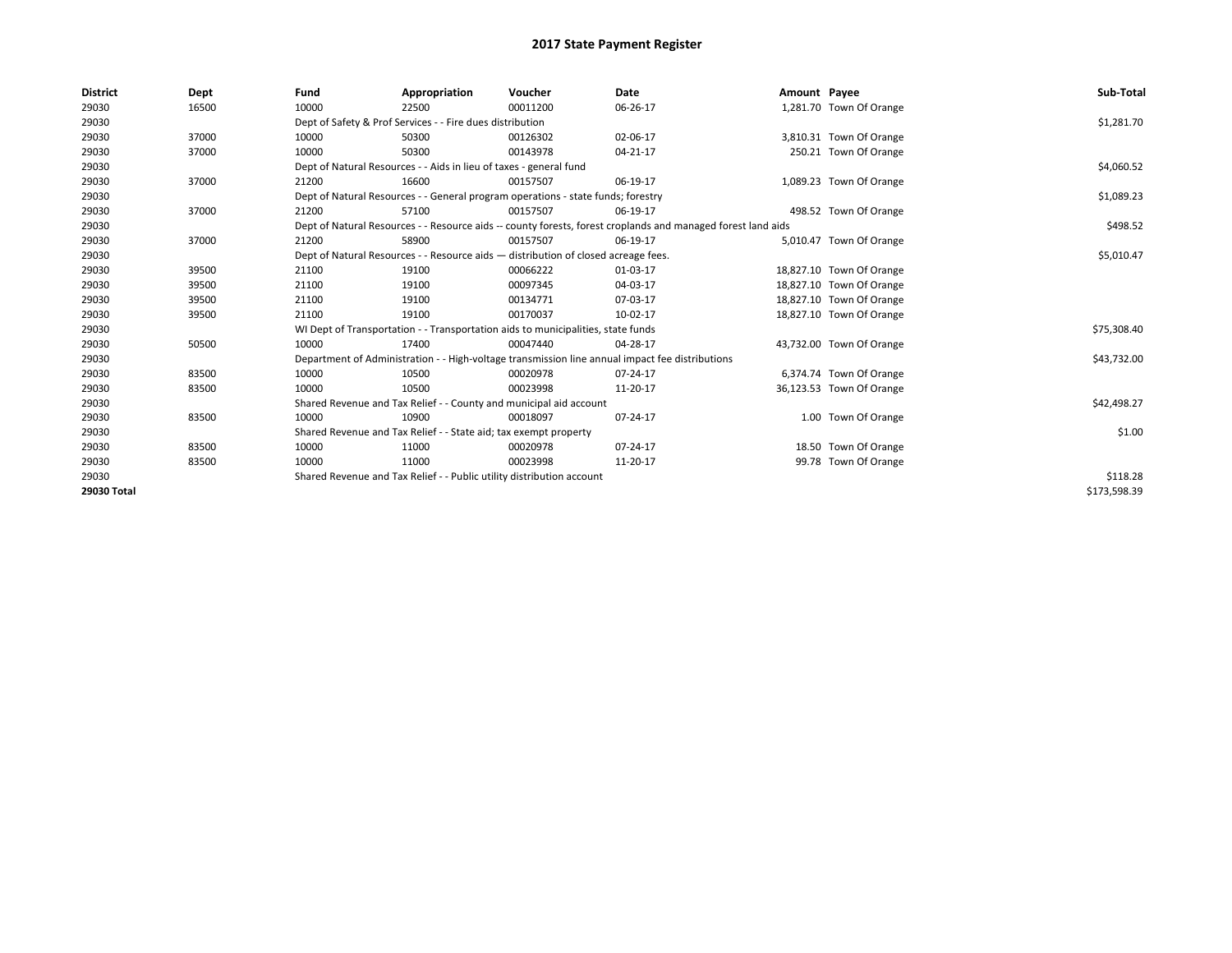# 2017 State Payment Register

| District | Dept | Fund | Appropriation | Voucher | Date | Amount | Payee | Sub-Total |
|---|---|---|---|---|---|---|---|---|
| 29030 | 16500 | 10000 | 22500 | 00011200 | 06-26-17 | 1,281.70 | Town Of Orange | |
| 29030 | | Dept of Safety & Prof Services - - Fire dues distribution | | | | | | $1,281.70 |
| 29030 | 37000 | 10000 | 50300 | 00126302 | 02-06-17 | 3,810.31 | Town Of Orange | |
| 29030 | 37000 | 10000 | 50300 | 00143978 | 04-21-17 | 250.21 | Town Of Orange | |
| 29030 | | Dept of Natural Resources - - Aids in lieu of taxes - general fund | | | | | | $4,060.52 |
| 29030 | 37000 | 21200 | 16600 | 00157507 | 06-19-17 | 1,089.23 | Town Of Orange | |
| 29030 | | Dept of Natural Resources - - General program operations - state funds; forestry | | | | | | $1,089.23 |
| 29030 | 37000 | 21200 | 57100 | 00157507 | 06-19-17 | 498.52 | Town Of Orange | |
| 29030 | | Dept of Natural Resources - - Resource aids -- county forests, forest croplands and managed forest land aids | | | | | | $498.52 |
| 29030 | 37000 | 21200 | 58900 | 00157507 | 06-19-17 | 5,010.47 | Town Of Orange | |
| 29030 | | Dept of Natural Resources - - Resource aids — distribution of closed acreage fees. | | | | | | $5,010.47 |
| 29030 | 39500 | 21100 | 19100 | 00066222 | 01-03-17 | 18,827.10 | Town Of Orange | |
| 29030 | 39500 | 21100 | 19100 | 00097345 | 04-03-17 | 18,827.10 | Town Of Orange | |
| 29030 | 39500 | 21100 | 19100 | 00134771 | 07-03-17 | 18,827.10 | Town Of Orange | |
| 29030 | 39500 | 21100 | 19100 | 00170037 | 10-02-17 | 18,827.10 | Town Of Orange | |
| 29030 | | WI Dept of Transportation - - Transportation aids to municipalities, state funds | | | | | | $75,308.40 |
| 29030 | 50500 | 10000 | 17400 | 00047440 | 04-28-17 | 43,732.00 | Town Of Orange | |
| 29030 | | Department of Administration - - High-voltage transmission line annual impact fee distributions | | | | | | $43,732.00 |
| 29030 | 83500 | 10000 | 10500 | 00020978 | 07-24-17 | 6,374.74 | Town Of Orange | |
| 29030 | 83500 | 10000 | 10500 | 00023998 | 11-20-17 | 36,123.53 | Town Of Orange | |
| 29030 | | Shared Revenue and Tax Relief - - County and municipal aid account | | | | | | $42,498.27 |
| 29030 | 83500 | 10000 | 10900 | 00018097 | 07-24-17 | 1.00 | Town Of Orange | |
| 29030 | | Shared Revenue and Tax Relief - - State aid; tax exempt property | | | | | | $1.00 |
| 29030 | 83500 | 10000 | 11000 | 00020978 | 07-24-17 | 18.50 | Town Of Orange | |
| 29030 | 83500 | 10000 | 11000 | 00023998 | 11-20-17 | 99.78 | Town Of Orange | |
| 29030 | | Shared Revenue and Tax Relief - - Public utility distribution account | | | | | | $118.28 |
| **29030 Total** | | | | | | | | $173,598.39 |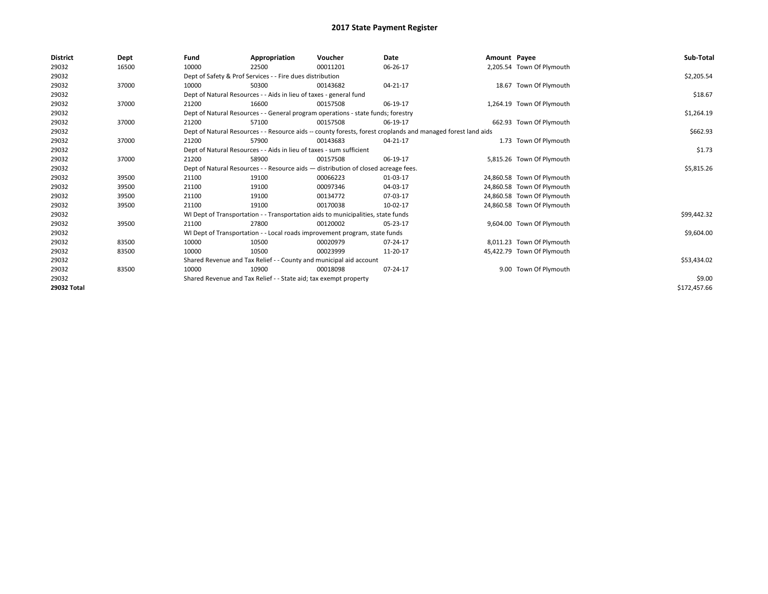# 2017 State Payment Register

| District | Dept | Fund | Appropriation | Voucher | Date | Amount | Payee | Sub-Total |
|---|---|---|---|---|---|---|---|---|
| 29032 | 16500 | 10000 | 22500 | 00011201 | 06-26-17 | 2,205.54 | Town Of Plymouth | |
| 29032 | | Dept of Safety & Prof Services - - Fire dues distribution | | | | | | $2,205.54 |
| 29032 | 37000 | 10000 | 50300 | 00143682 | 04-21-17 | 18.67 | Town Of Plymouth | |
| 29032 | | Dept of Natural Resources - - Aids in lieu of taxes - general fund | | | | | | $18.67 |
| 29032 | 37000 | 21200 | 16600 | 00157508 | 06-19-17 | 1,264.19 | Town Of Plymouth | |
| 29032 | | Dept of Natural Resources - - General program operations - state funds; forestry | | | | | | $1,264.19 |
| 29032 | 37000 | 21200 | 57100 | 00157508 | 06-19-17 | 662.93 | Town Of Plymouth | |
| 29032 | | Dept of Natural Resources - - Resource aids -- county forests, forest croplands and managed forest land aids | | | | | | $662.93 |
| 29032 | 37000 | 21200 | 57900 | 00143683 | 04-21-17 | 1.73 | Town Of Plymouth | |
| 29032 | | Dept of Natural Resources - - Aids in lieu of taxes - sum sufficient | | | | | | $1.73 |
| 29032 | 37000 | 21200 | 58900 | 00157508 | 06-19-17 | 5,815.26 | Town Of Plymouth | |
| 29032 | | Dept of Natural Resources - - Resource aids — distribution of closed acreage fees. | | | | | | $5,815.26 |
| 29032 | 39500 | 21100 | 19100 | 00066223 | 01-03-17 | 24,860.58 | Town Of Plymouth | |
| 29032 | 39500 | 21100 | 19100 | 00097346 | 04-03-17 | 24,860.58 | Town Of Plymouth | |
| 29032 | 39500 | 21100 | 19100 | 00134772 | 07-03-17 | 24,860.58 | Town Of Plymouth | |
| 29032 | 39500 | 21100 | 19100 | 00170038 | 10-02-17 | 24,860.58 | Town Of Plymouth | |
| 29032 | | WI Dept of Transportation - - Transportation aids to municipalities, state funds | | | | | | $99,442.32 |
| 29032 | 39500 | 21100 | 27800 | 00120002 | 05-23-17 | 9,604.00 | Town Of Plymouth | |
| 29032 | | WI Dept of Transportation - - Local roads improvement program, state funds | | | | | | $9,604.00 |
| 29032 | 83500 | 10000 | 10500 | 00020979 | 07-24-17 | 8,011.23 | Town Of Plymouth | |
| 29032 | 83500 | 10000 | 10500 | 00023999 | 11-20-17 | 45,422.79 | Town Of Plymouth | |
| 29032 | | Shared Revenue and Tax Relief - - County and municipal aid account | | | | | | $53,434.02 |
| 29032 | 83500 | 10000 | 10900 | 00018098 | 07-24-17 | 9.00 | Town Of Plymouth | |
| 29032 | | Shared Revenue and Tax Relief - - State aid; tax exempt property | | | | | | $9.00 |
| 29032 Total | | | | | | | | $172,457.66 |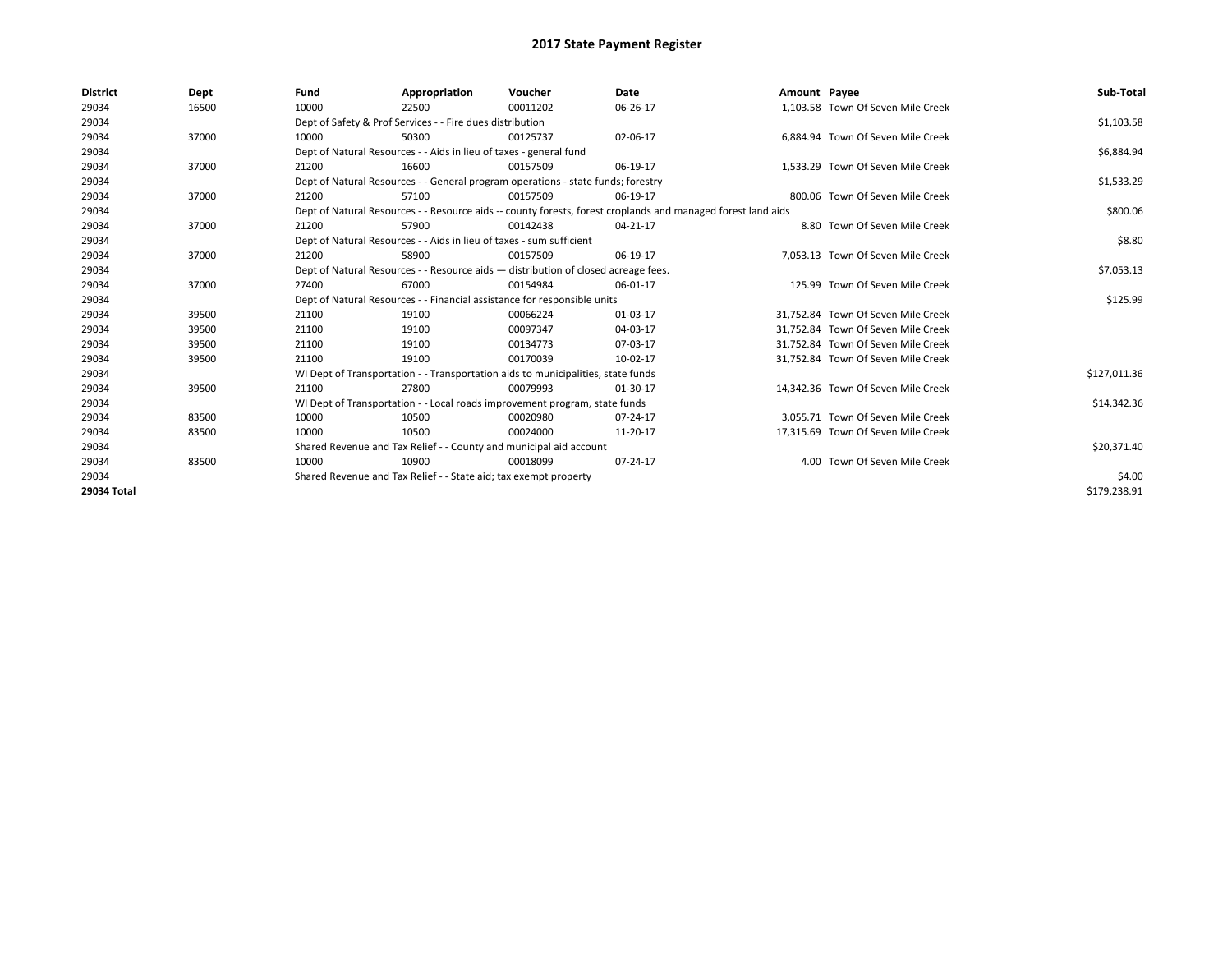# 2017 State Payment Register

| District | Dept | Fund | Appropriation | Voucher | Date | Amount | Payee | Sub-Total |
|---|---|---|---|---|---|---|---|---|
| 29034 | 16500 | 10000 | 22500 | 00011202 | 06-26-17 | 1,103.58 | Town Of Seven Mile Creek | |
| 29034 | | Dept of Safety & Prof Services - - Fire dues distribution | | | | | | $1,103.58 |
| 29034 | 37000 | 10000 | 50300 | 00125737 | 02-06-17 | 6,884.94 | Town Of Seven Mile Creek | |
| 29034 | | Dept of Natural Resources - - Aids in lieu of taxes - general fund | | | | | | $6,884.94 |
| 29034 | 37000 | 21200 | 16600 | 00157509 | 06-19-17 | 1,533.29 | Town Of Seven Mile Creek | |
| 29034 | | Dept of Natural Resources - - General program operations - state funds; forestry | | | | | | $1,533.29 |
| 29034 | 37000 | 21200 | 57100 | 00157509 | 06-19-17 | 800.06 | Town Of Seven Mile Creek | |
| 29034 | | Dept of Natural Resources - - Resource aids -- county forests, forest croplands and managed forest land aids | | | | | | $800.06 |
| 29034 | 37000 | 21200 | 57900 | 00142438 | 04-21-17 | 8.80 | Town Of Seven Mile Creek | |
| 29034 | | Dept of Natural Resources - - Aids in lieu of taxes - sum sufficient | | | | | | $8.80 |
| 29034 | 37000 | 21200 | 58900 | 00157509 | 06-19-17 | 7,053.13 | Town Of Seven Mile Creek | |
| 29034 | | Dept of Natural Resources - - Resource aids — distribution of closed acreage fees. | | | | | | $7,053.13 |
| 29034 | 37000 | 27400 | 67000 | 00154984 | 06-01-17 | 125.99 | Town Of Seven Mile Creek | |
| 29034 | | Dept of Natural Resources - - Financial assistance for responsible units | | | | | | $125.99 |
| 29034 | 39500 | 21100 | 19100 | 00066224 | 01-03-17 | 31,752.84 | Town Of Seven Mile Creek | |
| 29034 | 39500 | 21100 | 19100 | 00097347 | 04-03-17 | 31,752.84 | Town Of Seven Mile Creek | |
| 29034 | 39500 | 21100 | 19100 | 00134773 | 07-03-17 | 31,752.84 | Town Of Seven Mile Creek | |
| 29034 | 39500 | 21100 | 19100 | 00170039 | 10-02-17 | 31,752.84 | Town Of Seven Mile Creek | |
| 29034 | | WI Dept of Transportation - - Transportation aids to municipalities, state funds | | | | | | $127,011.36 |
| 29034 | 39500 | 21100 | 27800 | 00079993 | 01-30-17 | 14,342.36 | Town Of Seven Mile Creek | |
| 29034 | | WI Dept of Transportation - - Local roads improvement program, state funds | | | | | | $14,342.36 |
| 29034 | 83500 | 10000 | 10500 | 00020980 | 07-24-17 | 3,055.71 | Town Of Seven Mile Creek | |
| 29034 | 83500 | 10000 | 10500 | 00024000 | 11-20-17 | 17,315.69 | Town Of Seven Mile Creek | |
| 29034 | | Shared Revenue and Tax Relief - - County and municipal aid account | | | | | | $20,371.40 |
| 29034 | 83500 | 10000 | 10900 | 00018099 | 07-24-17 | 4.00 | Town Of Seven Mile Creek | |
| 29034 | | Shared Revenue and Tax Relief - - State aid; tax exempt property | | | | | | $4.00 |
| **29034 Total** | | | | | | | | $179,238.91 |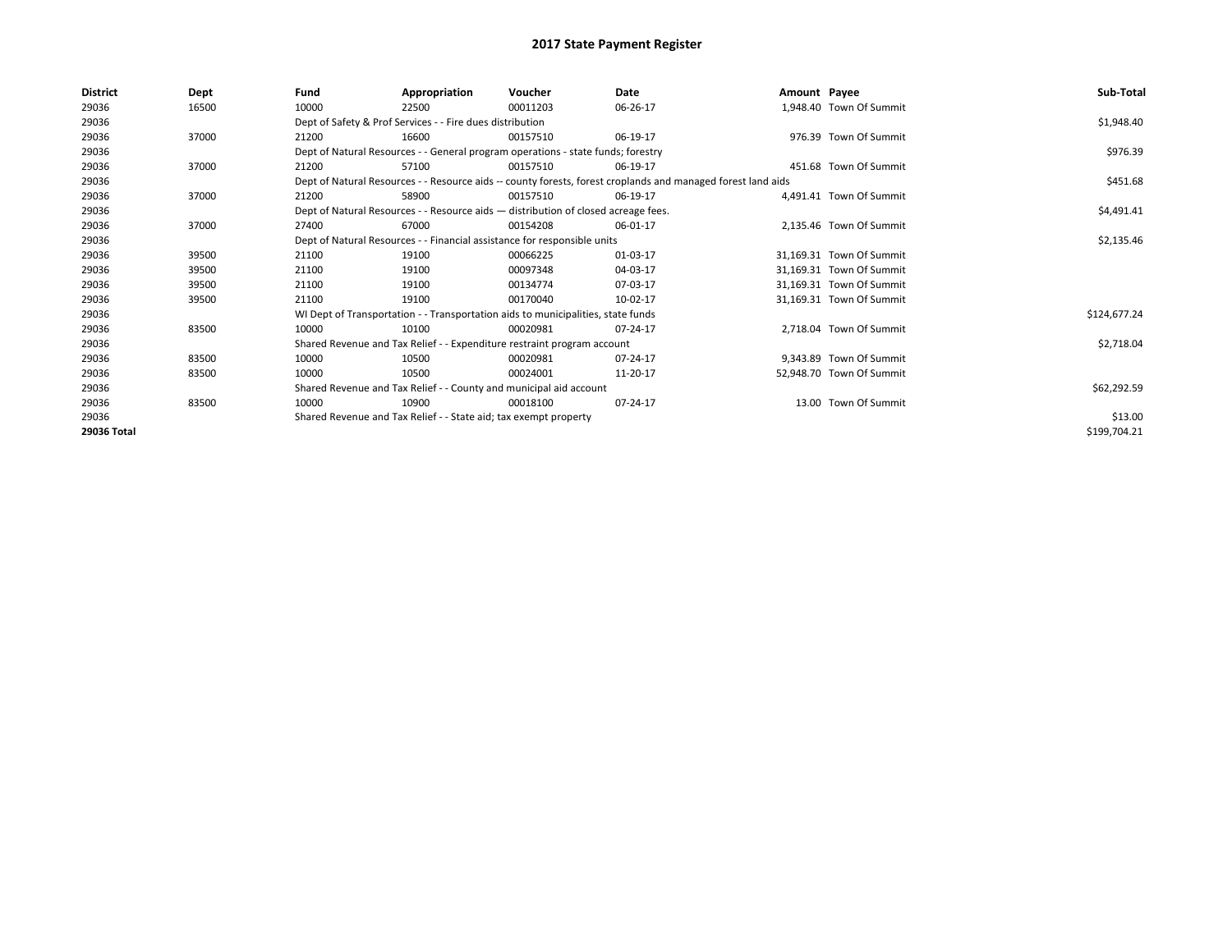# 2017 State Payment Register

| District | Dept | Fund | Appropriation | Voucher | Date | Amount | Payee | Sub-Total |
|---|---|---|---|---|---|---|---|---|
| 29036 | 16500 | 10000 | 22500 | 00011203 | 06-26-17 | 1,948.40 | Town Of Summit | |
| 29036 | | Dept of Safety & Prof Services - - Fire dues distribution | | | | | | $1,948.40 |
| 29036 | 37000 | 21200 | 16600 | 00157510 | 06-19-17 | 976.39 | Town Of Summit | |
| 29036 | | Dept of Natural Resources - - General program operations - state funds; forestry | | | | | | $976.39 |
| 29036 | 37000 | 21200 | 57100 | 00157510 | 06-19-17 | 451.68 | Town Of Summit | |
| 29036 | | Dept of Natural Resources - - Resource aids -- county forests, forest croplands and managed forest land aids | | | | | | $451.68 |
| 29036 | 37000 | 21200 | 58900 | 00157510 | 06-19-17 | 4,491.41 | Town Of Summit | |
| 29036 | | Dept of Natural Resources - - Resource aids — distribution of closed acreage fees. | | | | | | $4,491.41 |
| 29036 | 37000 | 27400 | 67000 | 00154208 | 06-01-17 | 2,135.46 | Town Of Summit | |
| 29036 | | Dept of Natural Resources - - Financial assistance for responsible units | | | | | | $2,135.46 |
| 29036 | 39500 | 21100 | 19100 | 00066225 | 01-03-17 | 31,169.31 | Town Of Summit | |
| 29036 | 39500 | 21100 | 19100 | 00097348 | 04-03-17 | 31,169.31 | Town Of Summit | |
| 29036 | 39500 | 21100 | 19100 | 00134774 | 07-03-17 | 31,169.31 | Town Of Summit | |
| 29036 | 39500 | 21100 | 19100 | 00170040 | 10-02-17 | 31,169.31 | Town Of Summit | |
| 29036 | | WI Dept of Transportation - - Transportation aids to municipalities, state funds | | | | | | $124,677.24 |
| 29036 | 83500 | 10000 | 10100 | 00020981 | 07-24-17 | 2,718.04 | Town Of Summit | |
| 29036 | | Shared Revenue and Tax Relief - - Expenditure restraint program account | | | | | | $2,718.04 |
| 29036 | 83500 | 10000 | 10500 | 00020981 | 07-24-17 | 9,343.89 | Town Of Summit | |
| 29036 | 83500 | 10000 | 10500 | 00024001 | 11-20-17 | 52,948.70 | Town Of Summit | |
| 29036 | | Shared Revenue and Tax Relief - - County and municipal aid account | | | | | | $62,292.59 |
| 29036 | 83500 | 10000 | 10900 | 00018100 | 07-24-17 | 13.00 | Town Of Summit | |
| 29036 | | Shared Revenue and Tax Relief - - State aid; tax exempt property | | | | | | $13.00 |
| 29036 Total | | | | | | | | $199,704.21 |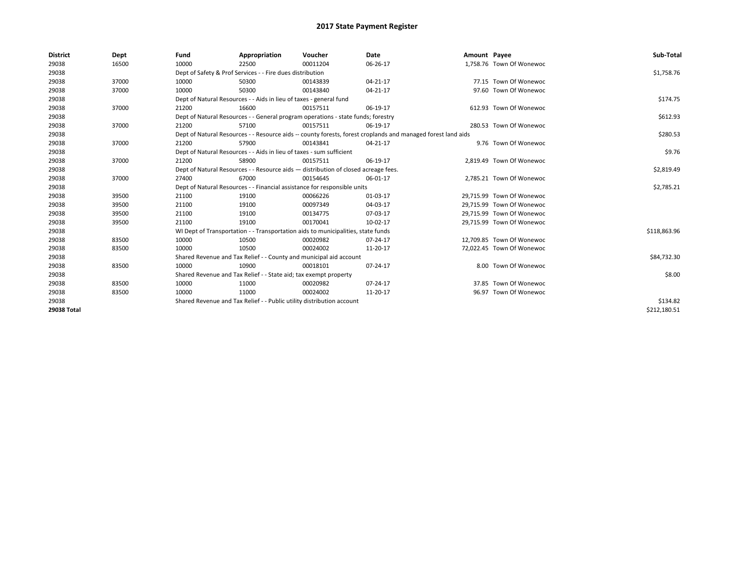# 2017 State Payment Register

| District | Dept | Fund | Appropriation | Voucher | Date | Amount | Payee | Sub-Total |
|---|---|---|---|---|---|---|---|---|
| 29038 | 16500 | 10000 | 22500 | 00011204 | 06-26-17 | 1,758.76 | Town Of Wonewoc | |
| 29038 | | Dept of Safety & Prof Services - - Fire dues distribution | | | | | | $1,758.76 |
| 29038 | 37000 | 10000 | 50300 | 00143839 | 04-21-17 | 77.15 | Town Of Wonewoc | |
| 29038 | 37000 | 10000 | 50300 | 00143840 | 04-21-17 | 97.60 | Town Of Wonewoc | |
| 29038 | | Dept of Natural Resources - - Aids in lieu of taxes - general fund | | | | | | $174.75 |
| 29038 | 37000 | 21200 | 16600 | 00157511 | 06-19-17 | 612.93 | Town Of Wonewoc | |
| 29038 | | Dept of Natural Resources - - General program operations - state funds; forestry | | | | | | $612.93 |
| 29038 | 37000 | 21200 | 57100 | 00157511 | 06-19-17 | 280.53 | Town Of Wonewoc | |
| 29038 | | Dept of Natural Resources - - Resource aids -- county forests, forest croplands and managed forest land aids | | | | | | $280.53 |
| 29038 | 37000 | 21200 | 57900 | 00143841 | 04-21-17 | 9.76 | Town Of Wonewoc | |
| 29038 | | Dept of Natural Resources - - Aids in lieu of taxes - sum sufficient | | | | | | $9.76 |
| 29038 | 37000 | 21200 | 58900 | 00157511 | 06-19-17 | 2,819.49 | Town Of Wonewoc | |
| 29038 | | Dept of Natural Resources - - Resource aids — distribution of closed acreage fees. | | | | | | $2,819.49 |
| 29038 | 37000 | 27400 | 67000 | 00154645 | 06-01-17 | 2,785.21 | Town Of Wonewoc | |
| 29038 | | Dept of Natural Resources - - Financial assistance for responsible units | | | | | | $2,785.21 |
| 29038 | 39500 | 21100 | 19100 | 00066226 | 01-03-17 | 29,715.99 | Town Of Wonewoc | |
| 29038 | 39500 | 21100 | 19100 | 00097349 | 04-03-17 | 29,715.99 | Town Of Wonewoc | |
| 29038 | 39500 | 21100 | 19100 | 00134775 | 07-03-17 | 29,715.99 | Town Of Wonewoc | |
| 29038 | 39500 | 21100 | 19100 | 00170041 | 10-02-17 | 29,715.99 | Town Of Wonewoc | |
| 29038 | | WI Dept of Transportation - - Transportation aids to municipalities, state funds | | | | | | $118,863.96 |
| 29038 | 83500 | 10000 | 10500 | 00020982 | 07-24-17 | 12,709.85 | Town Of Wonewoc | |
| 29038 | 83500 | 10000 | 10500 | 00024002 | 11-20-17 | 72,022.45 | Town Of Wonewoc | |
| 29038 | | Shared Revenue and Tax Relief - - County and municipal aid account | | | | | | $84,732.30 |
| 29038 | 83500 | 10000 | 10900 | 00018101 | 07-24-17 | 8.00 | Town Of Wonewoc | |
| 29038 | | Shared Revenue and Tax Relief - - State aid; tax exempt property | | | | | | $8.00 |
| 29038 | 83500 | 10000 | 11000 | 00020982 | 07-24-17 | 37.85 | Town Of Wonewoc | |
| 29038 | 83500 | 10000 | 11000 | 00024002 | 11-20-17 | 96.97 | Town Of Wonewoc | |
| 29038 | | Shared Revenue and Tax Relief - - Public utility distribution account | | | | | | $134.82 |
| **29038 Total** | | | | | | | | $212,180.51 |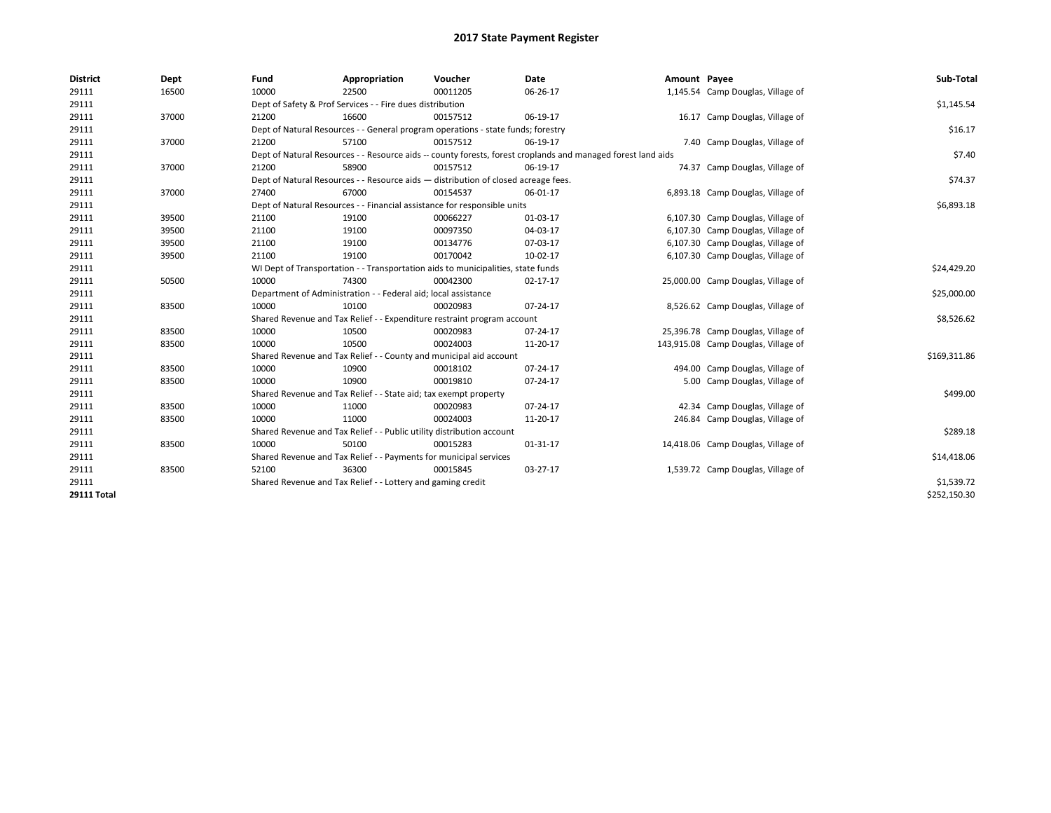# 2017 State Payment Register

| District | Dept | Fund | Appropriation | Voucher | Date | Amount | Payee | Sub-Total |
|---|---|---|---|---|---|---|---|---|
| 29111 | 16500 | 10000 | 22500 | 00011205 | 06-26-17 | 1,145.54 | Camp Douglas, Village of | |
| 29111 | | Dept of Safety & Prof Services - - Fire dues distribution | | | | | | $1,145.54 |
| 29111 | 37000 | 21200 | 16600 | 00157512 | 06-19-17 | 16.17 | Camp Douglas, Village of | |
| 29111 | | Dept of Natural Resources - - General program operations - state funds; forestry | | | | | | $16.17 |
| 29111 | 37000 | 21200 | 57100 | 00157512 | 06-19-17 | 7.40 | Camp Douglas, Village of | |
| 29111 | | Dept of Natural Resources - - Resource aids -- county forests, forest croplands and managed forest land aids | | | | | | $7.40 |
| 29111 | 37000 | 21200 | 58900 | 00157512 | 06-19-17 | 74.37 | Camp Douglas, Village of | |
| 29111 | | Dept of Natural Resources - - Resource aids — distribution of closed acreage fees. | | | | | | $74.37 |
| 29111 | 37000 | 27400 | 67000 | 00154537 | 06-01-17 | 6,893.18 | Camp Douglas, Village of | |
| 29111 | | Dept of Natural Resources - - Financial assistance for responsible units | | | | | | $6,893.18 |
| 29111 | 39500 | 21100 | 19100 | 00066227 | 01-03-17 | 6,107.30 | Camp Douglas, Village of | |
| 29111 | 39500 | 21100 | 19100 | 00097350 | 04-03-17 | 6,107.30 | Camp Douglas, Village of | |
| 29111 | 39500 | 21100 | 19100 | 00134776 | 07-03-17 | 6,107.30 | Camp Douglas, Village of | |
| 29111 | 39500 | 21100 | 19100 | 00170042 | 10-02-17 | 6,107.30 | Camp Douglas, Village of | |
| 29111 | | WI Dept of Transportation - - Transportation aids to municipalities, state funds | | | | | | $24,429.20 |
| 29111 | 50500 | 10000 | 74300 | 00042300 | 02-17-17 | 25,000.00 | Camp Douglas, Village of | |
| 29111 | | Department of Administration - - Federal aid; local assistance | | | | | | $25,000.00 |
| 29111 | 83500 | 10000 | 10100 | 00020983 | 07-24-17 | 8,526.62 | Camp Douglas, Village of | |
| 29111 | | Shared Revenue and Tax Relief - - Expenditure restraint program account | | | | | | $8,526.62 |
| 29111 | 83500 | 10000 | 10500 | 00020983 | 07-24-17 | 25,396.78 | Camp Douglas, Village of | |
| 29111 | 83500 | 10000 | 10500 | 00024003 | 11-20-17 | 143,915.08 | Camp Douglas, Village of | |
| 29111 | | Shared Revenue and Tax Relief - - County and municipal aid account | | | | | | $169,311.86 |
| 29111 | 83500 | 10000 | 10900 | 00018102 | 07-24-17 | 494.00 | Camp Douglas, Village of | |
| 29111 | 83500 | 10000 | 10900 | 00019810 | 07-24-17 | 5.00 | Camp Douglas, Village of | |
| 29111 | | Shared Revenue and Tax Relief - - State aid; tax exempt property | | | | | | $499.00 |
| 29111 | 83500 | 10000 | 11000 | 00020983 | 07-24-17 | 42.34 | Camp Douglas, Village of | |
| 29111 | 83500 | 10000 | 11000 | 00024003 | 11-20-17 | 246.84 | Camp Douglas, Village of | |
| 29111 | | Shared Revenue and Tax Relief - - Public utility distribution account | | | | | | $289.18 |
| 29111 | 83500 | 10000 | 50100 | 00015283 | 01-31-17 | 14,418.06 | Camp Douglas, Village of | |
| 29111 | | Shared Revenue and Tax Relief - - Payments for municipal services | | | | | | $14,418.06 |
| 29111 | 83500 | 52100 | 36300 | 00015845 | 03-27-17 | 1,539.72 | Camp Douglas, Village of | |
| 29111 | | Shared Revenue and Tax Relief - - Lottery and gaming credit | | | | | | $1,539.72 |
| **29111 Total** | | | | | | | | $252,150.30 |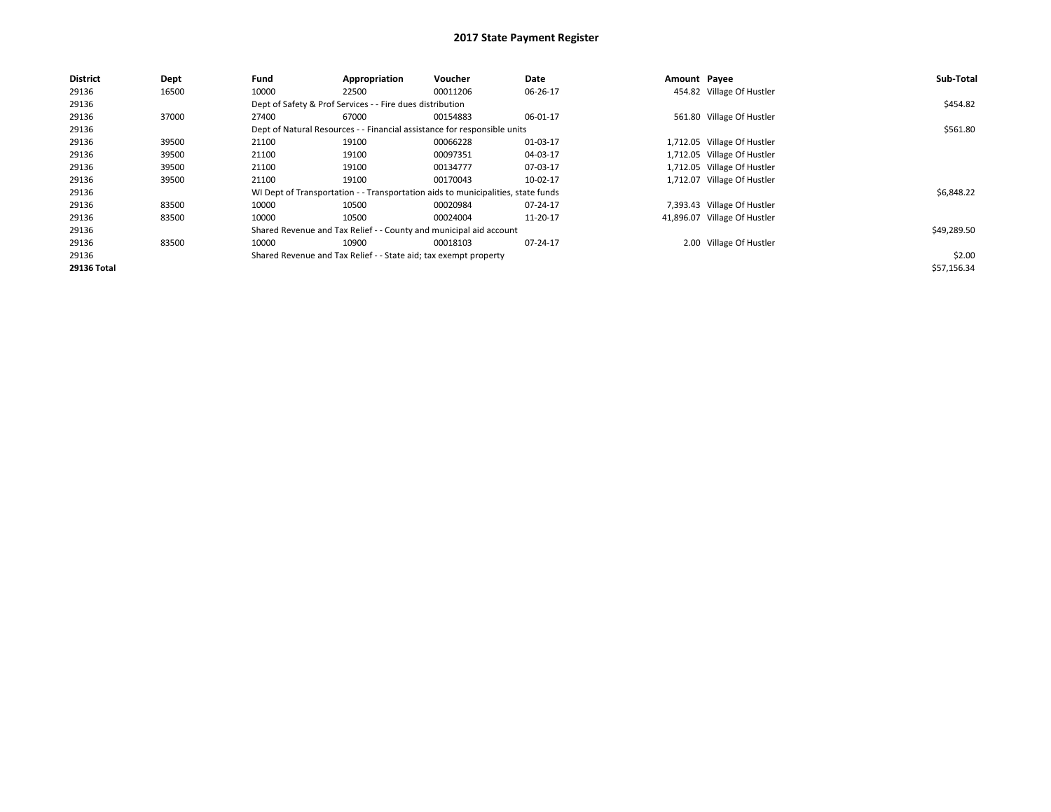# 2017 State Payment Register

| District | Dept | Fund | Appropriation | Voucher | Date | Amount | Payee | Sub-Total |
|---|---|---|---|---|---|---|---|---|
| 29136 | 16500 | 10000 | 22500 | 00011206 | 06-26-17 | 454.82 | Village Of Hustler | |
| 29136 | | Dept of Safety & Prof Services - - Fire dues distribution | | | | | | $454.82 |
| 29136 | 37000 | 27400 | 67000 | 00154883 | 06-01-17 | 561.80 | Village Of Hustler | |
| 29136 | | Dept of Natural Resources - - Financial assistance for responsible units | | | | | | $561.80 |
| 29136 | 39500 | 21100 | 19100 | 00066228 | 01-03-17 | 1,712.05 | Village Of Hustler | |
| 29136 | 39500 | 21100 | 19100 | 00097351 | 04-03-17 | 1,712.05 | Village Of Hustler | |
| 29136 | 39500 | 21100 | 19100 | 00134777 | 07-03-17 | 1,712.05 | Village Of Hustler | |
| 29136 | 39500 | 21100 | 19100 | 00170043 | 10-02-17 | 1,712.07 | Village Of Hustler | |
| 29136 | | WI Dept of Transportation - - Transportation aids to municipalities, state funds | | | | | | $6,848.22 |
| 29136 | 83500 | 10000 | 10500 | 00020984 | 07-24-17 | 7,393.43 | Village Of Hustler | |
| 29136 | 83500 | 10000 | 10500 | 00024004 | 11-20-17 | 41,896.07 | Village Of Hustler | |
| 29136 | | Shared Revenue and Tax Relief - - County and municipal aid account | | | | | | $49,289.50 |
| 29136 | 83500 | 10000 | 10900 | 00018103 | 07-24-17 | 2.00 | Village Of Hustler | |
| 29136 | | Shared Revenue and Tax Relief - - State aid; tax exempt property | | | | | | $2.00 |
| **29136 Total** | | | | | | | | $57,156.34 |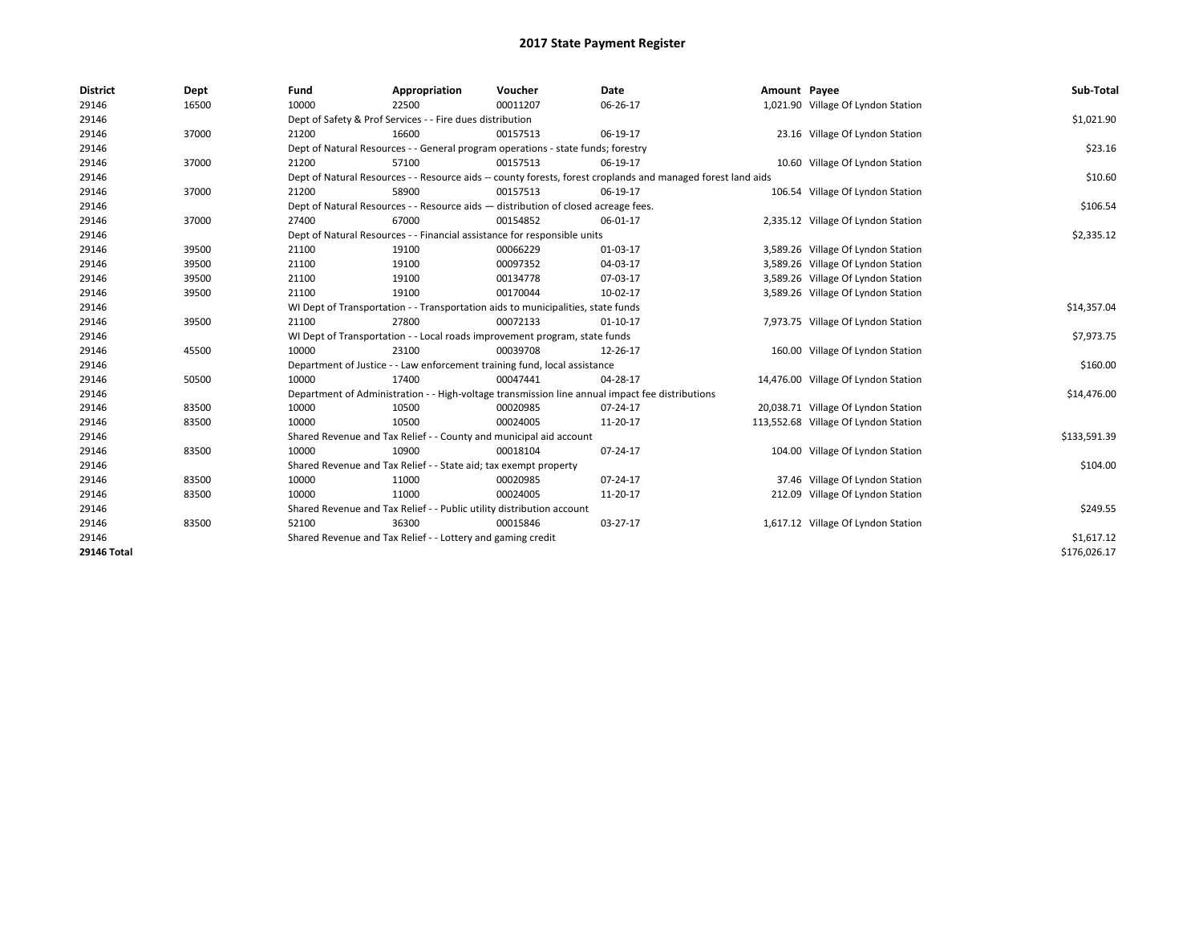# 2017 State Payment Register

| District | Dept | Fund | Appropriation | Voucher | Date | Amount | Payee | Sub-Total |
|---|---|---|---|---|---|---|---|---|
| 29146 | 16500 | 10000 | 22500 | 00011207 | 06-26-17 | 1,021.90 | Village Of Lyndon Station | |
| 29146 | | Dept of Safety & Prof Services - - Fire dues distribution | | | | | | $1,021.90 |
| 29146 | 37000 | 21200 | 16600 | 00157513 | 06-19-17 | 23.16 | Village Of Lyndon Station | |
| 29146 | | Dept of Natural Resources - - General program operations - state funds; forestry | | | | | | $23.16 |
| 29146 | 37000 | 21200 | 57100 | 00157513 | 06-19-17 | 10.60 | Village Of Lyndon Station | |
| 29146 | | Dept of Natural Resources - - Resource aids -- county forests, forest croplands and managed forest land aids | | | | | | $10.60 |
| 29146 | 37000 | 21200 | 58900 | 00157513 | 06-19-17 | 106.54 | Village Of Lyndon Station | |
| 29146 | | Dept of Natural Resources - - Resource aids — distribution of closed acreage fees. | | | | | | $106.54 |
| 29146 | 37000 | 27400 | 67000 | 00154852 | 06-01-17 | 2,335.12 | Village Of Lyndon Station | |
| 29146 | | Dept of Natural Resources - - Financial assistance for responsible units | | | | | | $2,335.12 |
| 29146 | 39500 | 21100 | 19100 | 00066229 | 01-03-17 | 3,589.26 | Village Of Lyndon Station | |
| 29146 | 39500 | 21100 | 19100 | 00097352 | 04-03-17 | 3,589.26 | Village Of Lyndon Station | |
| 29146 | 39500 | 21100 | 19100 | 00134778 | 07-03-17 | 3,589.26 | Village Of Lyndon Station | |
| 29146 | 39500 | 21100 | 19100 | 00170044 | 10-02-17 | 3,589.26 | Village Of Lyndon Station | |
| 29146 | | WI Dept of Transportation - - Transportation aids to municipalities, state funds | | | | | | $14,357.04 |
| 29146 | 39500 | 21100 | 27800 | 00072133 | 01-10-17 | 7,973.75 | Village Of Lyndon Station | |
| 29146 | | WI Dept of Transportation - - Local roads improvement program, state funds | | | | | | $7,973.75 |
| 29146 | 45500 | 10000 | 23100 | 00039708 | 12-26-17 | 160.00 | Village Of Lyndon Station | |
| 29146 | | Department of Justice - - Law enforcement training fund, local assistance | | | | | | $160.00 |
| 29146 | 50500 | 10000 | 17400 | 00047441 | 04-28-17 | 14,476.00 | Village Of Lyndon Station | |
| 29146 | | Department of Administration - - High-voltage transmission line annual impact fee distributions | | | | | | $14,476.00 |
| 29146 | 83500 | 10000 | 10500 | 00020985 | 07-24-17 | 20,038.71 | Village Of Lyndon Station | |
| 29146 | 83500 | 10000 | 10500 | 00024005 | 11-20-17 | 113,552.68 | Village Of Lyndon Station | |
| 29146 | | Shared Revenue and Tax Relief - - County and municipal aid account | | | | | | $133,591.39 |
| 29146 | 83500 | 10000 | 10900 | 00018104 | 07-24-17 | 104.00 | Village Of Lyndon Station | |
| 29146 | | Shared Revenue and Tax Relief - - State aid; tax exempt property | | | | | | $104.00 |
| 29146 | 83500 | 10000 | 11000 | 00020985 | 07-24-17 | 37.46 | Village Of Lyndon Station | |
| 29146 | 83500 | 10000 | 11000 | 00024005 | 11-20-17 | 212.09 | Village Of Lyndon Station | |
| 29146 | | Shared Revenue and Tax Relief - - Public utility distribution account | | | | | | $249.55 |
| 29146 | 83500 | 52100 | 36300 | 00015846 | 03-27-17 | 1,617.12 | Village Of Lyndon Station | |
| 29146 | | Shared Revenue and Tax Relief - - Lottery and gaming credit | | | | | | $1,617.12 |
| **29146 Total** | | | | | | | | $176,026.17 |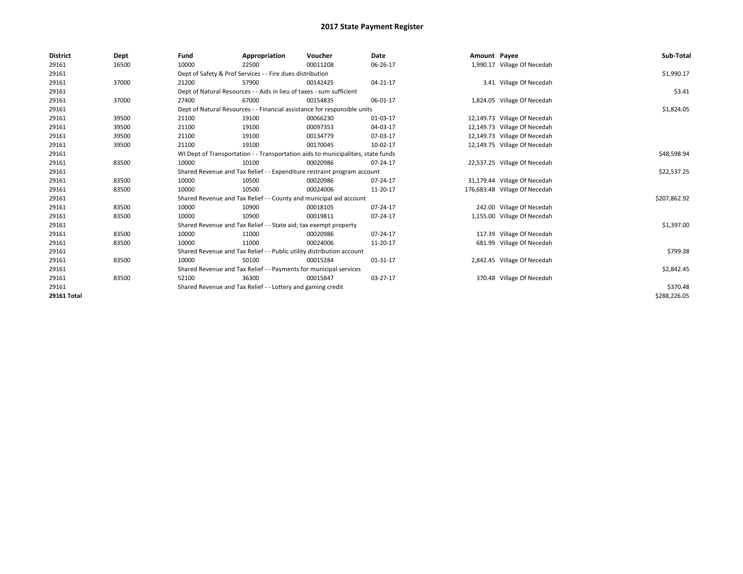# 2017 State Payment Register

| District | Dept | Fund | Appropriation | Voucher | Date | Amount | Payee | Sub-Total |
|---|---|---|---|---|---|---|---|---|
| 29161 | 16500 | 10000 | 22500 | 00011208 | 06-26-17 | 1,990.17 | Village Of Necedah | |
| 29161 | | Dept of Safety & Prof Services - - Fire dues distribution | | | | | | $1,990.17 |
| 29161 | 37000 | 21200 | 57900 | 00142425 | 04-21-17 | 3.41 | Village Of Necedah | |
| 29161 | | Dept of Natural Resources - - Aids in lieu of taxes - sum sufficient | | | | | | $3.41 |
| 29161 | 37000 | 27400 | 67000 | 00154835 | 06-01-17 | 1,824.05 | Village Of Necedah | |
| 29161 | | Dept of Natural Resources - - Financial assistance for responsible units | | | | | | $1,824.05 |
| 29161 | 39500 | 21100 | 19100 | 00066230 | 01-03-17 | 12,149.73 | Village Of Necedah | |
| 29161 | 39500 | 21100 | 19100 | 00097353 | 04-03-17 | 12,149.73 | Village Of Necedah | |
| 29161 | 39500 | 21100 | 19100 | 00134779 | 07-03-17 | 12,149.73 | Village Of Necedah | |
| 29161 | 39500 | 21100 | 19100 | 00170045 | 10-02-17 | 12,149.75 | Village Of Necedah | |
| 29161 | | WI Dept of Transportation - - Transportation aids to municipalities, state funds | | | | | | $48,598.94 |
| 29161 | 83500 | 10000 | 10100 | 00020986 | 07-24-17 | 22,537.25 | Village Of Necedah | |
| 29161 | | Shared Revenue and Tax Relief - - Expenditure restraint program account | | | | | | $22,537.25 |
| 29161 | 83500 | 10000 | 10500 | 00020986 | 07-24-17 | 31,179.44 | Village Of Necedah | |
| 29161 | 83500 | 10000 | 10500 | 00024006 | 11-20-17 | 176,683.48 | Village Of Necedah | |
| 29161 | | Shared Revenue and Tax Relief - - County and municipal aid account | | | | | | $207,862.92 |
| 29161 | 83500 | 10000 | 10900 | 00018105 | 07-24-17 | 242.00 | Village Of Necedah | |
| 29161 | 83500 | 10000 | 10900 | 00019811 | 07-24-17 | 1,155.00 | Village Of Necedah | |
| 29161 | | Shared Revenue and Tax Relief - - State aid; tax exempt property | | | | | | $1,397.00 |
| 29161 | 83500 | 10000 | 11000 | 00020986 | 07-24-17 | 117.39 | Village Of Necedah | |
| 29161 | 83500 | 10000 | 11000 | 00024006 | 11-20-17 | 681.99 | Village Of Necedah | |
| 29161 | | Shared Revenue and Tax Relief - - Public utility distribution account | | | | | | $799.38 |
| 29161 | 83500 | 10000 | 50100 | 00015284 | 01-31-17 | 2,842.45 | Village Of Necedah | |
| 29161 | | Shared Revenue and Tax Relief - - Payments for municipal services | | | | | | $2,842.45 |
| 29161 | 83500 | 52100 | 36300 | 00015847 | 03-27-17 | 370.48 | Village Of Necedah | |
| 29161 | | Shared Revenue and Tax Relief - - Lottery and gaming credit | | | | | | $370.48 |
| **29161 Total** | | | | | | | | $288,226.05 |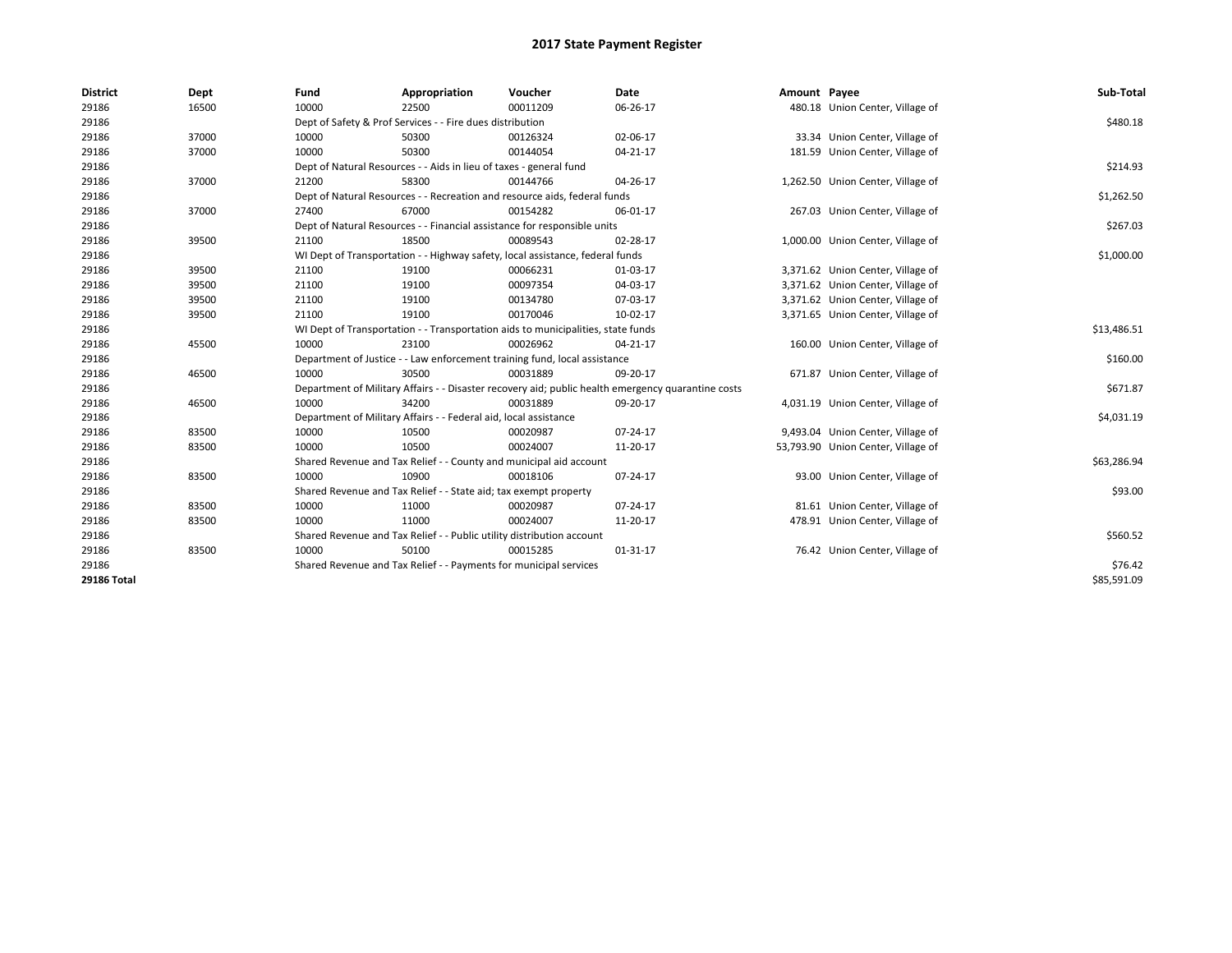# 2017 State Payment Register

| District | Dept | Fund | Appropriation | Voucher | Date | Amount | Payee | Sub-Total |
|---|---|---|---|---|---|---|---|---|
| 29186 | 16500 | 10000 | 22500 | 00011209 | 06-26-17 | 480.18 | Union Center, Village of | |
| 29186 | | Dept of Safety & Prof Services - - Fire dues distribution | | | | | | $480.18 |
| 29186 | 37000 | 10000 | 50300 | 00126324 | 02-06-17 | 33.34 | Union Center, Village of | |
| 29186 | 37000 | 10000 | 50300 | 00144054 | 04-21-17 | 181.59 | Union Center, Village of | |
| 29186 | | Dept of Natural Resources - - Aids in lieu of taxes - general fund | | | | | | $214.93 |
| 29186 | 37000 | 21200 | 58300 | 00144766 | 04-26-17 | 1,262.50 | Union Center, Village of | |
| 29186 | | Dept of Natural Resources - - Recreation and resource aids, federal funds | | | | | | $1,262.50 |
| 29186 | 37000 | 27400 | 67000 | 00154282 | 06-01-17 | 267.03 | Union Center, Village of | |
| 29186 | | Dept of Natural Resources - - Financial assistance for responsible units | | | | | | $267.03 |
| 29186 | 39500 | 21100 | 18500 | 00089543 | 02-28-17 | 1,000.00 | Union Center, Village of | |
| 29186 | | WI Dept of Transportation - - Highway safety, local assistance, federal funds | | | | | | $1,000.00 |
| 29186 | 39500 | 21100 | 19100 | 00066231 | 01-03-17 | 3,371.62 | Union Center, Village of | |
| 29186 | 39500 | 21100 | 19100 | 00097354 | 04-03-17 | 3,371.62 | Union Center, Village of | |
| 29186 | 39500 | 21100 | 19100 | 00134780 | 07-03-17 | 3,371.62 | Union Center, Village of | |
| 29186 | 39500 | 21100 | 19100 | 00170046 | 10-02-17 | 3,371.65 | Union Center, Village of | |
| 29186 | | WI Dept of Transportation - - Transportation aids to municipalities, state funds | | | | | | $13,486.51 |
| 29186 | 45500 | 10000 | 23100 | 00026962 | 04-21-17 | 160.00 | Union Center, Village of | |
| 29186 | | Department of Justice - - Law enforcement training fund, local assistance | | | | | | $160.00 |
| 29186 | 46500 | 10000 | 30500 | 00031889 | 09-20-17 | 671.87 | Union Center, Village of | |
| 29186 | | Department of Military Affairs - - Disaster recovery aid; public health emergency quarantine costs | | | | | | $671.87 |
| 29186 | 46500 | 10000 | 34200 | 00031889 | 09-20-17 | 4,031.19 | Union Center, Village of | |
| 29186 | | Department of Military Affairs - - Federal aid, local assistance | | | | | | $4,031.19 |
| 29186 | 83500 | 10000 | 10500 | 00020987 | 07-24-17 | 9,493.04 | Union Center, Village of | |
| 29186 | 83500 | 10000 | 10500 | 00024007 | 11-20-17 | 53,793.90 | Union Center, Village of | |
| 29186 | | Shared Revenue and Tax Relief - - County and municipal aid account | | | | | | $63,286.94 |
| 29186 | 83500 | 10000 | 10900 | 00018106 | 07-24-17 | 93.00 | Union Center, Village of | |
| 29186 | | Shared Revenue and Tax Relief - - State aid; tax exempt property | | | | | | $93.00 |
| 29186 | 83500 | 10000 | 11000 | 00020987 | 07-24-17 | 81.61 | Union Center, Village of | |
| 29186 | 83500 | 10000 | 11000 | 00024007 | 11-20-17 | 478.91 | Union Center, Village of | |
| 29186 | | Shared Revenue and Tax Relief - - Public utility distribution account | | | | | | $560.52 |
| 29186 | 83500 | 10000 | 50100 | 00015285 | 01-31-17 | 76.42 | Union Center, Village of | |
| 29186 | | Shared Revenue and Tax Relief - - Payments for municipal services | | | | | | $76.42 |
| **29186 Total** | | | | | | | | $85,591.09 |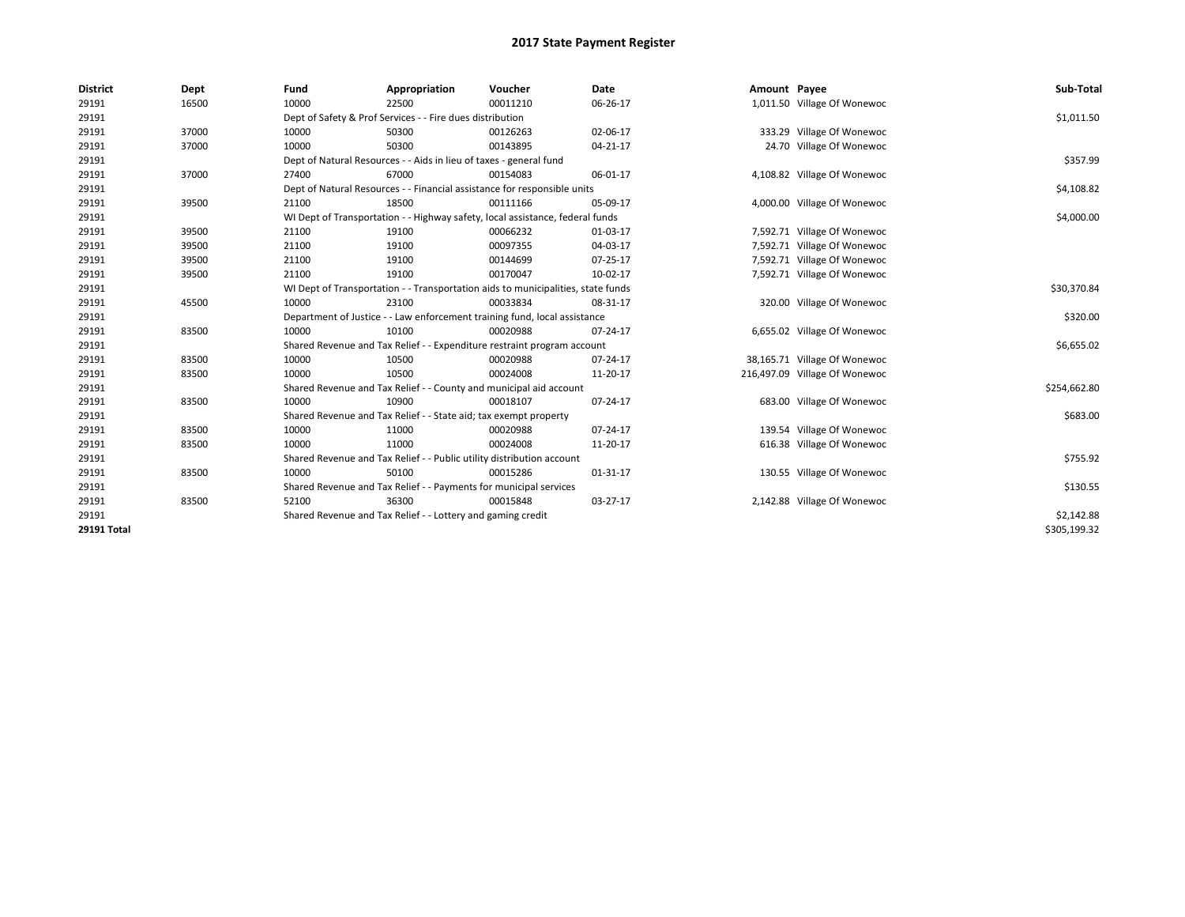# 2017 State Payment Register

| District | Dept | Fund | Appropriation | Voucher | Date | Amount | Payee | Sub-Total |
|---|---|---|---|---|---|---|---|---|
| 29191 | 16500 | 10000 | 22500 | 00011210 | 06-26-17 | 1,011.50 | Village Of Wonewoc | |
| 29191 | | Dept of Safety & Prof Services - - Fire dues distribution | | | | | | $1,011.50 |
| 29191 | 37000 | 10000 | 50300 | 00126263 | 02-06-17 | 333.29 | Village Of Wonewoc | |
| 29191 | 37000 | 10000 | 50300 | 00143895 | 04-21-17 | 24.70 | Village Of Wonewoc | |
| 29191 | | Dept of Natural Resources - - Aids in lieu of taxes - general fund | | | | | | $357.99 |
| 29191 | 37000 | 27400 | 67000 | 00154083 | 06-01-17 | 4,108.82 | Village Of Wonewoc | |
| 29191 | | Dept of Natural Resources - - Financial assistance for responsible units | | | | | | $4,108.82 |
| 29191 | 39500 | 21100 | 18500 | 00111166 | 05-09-17 | 4,000.00 | Village Of Wonewoc | |
| 29191 | | WI Dept of Transportation - - Highway safety, local assistance, federal funds | | | | | | $4,000.00 |
| 29191 | 39500 | 21100 | 19100 | 00066232 | 01-03-17 | 7,592.71 | Village Of Wonewoc | |
| 29191 | 39500 | 21100 | 19100 | 00097355 | 04-03-17 | 7,592.71 | Village Of Wonewoc | |
| 29191 | 39500 | 21100 | 19100 | 00144699 | 07-25-17 | 7,592.71 | Village Of Wonewoc | |
| 29191 | 39500 | 21100 | 19100 | 00170047 | 10-02-17 | 7,592.71 | Village Of Wonewoc | |
| 29191 | | WI Dept of Transportation - - Transportation aids to municipalities, state funds | | | | | | $30,370.84 |
| 29191 | 45500 | 10000 | 23100 | 00033834 | 08-31-17 | 320.00 | Village Of Wonewoc | |
| 29191 | | Department of Justice - - Law enforcement training fund, local assistance | | | | | | $320.00 |
| 29191 | 83500 | 10000 | 10100 | 00020988 | 07-24-17 | 6,655.02 | Village Of Wonewoc | |
| 29191 | | Shared Revenue and Tax Relief - - Expenditure restraint program account | | | | | | $6,655.02 |
| 29191 | 83500 | 10000 | 10500 | 00020988 | 07-24-17 | 38,165.71 | Village Of Wonewoc | |
| 29191 | 83500 | 10000 | 10500 | 00024008 | 11-20-17 | 216,497.09 | Village Of Wonewoc | |
| 29191 | | Shared Revenue and Tax Relief - - County and municipal aid account | | | | | | $254,662.80 |
| 29191 | 83500 | 10000 | 10900 | 00018107 | 07-24-17 | 683.00 | Village Of Wonewoc | |
| 29191 | | Shared Revenue and Tax Relief - - State aid; tax exempt property | | | | | | $683.00 |
| 29191 | 83500 | 10000 | 11000 | 00020988 | 07-24-17 | 139.54 | Village Of Wonewoc | |
| 29191 | 83500 | 10000 | 11000 | 00024008 | 11-20-17 | 616.38 | Village Of Wonewoc | |
| 29191 | | Shared Revenue and Tax Relief - - Public utility distribution account | | | | | | $755.92 |
| 29191 | 83500 | 10000 | 50100 | 00015286 | 01-31-17 | 130.55 | Village Of Wonewoc | |
| 29191 | | Shared Revenue and Tax Relief - - Payments for municipal services | | | | | | $130.55 |
| 29191 | 83500 | 52100 | 36300 | 00015848 | 03-27-17 | 2,142.88 | Village Of Wonewoc | |
| 29191 | | Shared Revenue and Tax Relief - - Lottery and gaming credit | | | | | | $2,142.88 |
| **29191 Total** | | | | | | | | $305,199.32 |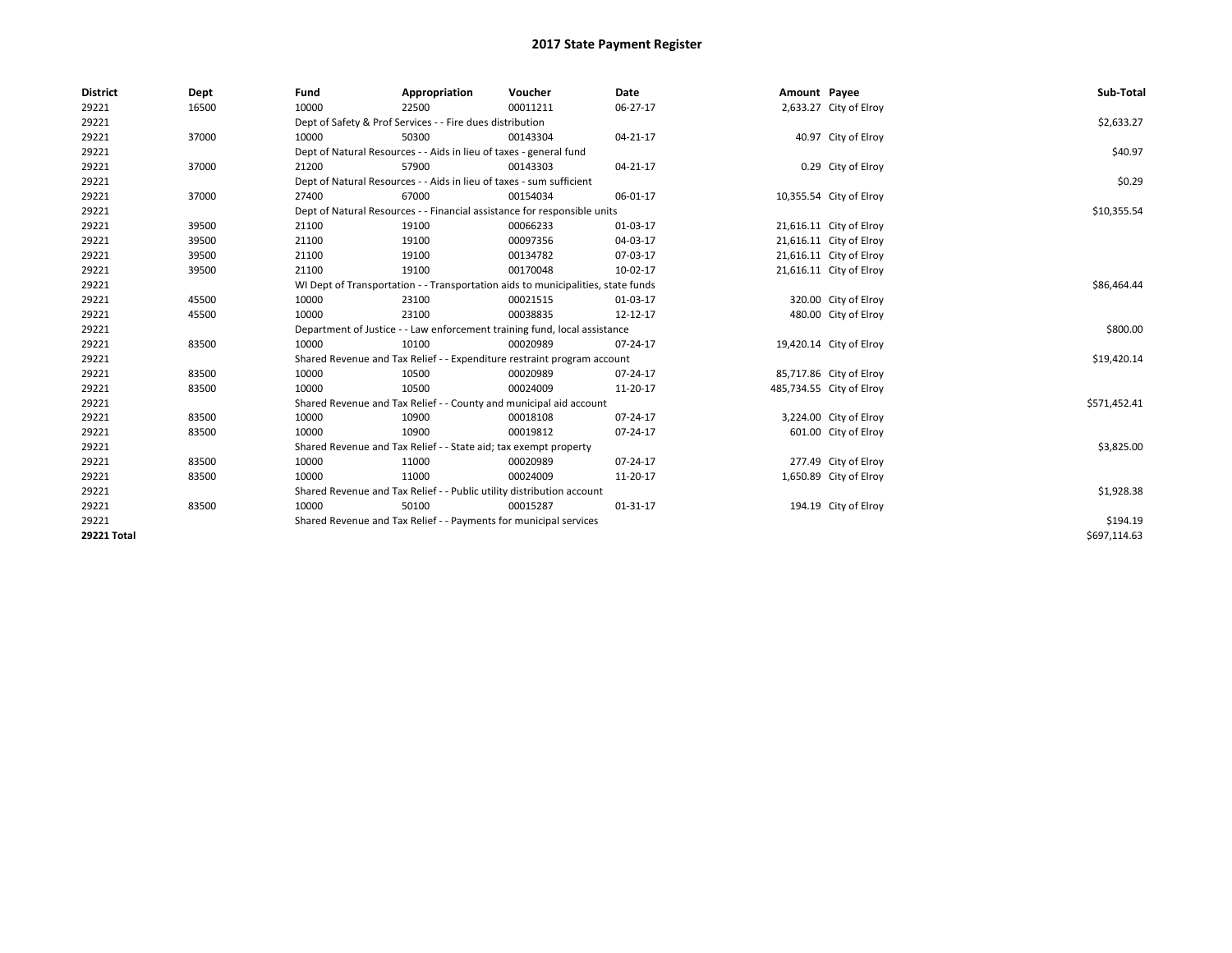# 2017 State Payment Register

| District | Dept | Fund | Appropriation | Voucher | Date | Amount | Payee | Sub-Total |
|---|---|---|---|---|---|---|---|---|
| 29221 | 16500 | 10000 | 22500 | 00011211 | 06-27-17 | 2,633.27 | City of Elroy | |
| 29221 | | Dept of Safety & Prof Services - - Fire dues distribution | | | | | | $2,633.27 |
| 29221 | 37000 | 10000 | 50300 | 00143304 | 04-21-17 | 40.97 | City of Elroy | |
| 29221 | | Dept of Natural Resources - - Aids in lieu of taxes - general fund | | | | | | $40.97 |
| 29221 | 37000 | 21200 | 57900 | 00143303 | 04-21-17 | 0.29 | City of Elroy | |
| 29221 | | Dept of Natural Resources - - Aids in lieu of taxes - sum sufficient | | | | | | $0.29 |
| 29221 | 37000 | 27400 | 67000 | 00154034 | 06-01-17 | 10,355.54 | City of Elroy | |
| 29221 | | Dept of Natural Resources - - Financial assistance for responsible units | | | | | | $10,355.54 |
| 29221 | 39500 | 21100 | 19100 | 00066233 | 01-03-17 | 21,616.11 | City of Elroy | |
| 29221 | 39500 | 21100 | 19100 | 00097356 | 04-03-17 | 21,616.11 | City of Elroy | |
| 29221 | 39500 | 21100 | 19100 | 00134782 | 07-03-17 | 21,616.11 | City of Elroy | |
| 29221 | 39500 | 21100 | 19100 | 00170048 | 10-02-17 | 21,616.11 | City of Elroy | |
| 29221 | | WI Dept of Transportation - - Transportation aids to municipalities, state funds | | | | | | $86,464.44 |
| 29221 | 45500 | 10000 | 23100 | 00021515 | 01-03-17 | 320.00 | City of Elroy | |
| 29221 | 45500 | 10000 | 23100 | 00038835 | 12-12-17 | 480.00 | City of Elroy | |
| 29221 | | Department of Justice - - Law enforcement training fund, local assistance | | | | | | $800.00 |
| 29221 | 83500 | 10000 | 10100 | 00020989 | 07-24-17 | 19,420.14 | City of Elroy | |
| 29221 | | Shared Revenue and Tax Relief - - Expenditure restraint program account | | | | | | $19,420.14 |
| 29221 | 83500 | 10000 | 10500 | 00020989 | 07-24-17 | 85,717.86 | City of Elroy | |
| 29221 | 83500 | 10000 | 10500 | 00024009 | 11-20-17 | 485,734.55 | City of Elroy | |
| 29221 | | Shared Revenue and Tax Relief - - County and municipal aid account | | | | | | $571,452.41 |
| 29221 | 83500 | 10000 | 10900 | 00018108 | 07-24-17 | 3,224.00 | City of Elroy | |
| 29221 | 83500 | 10000 | 10900 | 00019812 | 07-24-17 | 601.00 | City of Elroy | |
| 29221 | | Shared Revenue and Tax Relief - - State aid; tax exempt property | | | | | | $3,825.00 |
| 29221 | 83500 | 10000 | 11000 | 00020989 | 07-24-17 | 277.49 | City of Elroy | |
| 29221 | 83500 | 10000 | 11000 | 00024009 | 11-20-17 | 1,650.89 | City of Elroy | |
| 29221 | | Shared Revenue and Tax Relief - - Public utility distribution account | | | | | | $1,928.38 |
| 29221 | 83500 | 10000 | 50100 | 00015287 | 01-31-17 | 194.19 | City of Elroy | |
| 29221 | | Shared Revenue and Tax Relief - - Payments for municipal services | | | | | | $194.19 |
| 29221 Total | | | | | | | | $697,114.63 |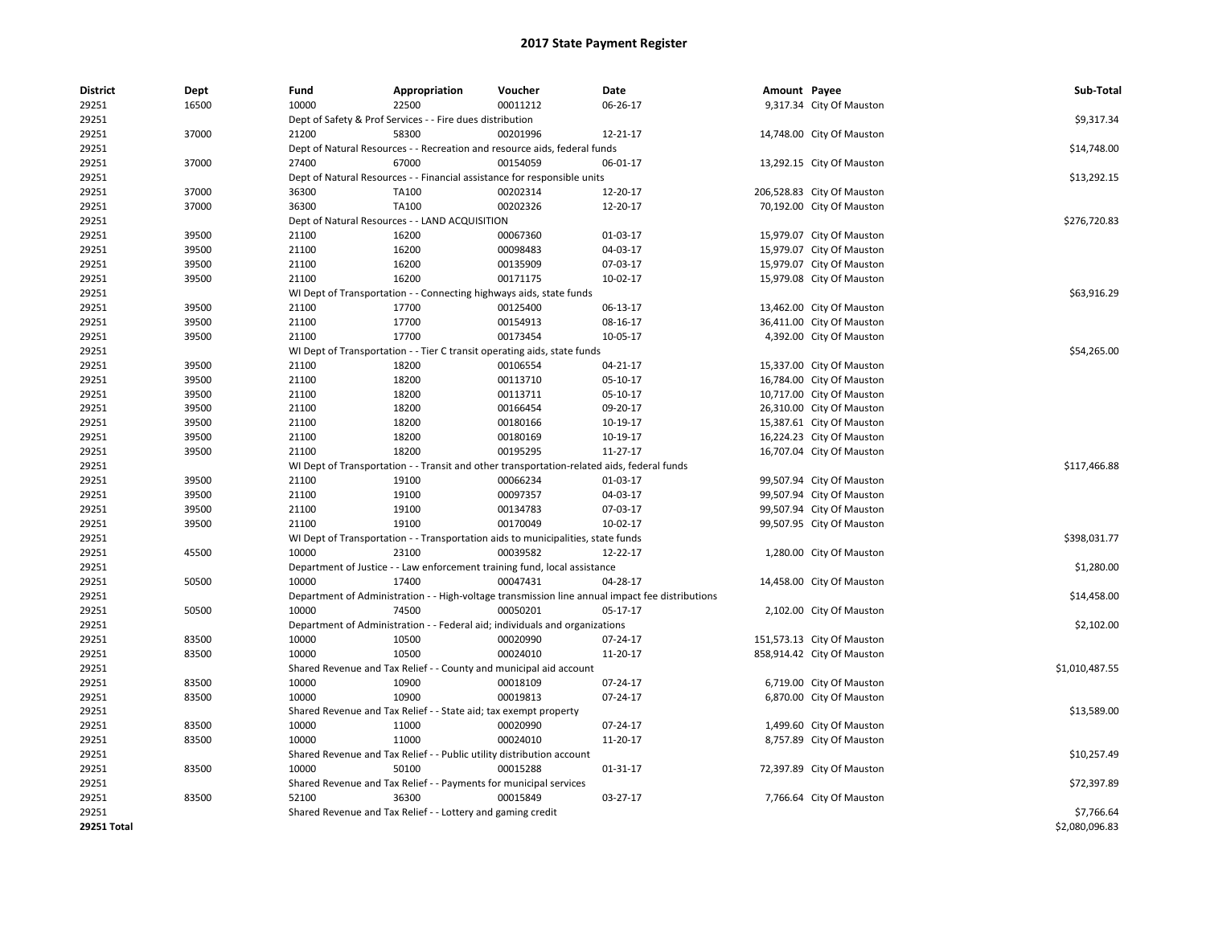# 2017 State Payment Register

| District | Dept | Fund | Appropriation | Voucher | Date | Amount | Payee | Sub-Total |
|---|---|---|---|---|---|---|---|---|
| 29251 | 16500 | 10000 | 22500 | 00011212 | 06-26-17 | 9,317.34 | City Of Mauston | |
| 29251 | | Dept of Safety & Prof Services - - Fire dues distribution | | | | | | $9,317.34 |
| 29251 | 37000 | 21200 | 58300 | 00201996 | 12-21-17 | 14,748.00 | City Of Mauston | |
| 29251 | | Dept of Natural Resources - - Recreation and resource aids, federal funds | | | | | | $14,748.00 |
| 29251 | 37000 | 27400 | 67000 | 00154059 | 06-01-17 | 13,292.15 | City Of Mauston | |
| 29251 | | Dept of Natural Resources - - Financial assistance for responsible units | | | | | | $13,292.15 |
| 29251 | 37000 | 36300 | TA100 | 00202314 | 12-20-17 | 206,528.83 | City Of Mauston | |
| 29251 | 37000 | 36300 | TA100 | 00202326 | 12-20-17 | 70,192.00 | City Of Mauston | |
| 29251 | | Dept of Natural Resources - - LAND ACQUISITION | | | | | | $276,720.83 |
| 29251 | 39500 | 21100 | 16200 | 00067360 | 01-03-17 | 15,979.07 | City Of Mauston | |
| 29251 | 39500 | 21100 | 16200 | 00098483 | 04-03-17 | 15,979.07 | City Of Mauston | |
| 29251 | 39500 | 21100 | 16200 | 00135909 | 07-03-17 | 15,979.07 | City Of Mauston | |
| 29251 | 39500 | 21100 | 16200 | 00171175 | 10-02-17 | 15,979.08 | City Of Mauston | |
| 29251 | | WI Dept of Transportation - - Connecting highways aids, state funds | | | | | | $63,916.29 |
| 29251 | 39500 | 21100 | 17700 | 00125400 | 06-13-17 | 13,462.00 | City Of Mauston | |
| 29251 | 39500 | 21100 | 17700 | 00154913 | 08-16-17 | 36,411.00 | City Of Mauston | |
| 29251 | 39500 | 21100 | 17700 | 00173454 | 10-05-17 | 4,392.00 | City Of Mauston | |
| 29251 | | WI Dept of Transportation - - Tier C transit operating aids, state funds | | | | | | $54,265.00 |
| 29251 | 39500 | 21100 | 18200 | 00106554 | 04-21-17 | 15,337.00 | City Of Mauston | |
| 29251 | 39500 | 21100 | 18200 | 00113710 | 05-10-17 | 16,784.00 | City Of Mauston | |
| 29251 | 39500 | 21100 | 18200 | 00113711 | 05-10-17 | 10,717.00 | City Of Mauston | |
| 29251 | 39500 | 21100 | 18200 | 00166454 | 09-20-17 | 26,310.00 | City Of Mauston | |
| 29251 | 39500 | 21100 | 18200 | 00180166 | 10-19-17 | 15,387.61 | City Of Mauston | |
| 29251 | 39500 | 21100 | 18200 | 00180169 | 10-19-17 | 16,224.23 | City Of Mauston | |
| 29251 | 39500 | 21100 | 18200 | 00195295 | 11-27-17 | 16,707.04 | City Of Mauston | |
| 29251 | | WI Dept of Transportation - - Transit and other transportation-related aids, federal funds | | | | | | $117,466.88 |
| 29251 | 39500 | 21100 | 19100 | 00066234 | 01-03-17 | 99,507.94 | City Of Mauston | |
| 29251 | 39500 | 21100 | 19100 | 00097357 | 04-03-17 | 99,507.94 | City Of Mauston | |
| 29251 | 39500 | 21100 | 19100 | 00134783 | 07-03-17 | 99,507.94 | City Of Mauston | |
| 29251 | 39500 | 21100 | 19100 | 00170049 | 10-02-17 | 99,507.95 | City Of Mauston | |
| 29251 | | WI Dept of Transportation - - Transportation aids to municipalities, state funds | | | | | | $398,031.77 |
| 29251 | 45500 | 10000 | 23100 | 00039582 | 12-22-17 | 1,280.00 | City Of Mauston | |
| 29251 | | Department of Justice - - Law enforcement training fund, local assistance | | | | | | $1,280.00 |
| 29251 | 50500 | 10000 | 17400 | 00047431 | 04-28-17 | 14,458.00 | City Of Mauston | |
| 29251 | | Department of Administration - - High-voltage transmission line annual impact fee distributions | | | | | | $14,458.00 |
| 29251 | 50500 | 10000 | 74500 | 00050201 | 05-17-17 | 2,102.00 | City Of Mauston | |
| 29251 | | Department of Administration - - Federal aid; individuals and organizations | | | | | | $2,102.00 |
| 29251 | 83500 | 10000 | 10500 | 00020990 | 07-24-17 | 151,573.13 | City Of Mauston | |
| 29251 | 83500 | 10000 | 10500 | 00024010 | 11-20-17 | 858,914.42 | City Of Mauston | |
| 29251 | | Shared Revenue and Tax Relief - - County and municipal aid account | | | | | | $1,010,487.55 |
| 29251 | 83500 | 10000 | 10900 | 00018109 | 07-24-17 | 6,719.00 | City Of Mauston | |
| 29251 | 83500 | 10000 | 10900 | 00019813 | 07-24-17 | 6,870.00 | City Of Mauston | |
| 29251 | | Shared Revenue and Tax Relief - - State aid; tax exempt property | | | | | | $13,589.00 |
| 29251 | 83500 | 10000 | 11000 | 00020990 | 07-24-17 | 1,499.60 | City Of Mauston | |
| 29251 | 83500 | 10000 | 11000 | 00024010 | 11-20-17 | 8,757.89 | City Of Mauston | |
| 29251 | | Shared Revenue and Tax Relief - - Public utility distribution account | | | | | | $10,257.49 |
| 29251 | 83500 | 10000 | 50100 | 00015288 | 01-31-17 | 72,397.89 | City Of Mauston | |
| 29251 | | Shared Revenue and Tax Relief - - Payments for municipal services | | | | | | $72,397.89 |
| 29251 | 83500 | 52100 | 36300 | 00015849 | 03-27-17 | 7,766.64 | City Of Mauston | |
| 29251 | | Shared Revenue and Tax Relief - - Lottery and gaming credit | | | | | | $7,766.64 |
| **29251 Total** | | | | | | | | $2,080,096.83 |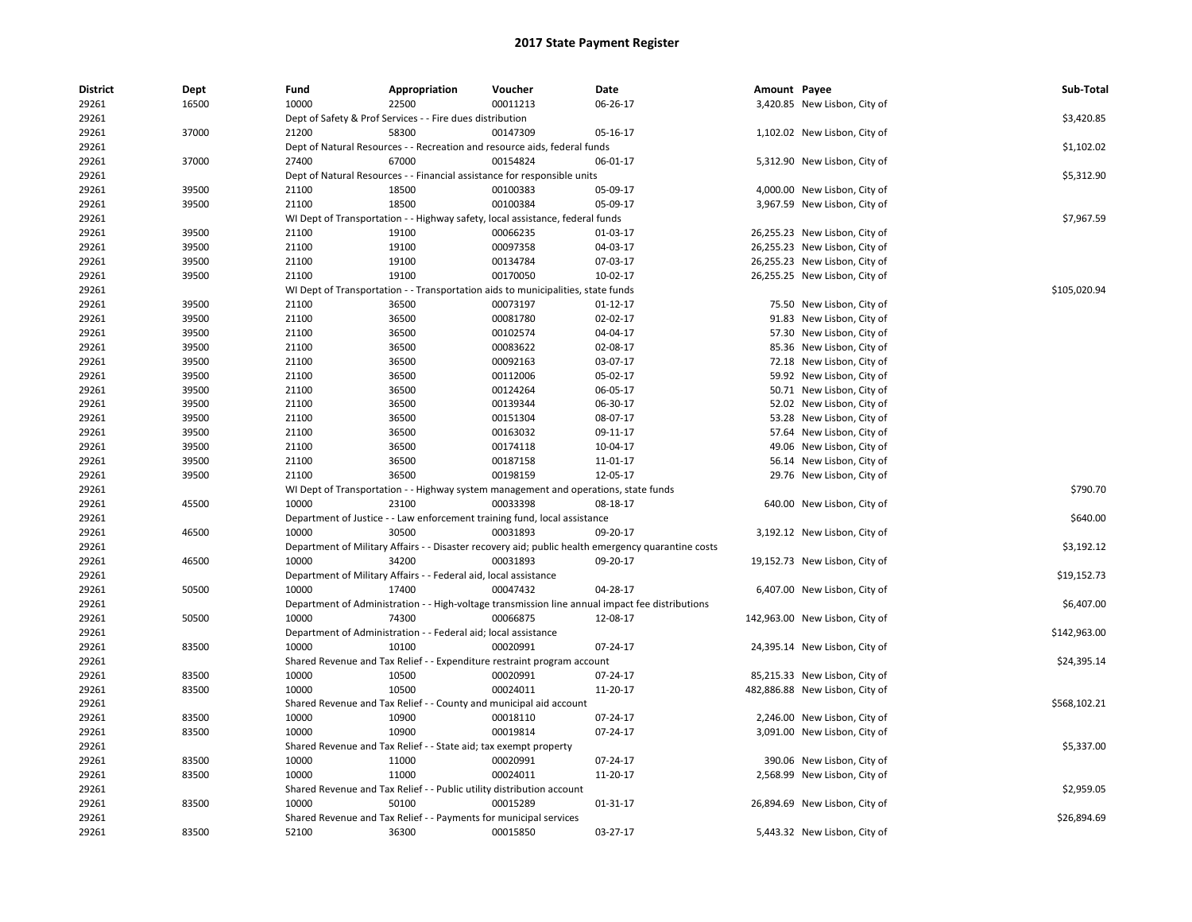# 2017 State Payment Register

| District | Dept | Fund | Appropriation | Voucher | Date | Amount | Payee | Sub-Total |
|---|---|---|---|---|---|---|---|---|
| 29261 | 16500 | 10000 | 22500 | 00011213 | 06-26-17 | 3,420.85 | New Lisbon, City of | |
| 29261 | | Dept of Safety & Prof Services - - Fire dues distribution | | | | | | $3,420.85 |
| 29261 | 37000 | 21200 | 58300 | 00147309 | 05-16-17 | 1,102.02 | New Lisbon, City of | |
| 29261 | | Dept of Natural Resources - - Recreation and resource aids, federal funds | | | | | | $1,102.02 |
| 29261 | 37000 | 27400 | 67000 | 00154824 | 06-01-17 | 5,312.90 | New Lisbon, City of | |
| 29261 | | Dept of Natural Resources - - Financial assistance for responsible units | | | | | | $5,312.90 |
| 29261 | 39500 | 21100 | 18500 | 00100383 | 05-09-17 | 4,000.00 | New Lisbon, City of | |
| 29261 | 39500 | 21100 | 18500 | 00100384 | 05-09-17 | 3,967.59 | New Lisbon, City of | |
| 29261 | | WI Dept of Transportation - - Highway safety, local assistance, federal funds | | | | | | $7,967.59 |
| 29261 | 39500 | 21100 | 19100 | 00066235 | 01-03-17 | 26,255.23 | New Lisbon, City of | |
| 29261 | 39500 | 21100 | 19100 | 00097358 | 04-03-17 | 26,255.23 | New Lisbon, City of | |
| 29261 | 39500 | 21100 | 19100 | 00134784 | 07-03-17 | 26,255.23 | New Lisbon, City of | |
| 29261 | 39500 | 21100 | 19100 | 00170050 | 10-02-17 | 26,255.25 | New Lisbon, City of | |
| 29261 | | WI Dept of Transportation - - Transportation aids to municipalities, state funds | | | | | | $105,020.94 |
| 29261 | 39500 | 21100 | 36500 | 00073197 | 01-12-17 | 75.50 | New Lisbon, City of | |
| 29261 | 39500 | 21100 | 36500 | 00081780 | 02-02-17 | 91.83 | New Lisbon, City of | |
| 29261 | 39500 | 21100 | 36500 | 00102574 | 04-04-17 | 57.30 | New Lisbon, City of | |
| 29261 | 39500 | 21100 | 36500 | 00083622 | 02-08-17 | 85.36 | New Lisbon, City of | |
| 29261 | 39500 | 21100 | 36500 | 00092163 | 03-07-17 | 72.18 | New Lisbon, City of | |
| 29261 | 39500 | 21100 | 36500 | 00112006 | 05-02-17 | 59.92 | New Lisbon, City of | |
| 29261 | 39500 | 21100 | 36500 | 00124264 | 06-05-17 | 50.71 | New Lisbon, City of | |
| 29261 | 39500 | 21100 | 36500 | 00139344 | 06-30-17 | 52.02 | New Lisbon, City of | |
| 29261 | 39500 | 21100 | 36500 | 00151304 | 08-07-17 | 53.28 | New Lisbon, City of | |
| 29261 | 39500 | 21100 | 36500 | 00163032 | 09-11-17 | 57.64 | New Lisbon, City of | |
| 29261 | 39500 | 21100 | 36500 | 00174118 | 10-04-17 | 49.06 | New Lisbon, City of | |
| 29261 | 39500 | 21100 | 36500 | 00187158 | 11-01-17 | 56.14 | New Lisbon, City of | |
| 29261 | 39500 | 21100 | 36500 | 00198159 | 12-05-17 | 29.76 | New Lisbon, City of | |
| 29261 | | WI Dept of Transportation - - Highway system management and operations, state funds | | | | | | $790.70 |
| 29261 | 45500 | 10000 | 23100 | 00033398 | 08-18-17 | 640.00 | New Lisbon, City of | |
| 29261 | | Department of Justice - - Law enforcement training fund, local assistance | | | | | | $640.00 |
| 29261 | 46500 | 10000 | 30500 | 00031893 | 09-20-17 | 3,192.12 | New Lisbon, City of | |
| 29261 | | Department of Military Affairs - - Disaster recovery aid; public health emergency quarantine costs | | | | | | $3,192.12 |
| 29261 | 46500 | 10000 | 34200 | 00031893 | 09-20-17 | 19,152.73 | New Lisbon, City of | |
| 29261 | | Department of Military Affairs - - Federal aid, local assistance | | | | | | $19,152.73 |
| 29261 | 50500 | 10000 | 17400 | 00047432 | 04-28-17 | 6,407.00 | New Lisbon, City of | |
| 29261 | | Department of Administration - - High-voltage transmission line annual impact fee distributions | | | | | | $6,407.00 |
| 29261 | 50500 | 10000 | 74300 | 00066875 | 12-08-17 | 142,963.00 | New Lisbon, City of | |
| 29261 | | Department of Administration - - Federal aid; local assistance | | | | | | $142,963.00 |
| 29261 | 83500 | 10000 | 10100 | 00020991 | 07-24-17 | 24,395.14 | New Lisbon, City of | |
| 29261 | | Shared Revenue and Tax Relief - - Expenditure restraint program account | | | | | | $24,395.14 |
| 29261 | 83500 | 10000 | 10500 | 00020991 | 07-24-17 | 85,215.33 | New Lisbon, City of | |
| 29261 | 83500 | 10000 | 10500 | 00024011 | 11-20-17 | 482,886.88 | New Lisbon, City of | |
| 29261 | | Shared Revenue and Tax Relief - - County and municipal aid account | | | | | | $568,102.21 |
| 29261 | 83500 | 10000 | 10900 | 00018110 | 07-24-17 | 2,246.00 | New Lisbon, City of | |
| 29261 | 83500 | 10000 | 10900 | 00019814 | 07-24-17 | 3,091.00 | New Lisbon, City of | |
| 29261 | | Shared Revenue and Tax Relief - - State aid; tax exempt property | | | | | | $5,337.00 |
| 29261 | 83500 | 10000 | 11000 | 00020991 | 07-24-17 | 390.06 | New Lisbon, City of | |
| 29261 | 83500 | 10000 | 11000 | 00024011 | 11-20-17 | 2,568.99 | New Lisbon, City of | |
| 29261 | | Shared Revenue and Tax Relief - - Public utility distribution account | | | | | | $2,959.05 |
| 29261 | 83500 | 10000 | 50100 | 00015289 | 01-31-17 | 26,894.69 | New Lisbon, City of | |
| 29261 | | Shared Revenue and Tax Relief - - Payments for municipal services | | | | | | $26,894.69 |
| 29261 | 83500 | 52100 | 36300 | 00015850 | 03-27-17 | 5,443.32 | New Lisbon, City of | |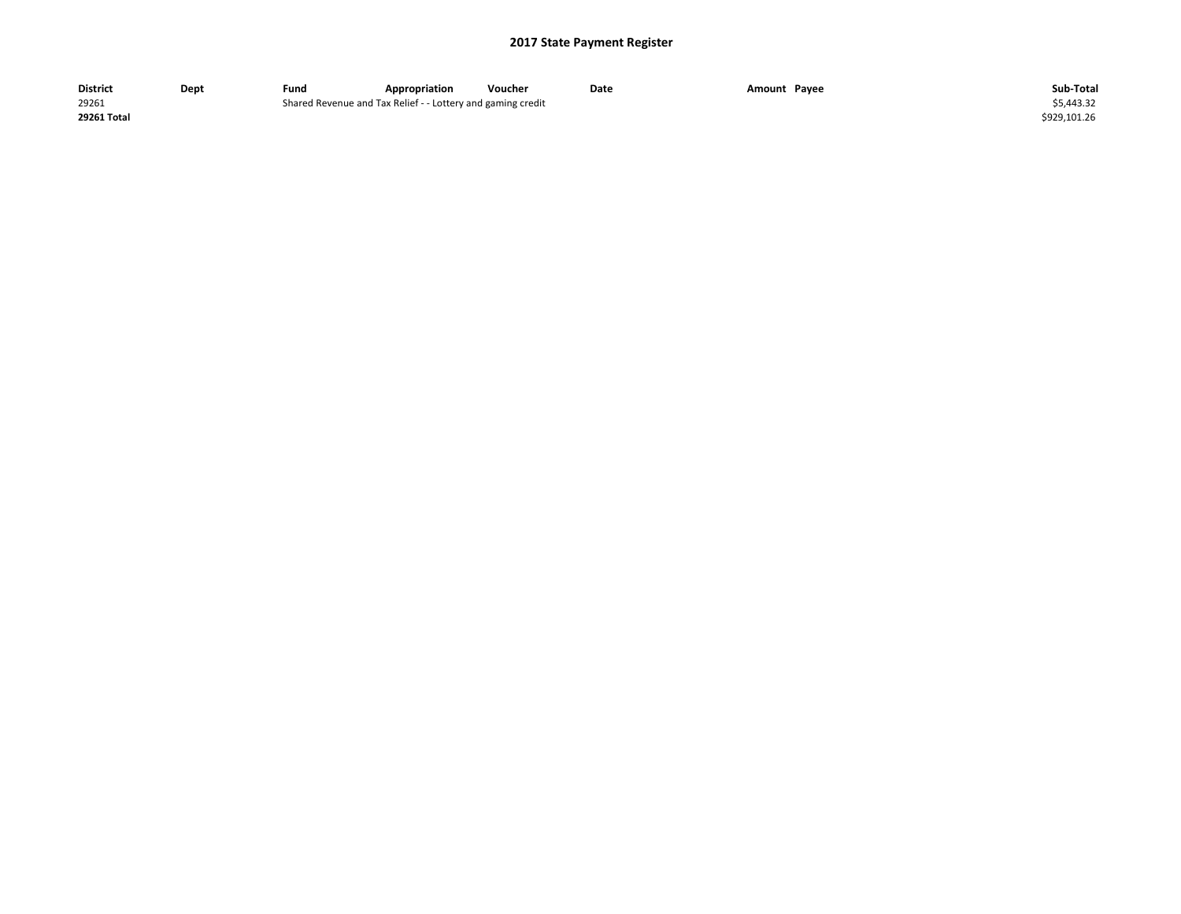## 2017 State Payment Register

| District | Dept | Fund | Appropriation | Voucher | Date | Amount | Payee | Sub-Total |
|---|---|---|---|---|---|---|---|---|
| 29261 | | Shared Revenue and Tax Relief - - Lottery and gaming credit | | | | | | $5,443.32 |
| **29261 Total** | | | | | | | | $929,101.26 |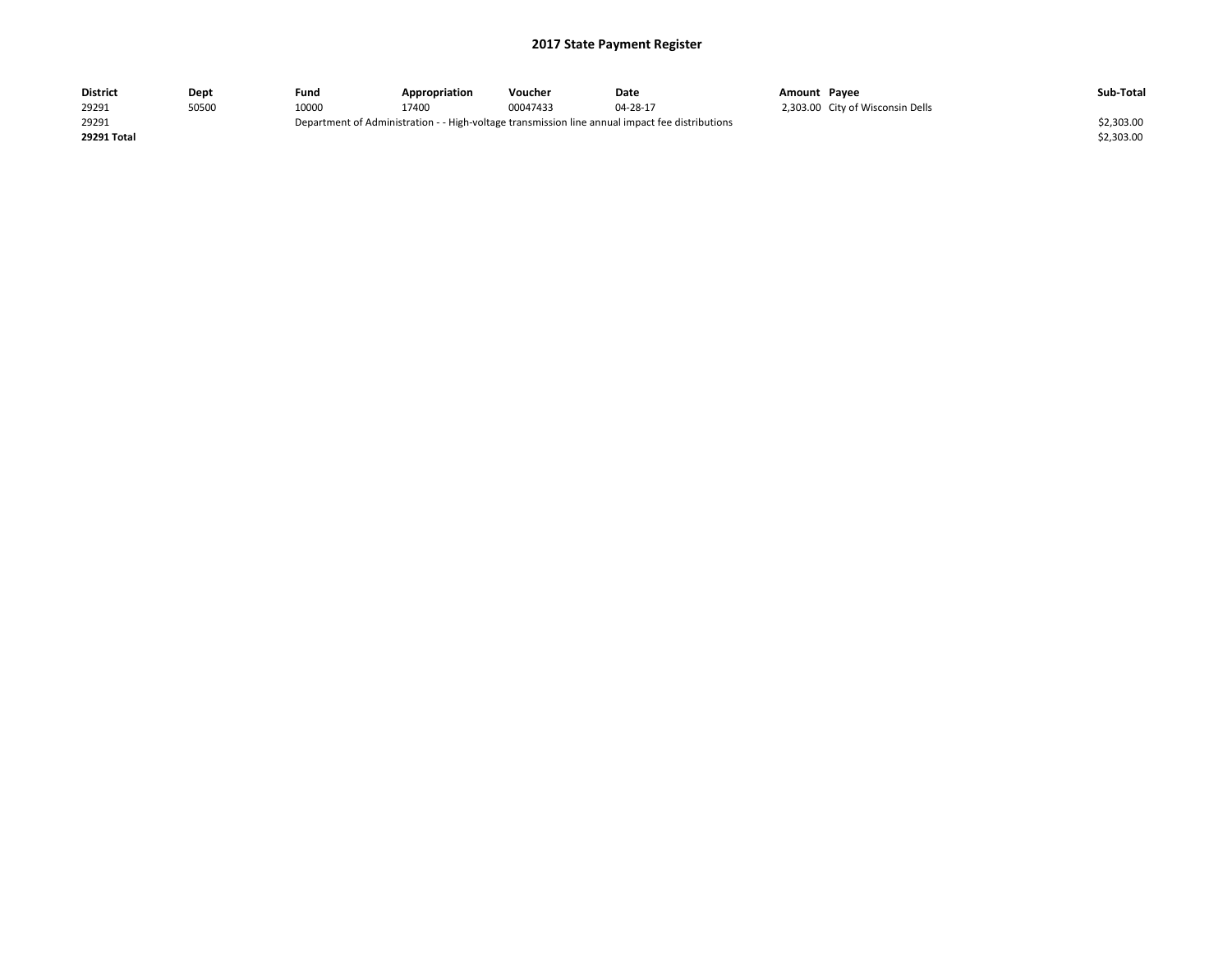# 2017 State Payment Register

| District | Dept | Fund | Appropriation | Voucher | Date | Amount | Payee | Sub-Total |
|---|---|---|---|---|---|---|---|---|
| 29291 | 50500 | 10000 | 17400 | 00047433 | 04-28-17 | 2,303.00 | City of Wisconsin Dells | |
| 29291 | | Department of Administration - - High-voltage transmission line annual impact fee distributions | | | | | | $2,303.00 |
| **29291 Total** | | | | | | | | $2,303.00 |